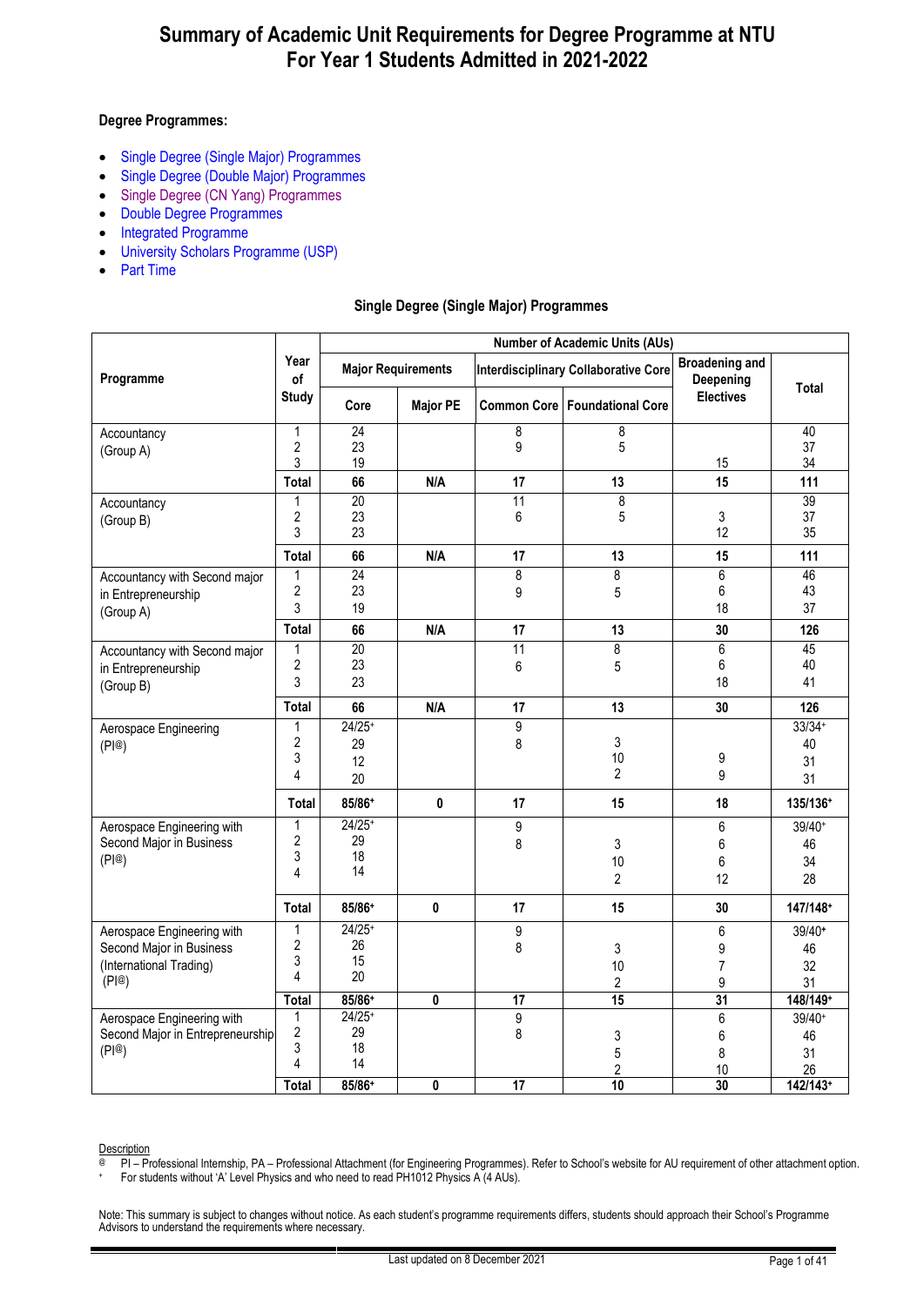# Summary of Academic Unit Requirements for Degree Programme at NTU
# For Year 1 Students Admitted in 2021-2022

**Degree Programmes:**

- Single Degree (Single Major) Programmes
- Single Degree (Double Major) Programmes
- Single Degree (CN Yang) Programmes
- Double Degree Programmes
- Integrated Programme
- University Scholars Programme (USP)
- Part Time

### Single Degree (Single Major) Programmes

| Programme | Year of Study | Number of Academic Units (AUs) | | | | | |
|---|---|---|---|---|---|---|---|
| | | Major Requirements | | Interdisciplinary Collaborative Core | | Broadening and Deepening Electives | Total |
| | | Core | Major PE | Common Core | Foundational Core | | |
| Accountancy (Group A) | 1<br>2<br>3 | 24<br>23<br>19 | | 8<br>9 | 8<br>5 | <br><br>15 | 40<br>37<br>34 |
| | **Total** | **66** | **N/A** | **17** | **13** | **15** | **111** |
| Accountancy (Group B) | 1<br>2<br>3 | 20<br>23<br>23 | | 11<br>6 | 8<br>5 | <br>3<br>12 | 39<br>37<br>35 |
| | **Total** | **66** | **N/A** | **17** | **13** | **15** | **111** |
| Accountancy with Second major in Entrepreneurship (Group A) | 1<br>2<br>3 | 24<br>23<br>19 | | 8<br>9 | 8<br>5 | 6<br>6<br>18 | 46<br>43<br>37 |
| | **Total** | **66** | **N/A** | **17** | **13** | **30** | **126** |
| Accountancy with Second major in Entrepreneurship (Group B) | 1<br>2<br>3 | 20<br>23<br>23 | | 11<br>6 | 8<br>5 | 6<br>6<br>18 | 45<br>40<br>41 |
| | **Total** | **66** | **N/A** | **17** | **13** | **30** | **126** |
| Aerospace Engineering (PI@) | 1<br>2<br>3<br>4 | 24/25+<br>29<br>12<br>20 | | 9<br>8 | <br>3<br>10<br>2 | <br><br>9<br>9 | 33/34+<br>40<br>31<br>31 |
| | **Total** | **85/86+** | **0** | **17** | **15** | **18** | **135/136+** |
| Aerospace Engineering with Second Major in Business (PI@) | 1<br>2<br>3<br>4 | 24/25+<br>29<br>18<br>14 | | 9<br>8 | <br>3<br>10<br>2 | 6<br>6<br>6<br>12 | 39/40+<br>46<br>34<br>28 |
| | **Total** | **85/86+** | **0** | **17** | **15** | **30** | **147/148+** |
| Aerospace Engineering with Second Major in Business (International Trading) (PI@) | 1<br>2<br>3<br>4 | 24/25+<br>26<br>15<br>20 | | 9<br>8 | <br>3<br>10<br>2 | 6<br>9<br>7<br>9 | 39/40+<br>46<br>32<br>31 |
| | **Total** | **85/86+** | **0** | **17** | **15** | **31** | **148/149+** |
| Aerospace Engineering with Second Major in Entrepreneurship (PI@) | 1<br>2<br>3<br>4 | 24/25+<br>29<br>18<br>14 | | 9<br>8 | <br>3<br>5<br>2 | 6<br>6<br>8<br>10 | 39/40+<br>46<br>31<br>26 |
| | **Total** | **85/86+** | **0** | **17** | **10** | **30** | **142/143+** |

Description

@ PI – Professional Internship, PA – Professional Attachment (for Engineering Programmes). Refer to School's website for AU requirement of other attachment option.

\+ For students without 'A' Level Physics and who need to read PH1012 Physics A (4 AUs).

Note: This summary is subject to changes without notice. As each student's programme requirements differs, students should approach their School's Programme Advisors to understand the requirements where necessary.

Last updated on 8 December 2021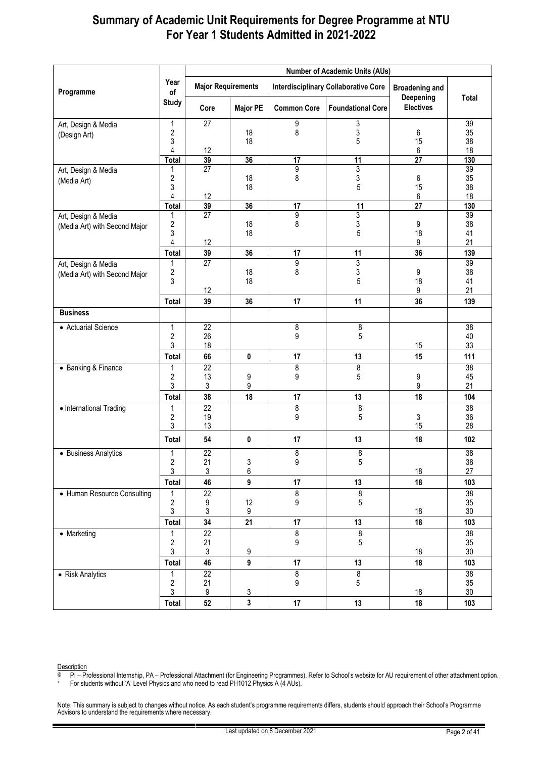# Summary of Academic Unit Requirements for Degree Programme at NTU
# For Year 1 Students Admitted in 2021-2022

| Programme | Year of Study | Number of Academic Units (AUs) | | | | | |
|---|---|---|---|---|---|---|---|
| | | Major Requirements | | Interdisciplinary Collaborative Core | | Broadening and Deepening Electives | Total |
| | | Core | Major PE | Common Core | Foundational Core | | |
| Art, Design & Media (Design Art) | 1 | 27 | | 9 | 3 | | 39 |
| | 2 | | 18 | 8 | 3 | 6 | 35 |
| | 3 | | 18 | | 5 | 15 | 38 |
| | 4 | 12 | | | | 6 | 18 |
| | **Total** | **39** | **36** | **17** | **11** | **27** | **130** |
| Art, Design & Media (Media Art) | 1 | 27 | | 9 | 3 | | 39 |
| | 2 | | 18 | 8 | 3 | 6 | 35 |
| | 3 | | 18 | | 5 | 15 | 38 |
| | 4 | 12 | | | | 6 | 18 |
| | **Total** | **39** | **36** | **17** | **11** | **27** | **130** |
| Art, Design & Media (Media Art) with Second Major | 1 | 27 | | 9 | 3 | | 39 |
| | 2 | | 18 | 8 | 3 | 9 | 38 |
| | 3 | | 18 | | 5 | 18 | 41 |
| | 4 | 12 | | | | 9 | 21 |
| | **Total** | **39** | **36** | **17** | **11** | **36** | **139** |
| Art, Design & Media (Media Art) with Second Major | 1 | 27 | | 9 | 3 | | 39 |
| | 2 | | 18 | 8 | 3 | 9 | 38 |
| | 3 | | 18 | | 5 | 18 | 41 |
| | | 12 | | | | 9 | 21 |
| | **Total** | **39** | **36** | **17** | **11** | **36** | **139** |
| **Business** | | | | | | | |
| • Actuarial Science | 1 | 22 | | 8 | 8 | | 38 |
| | 2 | 26 | | 9 | 5 | | 40 |
| | 3 | 18 | | | | 15 | 33 |
| | **Total** | **66** | **0** | **17** | **13** | **15** | **111** |
| • Banking & Finance | 1 | 22 | | 8 | 8 | | 38 |
| | 2 | 13 | 9 | 9 | 5 | 9 | 45 |
| | 3 | 3 | 9 | | | 9 | 21 |
| | **Total** | **38** | **18** | **17** | **13** | **18** | **104** |
| • International Trading | 1 | 22 | | 8 | 8 | | 38 |
| | 2 | 19 | | 9 | 5 | 3 | 36 |
| | 3 | 13 | | | | 15 | 28 |
| | **Total** | **54** | **0** | **17** | **13** | **18** | **102** |
| • Business Analytics | 1 | 22 | | 8 | 8 | | 38 |
| | 2 | 21 | 3 | 9 | 5 | | 38 |
| | 3 | 3 | 6 | | | 18 | 27 |
| | **Total** | **46** | **9** | **17** | **13** | **18** | **103** |
| • Human Resource Consulting | 1 | 22 | | 8 | 8 | | 38 |
| | 2 | 9 | 12 | 9 | 5 | | 35 |
| | 3 | 3 | 9 | | | 18 | 30 |
| | **Total** | **34** | **21** | **17** | **13** | **18** | **103** |
| • Marketing | 1 | 22 | | 8 | 8 | | 38 |
| | 2 | 21 | | 9 | 5 | | 35 |
| | 3 | 3 | 9 | | | 18 | 30 |
| | **Total** | **46** | **9** | **17** | **13** | **18** | **103** |
| • Risk Analytics | 1 | 22 | | 8 | 8 | | 38 |
| | 2 | 21 | | 9 | 5 | | 35 |
| | 3 | 9 | 3 | | | 18 | 30 |
| | **Total** | **52** | **3** | **17** | **13** | **18** | **103** |

Description

@ PI – Professional Internship, PA – Professional Attachment (for Engineering Programmes). Refer to School's website for AU requirement of other attachment option.

\+ For students without 'A' Level Physics and who need to read PH1012 Physics A (4 AUs).

Note: This summary is subject to changes without notice. As each student's programme requirements differs, students should approach their School's Programme Advisors to understand the requirements where necessary.

Last updated on 8 December 2021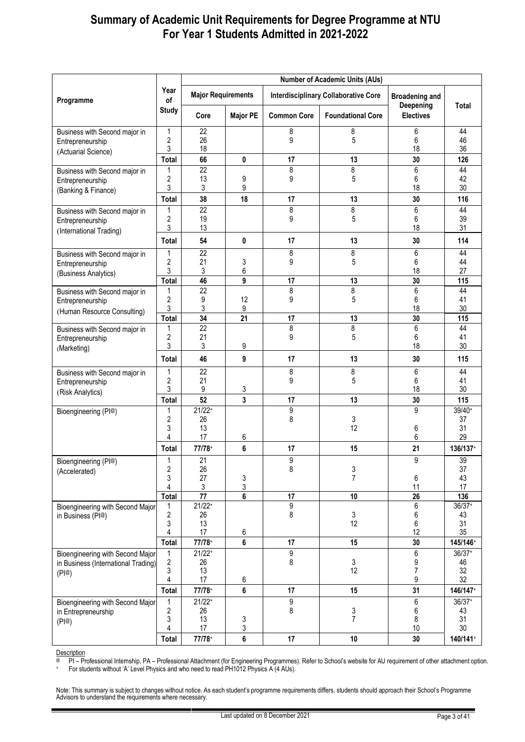# Summary of Academic Unit Requirements for Degree Programme at NTU For Year 1 Students Admitted in 2021-2022

| Programme | Year of Study | Number of Academic Units (AUs) | | | | | |
|---|---|---|---|---|---|---|---|
| | | Major Requirements | | Interdisciplinary Collaborative Core | | Broadening and Deepening Electives | Total |
| | | Core | Major PE | Common Core | Foundational Core | | |
| Business with Second major in Entrepreneurship (Actuarial Science) | 1 | 22 | | 8 | 8 | 6 | 44 |
| | 2 | 26 | | 9 | 5 | 6 | 46 |
| | 3 | 18 | | | | 18 | 36 |
| | **Total** | **66** | **0** | **17** | **13** | **30** | **126** |
| Business with Second major in Entrepreneurship (Banking & Finance) | 1 | 22 | | 8 | 8 | 6 | 44 |
| | 2 | 13 | 9 | 9 | 5 | 6 | 42 |
| | 3 | 3 | 9 | | | 18 | 30 |
| | **Total** | **38** | **18** | **17** | **13** | **30** | **116** |
| Business with Second major in Entrepreneurship (International Trading) | 1 | 22 | | 8 | 8 | 6 | 44 |
| | 2 | 19 | | 9 | 5 | 6 | 39 |
| | 3 | 13 | | | | 18 | 31 |
| | **Total** | **54** | **0** | **17** | **13** | **30** | **114** |
| Business with Second major in Entrepreneurship (Business Analytics) | 1 | 22 | | 8 | 8 | 6 | 44 |
| | 2 | 21 | 3 | 9 | 5 | 6 | 44 |
| | 3 | 3 | 6 | | | 18 | 27 |
| | **Total** | **46** | **9** | **17** | **13** | **30** | **115** |
| Business with Second major in Entrepreneurship (Human Resource Consulting) | 1 | 22 | | 8 | 8 | 6 | 44 |
| | 2 | 9 | 12 | 9 | 5 | 6 | 41 |
| | 3 | 3 | 9 | | | 18 | 30 |
| | **Total** | **34** | **21** | **17** | **13** | **30** | **115** |
| Business with Second major in Entrepreneurship (Marketing) | 1 | 22 | | 8 | 8 | 6 | 44 |
| | 2 | 21 | | 9 | 5 | 6 | 41 |
| | 3 | 3 | 9 | | | 18 | 30 |
| | **Total** | **46** | **9** | **17** | **13** | **30** | **115** |
| Business with Second major in Entrepreneurship (Risk Analytics) | 1 | 22 | | 8 | 8 | 6 | 44 |
| | 2 | 21 | | 9 | 5 | 6 | 41 |
| | 3 | 9 | 3 | | | 18 | 30 |
| | **Total** | **52** | **3** | **17** | **13** | **30** | **115** |
| Bioengineering (PI@) | 1 | 21/22+ | | 9 | | 9 | 39/40+ |
| | 2 | 26 | | 8 | 3 | | 37 |
| | 3 | 13 | | | 12 | 6 | 31 |
| | 4 | 17 | 6 | | | 6 | 29 |
| | **Total** | **77/78+** | **6** | **17** | **15** | **21** | **136/137+** |
| Bioengineering (PI@) (Accelerated) | 1 | 21 | | 9 | | 9 | 39 |
| | 2 | 26 | | 8 | 3 | | 37 |
| | 3 | 27 | 3 | | 7 | 6 | 43 |
| | 4 | 3 | 3 | | | 11 | 17 |
| | **Total** | **77** | **6** | **17** | **10** | **26** | **136** |
| Bioengineering with Second Major in Business (PI@) | 1 | 21/22+ | | 9 | | 6 | 36/37+ |
| | 2 | 26 | | 8 | 3 | 6 | 43 |
| | 3 | 13 | | | 12 | 6 | 31 |
| | 4 | 17 | 6 | | | 12 | 35 |
| | **Total** | **77/78+** | **6** | **17** | **15** | **30** | **145/146+** |
| Bioengineering with Second Major in Business (International Trading) (PI@) | 1 | 21/22+ | | 9 | | 6 | 36/37+ |
| | 2 | 26 | | 8 | 3 | 9 | 46 |
| | 3 | 13 | | | 12 | 7 | 32 |
| | 4 | 17 | 6 | | | 9 | 32 |
| | **Total** | **77/78+** | **6** | **17** | **15** | **31** | **146/147+** |
| Bioengineering with Second Major in Entrepreneurship (PI@) | 1 | 21/22+ | | 9 | | 6 | 36/37+ |
| | 2 | 26 | | 8 | 3 | 6 | 43 |
| | 3 | 13 | 3 | | 7 | 8 | 31 |
| | 4 | 17 | 3 | | | 10 | 30 |
| | **Total** | **77/78+** | **6** | **17** | **10** | **30** | **140/141+** |

Description

@ PI – Professional Internship, PA – Professional Attachment (for Engineering Programmes). Refer to School's website for AU requirement of other attachment option.

+ For students without 'A' Level Physics and who need to read PH1012 Physics A (4 AUs).

Note: This summary is subject to changes without notice. As each student's programme requirements differs, students should approach their School's Programme Advisors to understand the requirements where necessary.

Last updated on 8 December 2021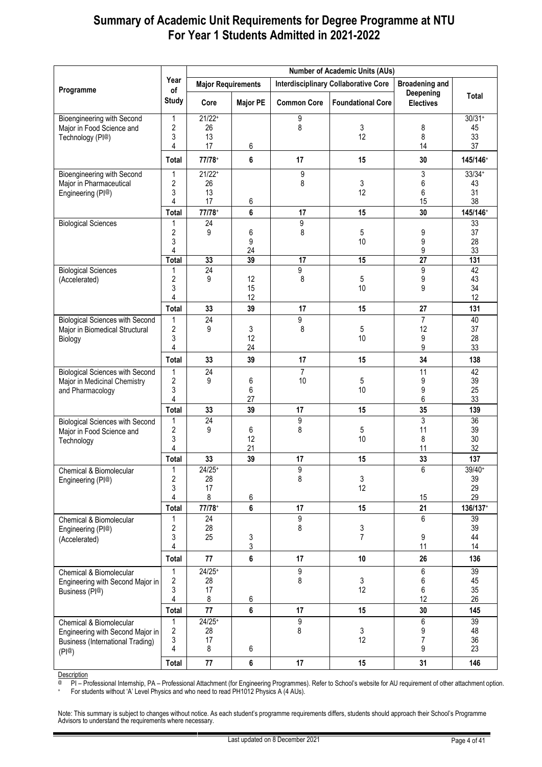# Summary of Academic Unit Requirements for Degree Programme at NTU For Year 1 Students Admitted in 2021-2022

| Programme | Year of Study | Number of Academic Units (AUs) | | | | | |
|---|---|---|---|---|---|---|---|
| | | Major Requirements | | Interdisciplinary Collaborative Core | | Broadening and Deepening Electives | Total |
| | | Core | Major PE | Common Core | Foundational Core | | |
| Bioengineering with Second Major in Food Science and Technology (PI@) | 1 | 21/22+ | | 9 | | | 30/31+ |
| | 2 | 26 | | 8 | 3 | 8 | 45 |
| | 3 | 13 | | | 12 | 8 | 33 |
| | 4 | 17 | 6 | | | 14 | 37 |
| | **Total** | **77/78+** | **6** | **17** | **15** | **30** | **145/146+** |
| Bioengineering with Second Major in Pharmaceutical Engineering (PI@) | 1 | 21/22+ | | 9 | | 3 | 33/34+ |
| | 2 | 26 | | 8 | 3 | 6 | 43 |
| | 3 | 13 | | | 12 | 6 | 31 |
| | 4 | 17 | 6 | | | 15 | 38 |
| | **Total** | **77/78+** | **6** | **17** | **15** | **30** | **145/146+** |
| Biological Sciences | 1 | 24 | | 9 | | | 33 |
| | 2 | 9 | 6 | 8 | 5 | 9 | 37 |
| | 3 | | 9 | | 10 | 9 | 28 |
| | 4 | | 24 | | | 9 | 33 |
| | **Total** | **33** | **39** | **17** | **15** | **27** | **131** |
| Biological Sciences (Accelerated) | 1 | 24 | | 9 | | 9 | 42 |
| | 2 | 9 | 12 | 8 | 5 | 9 | 43 |
| | 3 | | 15 | | 10 | 9 | 34 |
| | 4 | | 12 | | | | 12 |
| | **Total** | **33** | **39** | **17** | **15** | **27** | **131** |
| Biological Sciences with Second Major in Biomedical Structural Biology | 1 | 24 | | 9 | | 7 | 40 |
| | 2 | 9 | 3 | 8 | 5 | 12 | 37 |
| | 3 | | 12 | | 10 | 9 | 28 |
| | 4 | | 24 | | | 9 | 33 |
| | **Total** | **33** | **39** | **17** | **15** | **34** | **138** |
| Biological Sciences with Second Major in Medicinal Chemistry and Pharmacology | 1 | 24 | | 7 | | 11 | 42 |
| | 2 | 9 | 6 | 10 | 5 | 9 | 39 |
| | 3 | | 6 | | 10 | 9 | 25 |
| | 4 | | 27 | | | 6 | 33 |
| | **Total** | **33** | **39** | **17** | **15** | **35** | **139** |
| Biological Sciences with Second Major in Food Science and Technology | 1 | 24 | | 9 | | 3 | 36 |
| | 2 | 9 | 6 | 8 | 5 | 11 | 39 |
| | 3 | | 12 | | 10 | 8 | 30 |
| | 4 | | 21 | | | 11 | 32 |
| | **Total** | **33** | **39** | **17** | **15** | **33** | **137** |
| Chemical & Biomolecular Engineering (PI@) | 1 | 24/25+ | | 9 | | 6 | 39/40+ |
| | 2 | 28 | | 8 | 3 | | 39 |
| | 3 | 17 | | | 12 | | 29 |
| | 4 | 8 | 6 | | | 15 | 29 |
| | **Total** | **77/78+** | **6** | **17** | **15** | **21** | **136/137+** |
| Chemical & Biomolecular Engineering (PI@) (Accelerated) | 1 | 24 | | 9 | | 6 | 39 |
| | 2 | 28 | | 8 | 3 | | 39 |
| | 3 | 25 | 3 | | 7 | 9 | 44 |
| | 4 | | 3 | | | 11 | 14 |
| | **Total** | **77** | **6** | **17** | **10** | **26** | **136** |
| Chemical & Biomolecular Engineering with Second Major in Business (PI@) | 1 | 24/25+ | | 9 | | 6 | 39 |
| | 2 | 28 | | 8 | 3 | 6 | 45 |
| | 3 | 17 | | | 12 | 6 | 35 |
| | 4 | 8 | 6 | | | 12 | 26 |
| | **Total** | **77** | **6** | **17** | **15** | **30** | **145** |
| Chemical & Biomolecular Engineering with Second Major in Business (International Trading) (PI@) | 1 | 24/25+ | | 9 | | 6 | 39 |
| | 2 | 28 | | 8 | 3 | 9 | 48 |
| | 3 | 17 | | | 12 | 7 | 36 |
| | 4 | 8 | 6 | | | 9 | 23 |
| | **Total** | **77** | **6** | **17** | **15** | **31** | **146** |

Description

@ PI – Professional Internship, PA – Professional Attachment (for Engineering Programmes). Refer to School's website for AU requirement of other attachment option.

+ For students without 'A' Level Physics and who need to read PH1012 Physics A (4 AUs).

Note: This summary is subject to changes without notice. As each student's programme requirements differs, students should approach their School's Programme Advisors to understand the requirements where necessary.

Last updated on 8 December 2021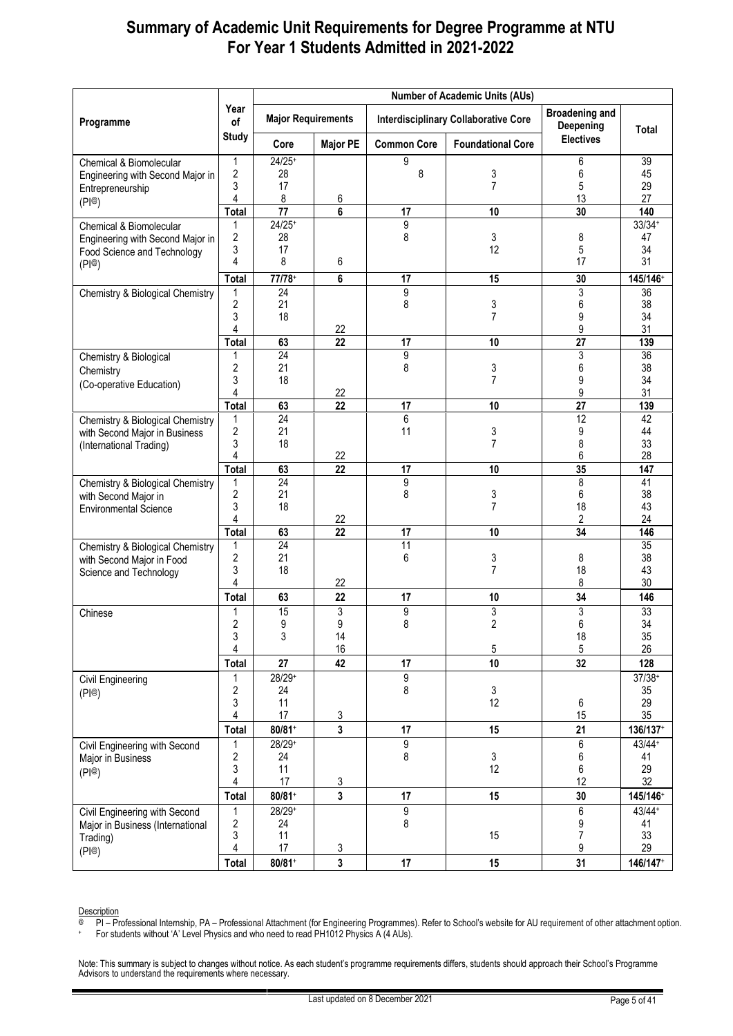# Summary of Academic Unit Requirements for Degree Programme at NTU
# For Year 1 Students Admitted in 2021-2022

| Programme | Year of Study | Number of Academic Units (AUs) | | | | | |
|---|---|---|---|---|---|---|---|
| | | Major Requirements | | Interdisciplinary Collaborative Core | | Broadening and Deepening Electives | Total |
| | | Core | Major PE | Common Core | Foundational Core | | |
| Chemical & Biomolecular Engineering with Second Major in Entrepreneurship (PI@) | 1 | 24/25+ | | 9 | | 6 | 39 |
| | 2 | 28 | | 8 | 3 | 6 | 45 |
| | 3 | 17 | | | 7 | 5 | 29 |
| | 4 | 8 | 6 | | | 13 | 27 |
| | **Total** | **77** | **6** | **17** | **10** | **30** | **140** |
| Chemical & Biomolecular Engineering with Second Major in Food Science and Technology (PI@) | 1 | 24/25+ | | 9 | | | 33/34+ |
| | 2 | 28 | | 8 | 3 | 8 | 47 |
| | 3 | 17 | | | 12 | 5 | 34 |
| | 4 | 8 | 6 | | | 17 | 31 |
| | **Total** | **77/78+** | **6** | **17** | **15** | **30** | **145/146+** |
| Chemistry & Biological Chemistry | 1 | 24 | | 9 | | 3 | 36 |
| | 2 | 21 | | 8 | 3 | 6 | 38 |
| | 3 | 18 | | | 7 | 9 | 34 |
| | 4 | | 22 | | | 9 | 31 |
| | **Total** | **63** | **22** | **17** | **10** | **27** | **139** |
| Chemistry & Biological Chemistry (Co-operative Education) | 1 | 24 | | 9 | | 3 | 36 |
| | 2 | 21 | | 8 | 3 | 6 | 38 |
| | 3 | 18 | | | 7 | 9 | 34 |
| | 4 | | 22 | | | 9 | 31 |
| | **Total** | **63** | **22** | **17** | **10** | **27** | **139** |
| Chemistry & Biological Chemistry with Second Major in Business (International Trading) | 1 | 24 | | 6 | | 12 | 42 |
| | 2 | 21 | | 11 | 3 | 9 | 44 |
| | 3 | 18 | | | 7 | 8 | 33 |
| | 4 | | 22 | | | 6 | 28 |
| | **Total** | **63** | **22** | **17** | **10** | **35** | **147** |
| Chemistry & Biological Chemistry with Second Major in Environmental Science | 1 | 24 | | 9 | | 8 | 41 |
| | 2 | 21 | | 8 | 3 | 6 | 38 |
| | 3 | 18 | | | 7 | 18 | 43 |
| | 4 | | 22 | | | 2 | 24 |
| | **Total** | **63** | **22** | **17** | **10** | **34** | **146** |
| Chemistry & Biological Chemistry with Second Major in Food Science and Technology | 1 | 24 | | 11 | | | 35 |
| | 2 | 21 | | 6 | 3 | 8 | 38 |
| | 3 | 18 | | | 7 | 18 | 43 |
| | 4 | | 22 | | | 8 | 30 |
| | **Total** | **63** | **22** | **17** | **10** | **34** | **146** |
| Chinese | 1 | 15 | 3 | 9 | 3 | 3 | 33 |
| | 2 | 9 | 9 | 8 | 2 | 6 | 34 |
| | 3 | 3 | 14 | | | 18 | 35 |
| | 4 | | 16 | | 5 | 5 | 26 |
| | **Total** | **27** | **42** | **17** | **10** | **32** | **128** |
| Civil Engineering (PI@) | 1 | 28/29+ | | 9 | | | 37/38+ |
| | 2 | 24 | | 8 | 3 | | 35 |
| | 3 | 11 | | | 12 | 6 | 29 |
| | 4 | 17 | 3 | | | 15 | 35 |
| | **Total** | **80/81+** | **3** | **17** | **15** | **21** | **136/137+** |
| Civil Engineering with Second Major in Business (PI@) | 1 | 28/29+ | | 9 | | 6 | 43/44+ |
| | 2 | 24 | | 8 | 3 | 6 | 41 |
| | 3 | 11 | | | 12 | 6 | 29 |
| | 4 | 17 | 3 | | | 12 | 32 |
| | **Total** | **80/81+** | **3** | **17** | **15** | **30** | **145/146+** |
| Civil Engineering with Second Major in Business (International Trading) (PI@) | 1 | 28/29+ | | 9 | | 6 | 43/44+ |
| | 2 | 24 | | 8 | | 9 | 41 |
| | 3 | 11 | | | 15 | 7 | 33 |
| | 4 | 17 | 3 | | | 9 | 29 |
| | **Total** | **80/81+** | **3** | **17** | **15** | **31** | **146/147+** |

Description

@ PI – Professional Internship, PA – Professional Attachment (for Engineering Programmes). Refer to School's website for AU requirement of other attachment option.

+ For students without 'A' Level Physics and who need to read PH1012 Physics A (4 AUs).

Note: This summary is subject to changes without notice. As each student's programme requirements differs, students should approach their School's Programme Advisors to understand the requirements where necessary.

Last updated on 8 December 2021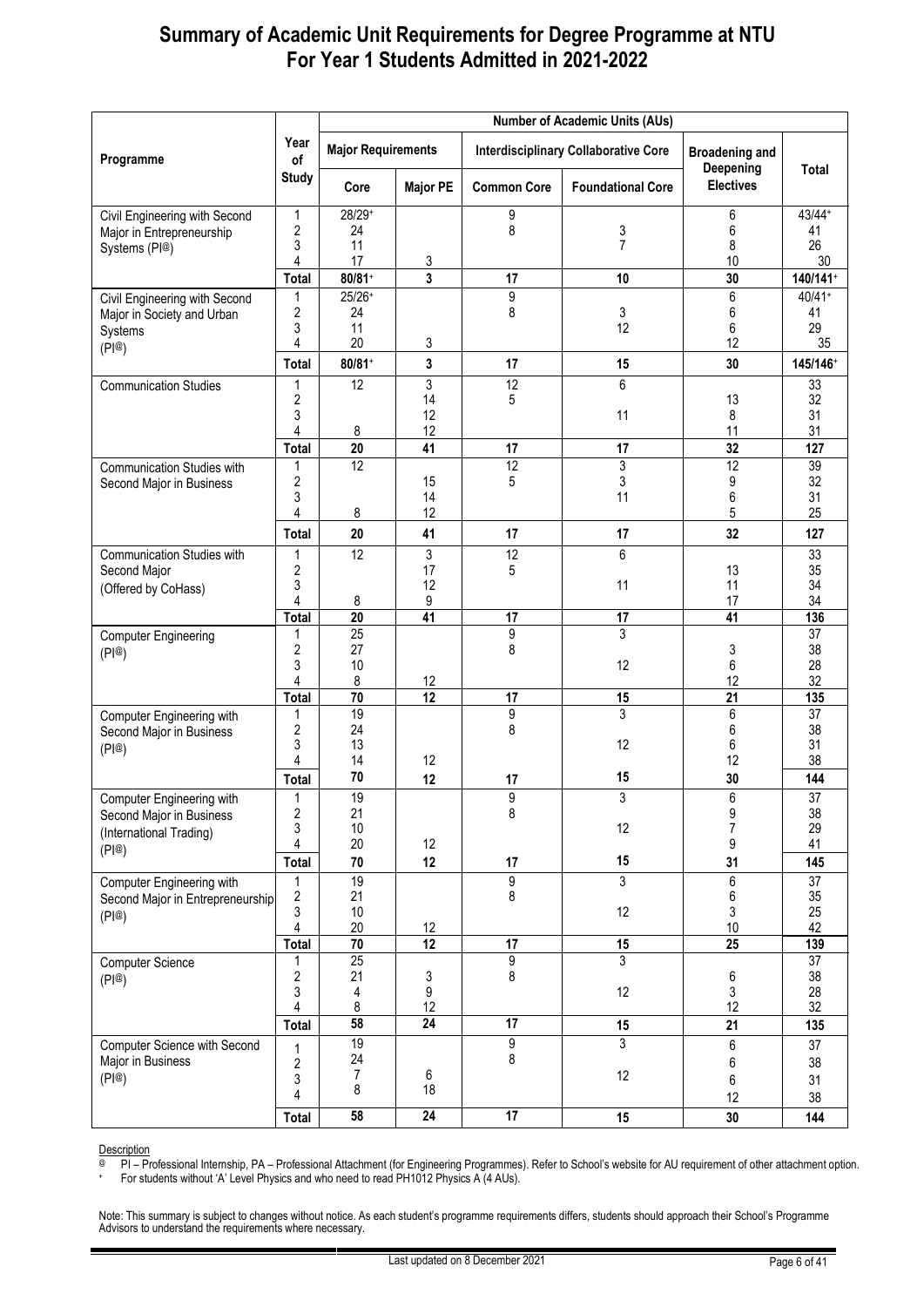# Summary of Academic Unit Requirements for Degree Programme at NTU
# For Year 1 Students Admitted in 2021-2022

| Programme | Year of Study | Number of Academic Units (AUs) | | | | | |
|---|---|---|---|---|---|---|---|
| | | Major Requirements | | Interdisciplinary Collaborative Core | | Broadening and Deepening Electives | Total |
| | | Core | Major PE | Common Core | Foundational Core | | |
| Civil Engineering with Second Major in Entrepreneurship Systems (PI@) | 1 | 28/29+ | | 9 | | 6 | 43/44+ |
| | 2 | 24 | | 8 | 3 | 6 | 41 |
| | 3 | 11 | | | 7 | 8 | 26 |
| | 4 | 17 | 3 | | | 10 | 30 |
| | **Total** | **80/81+** | **3** | **17** | **10** | **30** | **140/141+** |
| Civil Engineering with Second Major in Society and Urban Systems (PI@) | 1 | 25/26+ | | 9 | | 6 | 40/41+ |
| | 2 | 24 | | 8 | 3 | 6 | 41 |
| | 3 | 11 | | | 12 | 6 | 29 |
| | 4 | 20 | 3 | | | 12 | 35 |
| | **Total** | **80/81+** | **3** | **17** | **15** | **30** | **145/146+** |
| Communication Studies | 1 | 12 | 3 | 12 | 6 | | 33 |
| | 2 | | 14 | 5 | | 13 | 32 |
| | 3 | | 12 | | 11 | 8 | 31 |
| | 4 | 8 | 12 | | | 11 | 31 |
| | **Total** | **20** | **41** | **17** | **17** | **32** | **127** |
| Communication Studies with Second Major in Business | 1 | 12 | | 12 | 3 | 12 | 39 |
| | 2 | | 15 | 5 | 3 | 9 | 32 |
| | 3 | | 14 | | 11 | 6 | 31 |
| | 4 | 8 | 12 | | | 5 | 25 |
| | **Total** | **20** | **41** | **17** | **17** | **32** | **127** |
| Communication Studies with Second Major (Offered by CoHass) | 1 | 12 | 3 | 12 | 6 | | 33 |
| | 2 | | 17 | 5 | | 13 | 35 |
| | 3 | | 12 | | 11 | 11 | 34 |
| | 4 | 8 | 9 | | | 17 | 34 |
| | **Total** | **20** | **41** | **17** | **17** | **41** | **136** |
| Computer Engineering (PI@) | 1 | 25 | | 9 | 3 | | 37 |
| | 2 | 27 | | 8 | | 3 | 38 |
| | 3 | 10 | | | 12 | 6 | 28 |
| | 4 | 8 | 12 | | | 12 | 32 |
| | **Total** | **70** | **12** | **17** | **15** | **21** | **135** |
| Computer Engineering with Second Major in Business (PI@) | 1 | 19 | | 9 | 3 | 6 | 37 |
| | 2 | 24 | | 8 | | 6 | 38 |
| | 3 | 13 | | | 12 | 6 | 31 |
| | 4 | 14 | 12 | | | 12 | 38 |
| | **Total** | **70** | **12** | **17** | **15** | **30** | **144** |
| Computer Engineering with Second Major in Business (International Trading) (PI@) | 1 | 19 | | 9 | 3 | 6 | 37 |
| | 2 | 21 | | 8 | | 9 | 38 |
| | 3 | 10 | | | 12 | 7 | 29 |
| | 4 | 20 | 12 | | | 9 | 41 |
| | **Total** | **70** | **12** | **17** | **15** | **31** | **145** |
| Computer Engineering with Second Major in Entrepreneurship (PI@) | 1 | 19 | | 9 | 3 | 6 | 37 |
| | 2 | 21 | | 8 | | 6 | 35 |
| | 3 | 10 | | | 12 | 3 | 25 |
| | 4 | 20 | 12 | | | 10 | 42 |
| | **Total** | **70** | **12** | **17** | **15** | **25** | **139** |
| Computer Science (PI@) | 1 | 25 | | 9 | 3 | | 37 |
| | 2 | 21 | 3 | 8 | | 6 | 38 |
| | 3 | 4 | 9 | | 12 | 3 | 28 |
| | 4 | 8 | 12 | | | 12 | 32 |
| | **Total** | **58** | **24** | **17** | **15** | **21** | **135** |
| Computer Science with Second Major in Business (PI@) | 1 | 19 | | 9 | 3 | 6 | 37 |
| | 2 | 24 | | 8 | | 6 | 38 |
| | 3 | 7 | 6 | | 12 | 6 | 31 |
| | 4 | 8 | 18 | | | 12 | 38 |
| | **Total** | **58** | **24** | **17** | **15** | **30** | **144** |

Description

@ PI – Professional Internship, PA – Professional Attachment (for Engineering Programmes). Refer to School's website for AU requirement of other attachment option.

+ For students without 'A' Level Physics and who need to read PH1012 Physics A (4 AUs).

Note: This summary is subject to changes without notice. As each student's programme requirements differs, students should approach their School's Programme Advisors to understand the requirements where necessary.

Last updated on 8 December 2021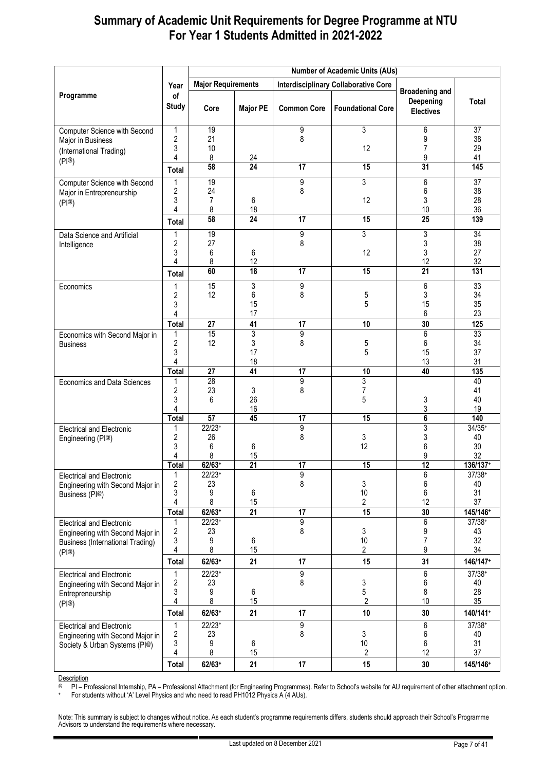# Summary of Academic Unit Requirements for Degree Programme at NTU For Year 1 Students Admitted in 2021-2022

| Programme | Year of Study | Number of Academic Units (AUs) | | | | | |
|---|---|---|---|---|---|---|---|
| | | Major Requirements | | Interdisciplinary Collaborative Core | | Broadening and Deepening Electives | Total |
| | | Core | Major PE | Common Core | Foundational Core | | |
| Computer Science with Second Major in Business (International Trading) (PI@) | 1 | 19 | | 9 | 3 | 6 | 37 |
| | 2 | 21 | | 8 | | 9 | 38 |
| | 3 | 10 | | | 12 | 7 | 29 |
| | 4 | 8 | 24 | | | 9 | 41 |
| | **Total** | **58** | **24** | **17** | **15** | **31** | **145** |
| Computer Science with Second Major in Entrepreneurship (PI@) | 1 | 19 | | 9 | 3 | 6 | 37 |
| | 2 | 24 | | 8 | | 6 | 38 |
| | 3 | 7 | 6 | | 12 | 3 | 28 |
| | 4 | 8 | 18 | | | 10 | 36 |
| | **Total** | **58** | **24** | **17** | **15** | **25** | **139** |
| Data Science and Artificial Intelligence | 1 | 19 | | 9 | 3 | 3 | 34 |
| | 2 | 27 | | 8 | | 3 | 38 |
| | 3 | 6 | 6 | | 12 | 3 | 27 |
| | 4 | 8 | 12 | | | 12 | 32 |
| | **Total** | **60** | **18** | **17** | **15** | **21** | **131** |
| Economics | 1 | 15 | 3 | 9 | | 6 | 33 |
| | 2 | 12 | 6 | 8 | 5 | 3 | 34 |
| | 3 | | 15 | | 5 | 15 | 35 |
| | 4 | | 17 | | | 6 | 23 |
| | **Total** | **27** | **41** | **17** | **10** | **30** | **125** |
| Economics with Second Major in Business | 1 | 15 | 3 | 9 | | 6 | 33 |
| | 2 | 12 | 3 | 8 | 5 | 6 | 34 |
| | 3 | | 17 | | 5 | 15 | 37 |
| | 4 | | 18 | | | 13 | 31 |
| | **Total** | **27** | **41** | **17** | **10** | **40** | **135** |
| Economics and Data Sciences | 1 | 28 | | 9 | 3 | | 40 |
| | 2 | 23 | 3 | 8 | 7 | | 41 |
| | 3 | 6 | 26 | | 5 | 3 | 40 |
| | 4 | | 16 | | | 3 | 19 |
| | **Total** | **57** | **45** | **17** | **15** | **6** | **140** |
| Electrical and Electronic Engineering (PI@) | 1 | 22/23+ | | 9 | | 3 | 34/35+ |
| | 2 | 26 | | 8 | 3 | 3 | 40 |
| | 3 | 6 | 6 | | 12 | 6 | 30 |
| | 4 | 8 | 15 | | | 9 | 32 |
| | **Total** | **62/63+** | **21** | **17** | **15** | **12** | **136/137+** |
| Electrical and Electronic Engineering with Second Major in Business (PI@) | 1 | 22/23+ | | 9 | | 6 | 37/38+ |
| | 2 | 23 | | 8 | 3 | 6 | 40 |
| | 3 | 9 | 6 | | 10 | 6 | 31 |
| | 4 | 8 | 15 | | 2 | 12 | 37 |
| | **Total** | **62/63+** | **21** | **17** | **15** | **30** | **145/146+** |
| Electrical and Electronic Engineering with Second Major in Business (International Trading) (PI@) | 1 | 22/23+ | | 9 | | 6 | 37/38+ |
| | 2 | 23 | | 8 | 3 | 9 | 43 |
| | 3 | 9 | 6 | | 10 | 7 | 32 |
| | 4 | 8 | 15 | | 2 | 9 | 34 |
| | **Total** | **62/63+** | **21** | **17** | **15** | **31** | **146/147+** |
| Electrical and Electronic Engineering with Second Major in Entrepreneurship (PI@) | 1 | 22/23+ | | 9 | | 6 | 37/38+ |
| | 2 | 23 | | 8 | 3 | 6 | 40 |
| | 3 | 9 | 6 | | 5 | 8 | 28 |
| | 4 | 8 | 15 | | 2 | 10 | 35 |
| | **Total** | **62/63+** | **21** | **17** | **10** | **30** | **140/141+** |
| Electrical and Electronic Engineering with Second Major in Society & Urban Systems (PI@) | 1 | 22/23+ | | 9 | | 6 | 37/38+ |
| | 2 | 23 | | 8 | 3 | 6 | 40 |
| | 3 | 9 | 6 | | 10 | 6 | 31 |
| | 4 | 8 | 15 | | 2 | 12 | 37 |
| | **Total** | **62/63+** | **21** | **17** | **15** | **30** | **145/146+** |

Description

@ PI – Professional Internship, PA – Professional Attachment (for Engineering Programmes). Refer to School's website for AU requirement of other attachment option.

\+ For students without 'A' Level Physics and who need to read PH1012 Physics A (4 AUs).

Note: This summary is subject to changes without notice. As each student's programme requirements differs, students should approach their School's Programme Advisors to understand the requirements where necessary.

Last updated on 8 December 2021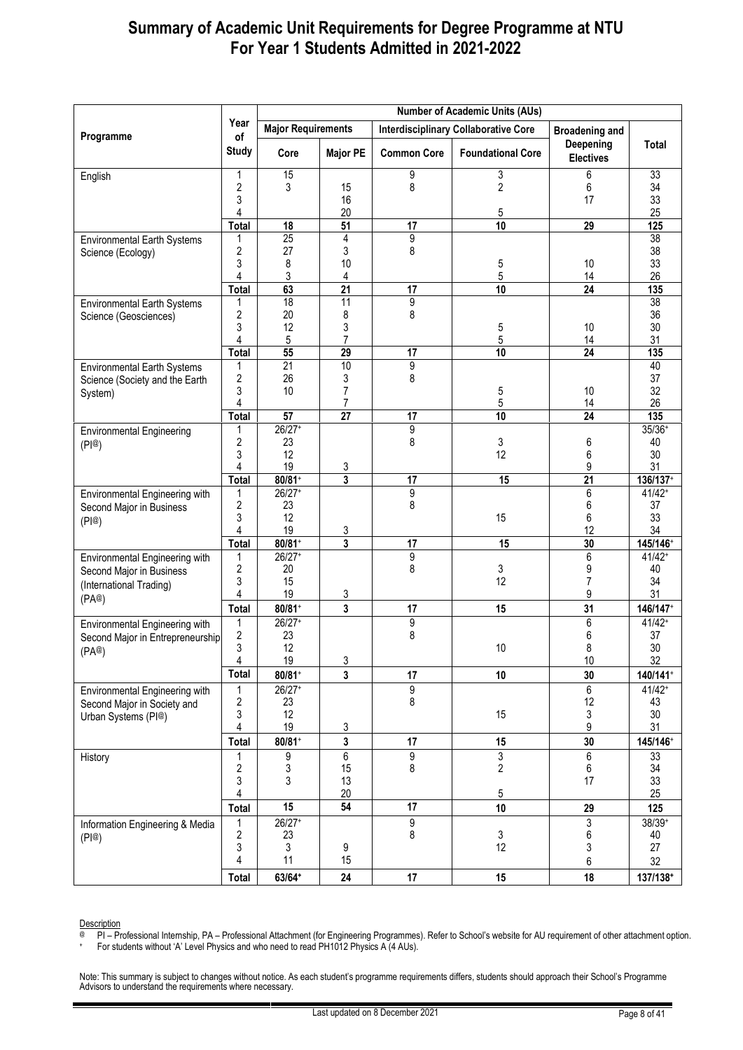# Summary of Academic Unit Requirements for Degree Programme at NTU For Year 1 Students Admitted in 2021-2022

| Programme | Year of Study | Number of Academic Units (AUs) | | | | | |
|---|---|---|---|---|---|---|---|
| | | Major Requirements | | Interdisciplinary Collaborative Core | | Broadening and Deepening Electives | Total |
| | | Core | Major PE | Common Core | Foundational Core | | |
| English | 1 | 15 | | 9 | 3 | 6 | 33 |
| | 2 | 3 | 15 | 8 | 2 | 6 | 34 |
| | 3 | | 16 | | | 17 | 33 |
| | 4 | | 20 | | 5 | | 25 |
| | **Total** | **18** | **51** | **17** | **10** | **29** | **125** |
| Environmental Earth Systems Science (Ecology) | 1 | 25 | 4 | 9 | | | 38 |
| | 2 | 27 | 3 | 8 | | | 38 |
| | 3 | 8 | 10 | | 5 | 10 | 33 |
| | 4 | 3 | 4 | | 5 | 14 | 26 |
| | **Total** | **63** | **21** | **17** | **10** | **24** | **135** |
| Environmental Earth Systems Science (Geosciences) | 1 | 18 | 11 | 9 | | | 38 |
| | 2 | 20 | 8 | 8 | | | 36 |
| | 3 | 12 | 3 | | 5 | 10 | 30 |
| | 4 | 5 | 7 | | 5 | 14 | 31 |
| | **Total** | **55** | **29** | **17** | **10** | **24** | **135** |
| Environmental Earth Systems Science (Society and the Earth System) | 1 | 21 | 10 | 9 | | | 40 |
| | 2 | 26 | 3 | 8 | | | 37 |
| | 3 | 10 | 7 | | 5 | 10 | 32 |
| | 4 | | 7 | | 5 | 14 | 26 |
| | **Total** | **57** | **27** | **17** | **10** | **24** | **135** |
| Environmental Engineering (PI@) | 1 | 26/27+ | | 9 | | | 35/36+ |
| | 2 | 23 | | 8 | 3 | 6 | 40 |
| | 3 | 12 | | | 12 | 6 | 30 |
| | 4 | 19 | 3 | | | 9 | 31 |
| | **Total** | **80/81+** | **3** | **17** | **15** | **21** | **136/137+** |
| Environmental Engineering with Second Major in Business (PI@) | 1 | 26/27+ | | 9 | | 6 | 41/42+ |
| | 2 | 23 | | 8 | | 6 | 37 |
| | 3 | 12 | | | 15 | 6 | 33 |
| | 4 | 19 | 3 | | | 12 | 34 |
| | **Total** | **80/81+** | **3** | **17** | **15** | **30** | **145/146+** |
| Environmental Engineering with Second Major in Business (International Trading) (PA@) | 1 | 26/27+ | | 9 | | 6 | 41/42+ |
| | 2 | 20 | | 8 | 3 | 9 | 40 |
| | 3 | 15 | | | 12 | 7 | 34 |
| | 4 | 19 | 3 | | | 9 | 31 |
| | **Total** | **80/81+** | **3** | **17** | **15** | **31** | **146/147+** |
| Environmental Engineering with Second Major in Entrepreneurship (PA@) | 1 | 26/27+ | | 9 | | 6 | 41/42+ |
| | 2 | 23 | | 8 | | 6 | 37 |
| | 3 | 12 | | | 10 | 8 | 30 |
| | 4 | 19 | 3 | | | 10 | 32 |
| | **Total** | **80/81+** | **3** | **17** | **10** | **30** | **140/141+** |
| Environmental Engineering with Second Major in Society and Urban Systems (PI@) | 1 | 26/27+ | | 9 | | 6 | 41/42+ |
| | 2 | 23 | | 8 | | 12 | 43 |
| | 3 | 12 | | | 15 | 3 | 30 |
| | 4 | 19 | 3 | | | 9 | 31 |
| | **Total** | **80/81+** | **3** | **17** | **15** | **30** | **145/146+** |
| History | 1 | 9 | 6 | 9 | 3 | 6 | 33 |
| | 2 | 3 | 15 | 8 | 2 | 6 | 34 |
| | 3 | 3 | 13 | | | 17 | 33 |
| | 4 | | 20 | | 5 | | 25 |
| | **Total** | **15** | **54** | **17** | **10** | **29** | **125** |
| Information Engineering & Media (PI@) | 1 | 26/27+ | | 9 | | 3 | 38/39+ |
| | 2 | 23 | | 8 | 3 | 6 | 40 |
| | 3 | 3 | 9 | | 12 | 3 | 27 |
| | 4 | 11 | 15 | | | 6 | 32 |
| | **Total** | **63/64+** | **24** | **17** | **15** | **18** | **137/138+** |

Description

@ PI – Professional Internship, PA – Professional Attachment (for Engineering Programmes). Refer to School's website for AU requirement of other attachment option.

+ For students without 'A' Level Physics and who need to read PH1012 Physics A (4 AUs).

Note: This summary is subject to changes without notice. As each student's programme requirements differs, students should approach their School's Programme Advisors to understand the requirements where necessary.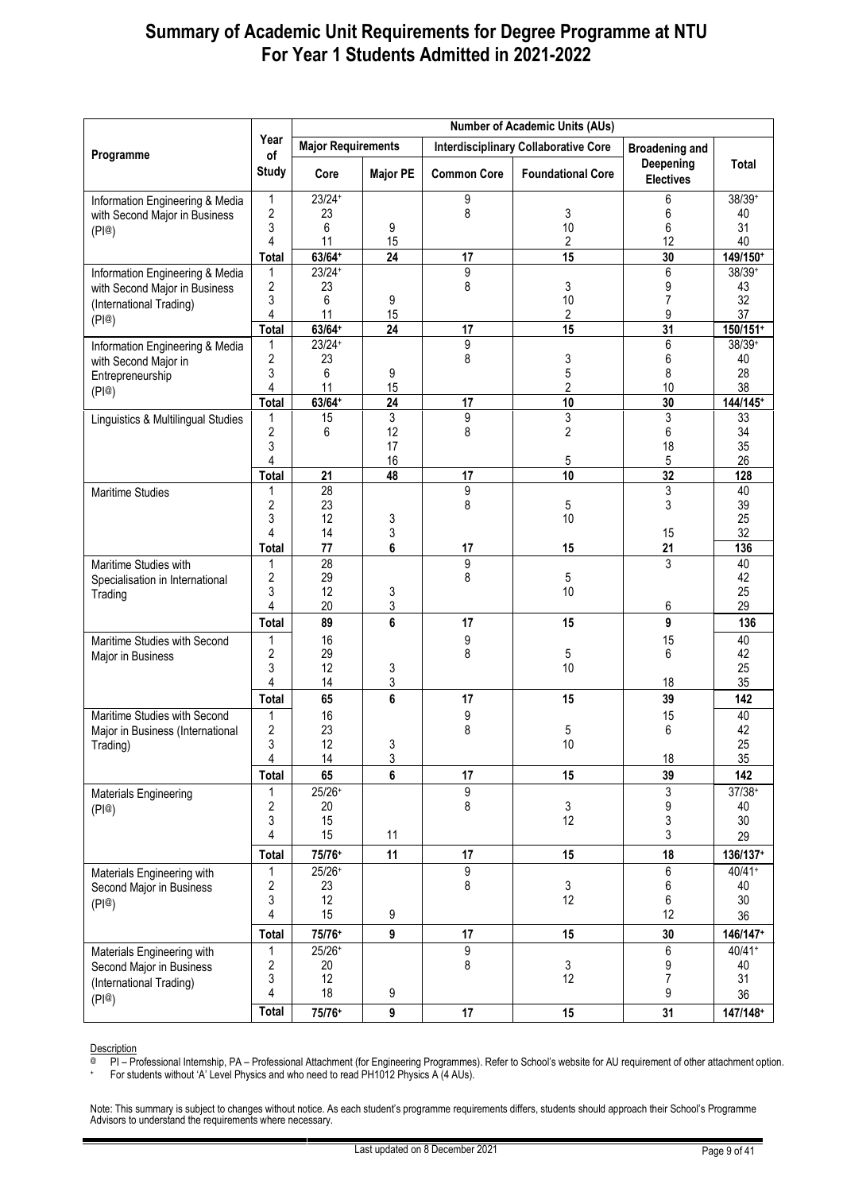# Summary of Academic Unit Requirements for Degree Programme at NTU
# For Year 1 Students Admitted in 2021-2022

| Programme | Year of Study | Number of Academic Units (AUs) | | | | | |
|---|---|---|---|---|---|---|---|
| | | Major Requirements | | Interdisciplinary Collaborative Core | | Broadening and Deepening Electives | Total |
| | | Core | Major PE | Common Core | Foundational Core | | |
| Information Engineering & Media with Second Major in Business (PI@) | 1 | 23/24+ | | 9 | | 6 | 38/39+ |
| | 2 | 23 | | 8 | 3 | 6 | 40 |
| | 3 | 6 | 9 | | 10 | 6 | 31 |
| | 4 | 11 | 15 | | 2 | 12 | 40 |
| | **Total** | **63/64+** | **24** | **17** | **15** | **30** | **149/150+** |
| Information Engineering & Media with Second Major in Business (International Trading) (PI@) | 1 | 23/24+ | | 9 | | 6 | 38/39+ |
| | 2 | 23 | | 8 | 3 | 9 | 43 |
| | 3 | 6 | 9 | | 10 | 7 | 32 |
| | 4 | 11 | 15 | | 2 | 9 | 37 |
| | **Total** | **63/64+** | **24** | **17** | **15** | **31** | **150/151+** |
| Information Engineering & Media with Second Major in Entrepreneurship (PI@) | 1 | 23/24+ | | 9 | | 6 | 38/39+ |
| | 2 | 23 | | 8 | 3 | 6 | 40 |
| | 3 | 6 | 9 | | 5 | 8 | 28 |
| | 4 | 11 | 15 | | 2 | 10 | 38 |
| | **Total** | **63/64+** | **24** | **17** | **10** | **30** | **144/145+** |
| Linguistics & Multilingual Studies | 1 | 15 | 3 | 9 | 3 | 3 | 33 |
| | 2 | 6 | 12 | 8 | 2 | 6 | 34 |
| | 3 | | 17 | | | 18 | 35 |
| | 4 | | 16 | | 5 | 5 | 26 |
| | **Total** | **21** | **48** | **17** | **10** | **32** | **128** |
| Maritime Studies | 1 | 28 | | 9 | | 3 | 40 |
| | 2 | 23 | | 8 | 5 | 3 | 39 |
| | 3 | 12 | 3 | | 10 | | 25 |
| | 4 | 14 | 3 | | | 15 | 32 |
| | **Total** | **77** | **6** | **17** | **15** | **21** | **136** |
| Maritime Studies with Specialisation in International Trading | 1 | 28 | | 9 | | 3 | 40 |
| | 2 | 29 | | 8 | 5 | | 42 |
| | 3 | 12 | 3 | | 10 | | 25 |
| | 4 | 20 | 3 | | | 6 | 29 |
| | **Total** | **89** | **6** | **17** | **15** | **9** | **136** |
| Maritime Studies with Second Major in Business | 1 | 16 | | 9 | | 15 | 40 |
| | 2 | 29 | | 8 | 5 | 6 | 42 |
| | 3 | 12 | 3 | | 10 | | 25 |
| | 4 | 14 | 3 | | | 18 | 35 |
| | **Total** | **65** | **6** | **17** | **15** | **39** | **142** |
| Maritime Studies with Second Major in Business (International Trading) | 1 | 16 | | 9 | | 15 | 40 |
| | 2 | 23 | | 8 | 5 | 6 | 42 |
| | 3 | 12 | 3 | | 10 | | 25 |
| | 4 | 14 | 3 | | | 18 | 35 |
| | **Total** | **65** | **6** | **17** | **15** | **39** | **142** |
| Materials Engineering (PI@) | 1 | 25/26+ | | 9 | | 3 | 37/38+ |
| | 2 | 20 | | 8 | 3 | 9 | 40 |
| | 3 | 15 | | | 12 | 3 | 30 |
| | 4 | 15 | 11 | | | 3 | 29 |
| | **Total** | **75/76+** | **11** | **17** | **15** | **18** | **136/137+** |
| Materials Engineering with Second Major in Business (PI@) | 1 | 25/26+ | | 9 | | 6 | 40/41+ |
| | 2 | 23 | | 8 | 3 | 6 | 40 |
| | 3 | 12 | | | 12 | 6 | 30 |
| | 4 | 15 | 9 | | | 12 | 36 |
| | **Total** | **75/76+** | **9** | **17** | **15** | **30** | **146/147+** |
| Materials Engineering with Second Major in Business (International Trading) (PI@) | 1 | 25/26+ | | 9 | | 6 | 40/41+ |
| | 2 | 20 | | 8 | 3 | 9 | 40 |
| | 3 | 12 | | | 12 | 7 | 31 |
| | 4 | 18 | 9 | | | 9 | 36 |
| | **Total** | **75/76+** | **9** | **17** | **15** | **31** | **147/148+** |

Description

@ PI – Professional Internship, PA – Professional Attachment (for Engineering Programmes). Refer to School's website for AU requirement of other attachment option.

+ For students without 'A' Level Physics and who need to read PH1012 Physics A (4 AUs).

Note: This summary is subject to changes without notice. As each student's programme requirements differs, students should approach their School's Programme Advisors to understand the requirements where necessary.

Last updated on 8 December 2021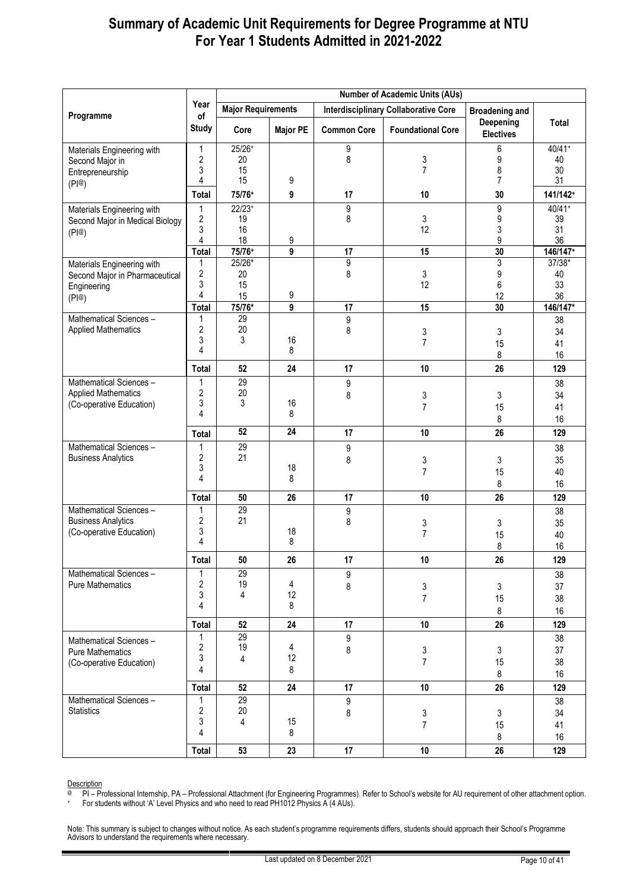# Summary of Academic Unit Requirements for Degree Programme at NTU For Year 1 Students Admitted in 2021-2022

| Programme | Year of Study | Number of Academic Units (AUs) | | | | | |
|---|---|---|---|---|---|---|---|
| | | Major Requirements | | Interdisciplinary Collaborative Core | | Broadening and Deepening Electives | Total |
| | | Core | Major PE | Common Core | Foundational Core | | |
| Materials Engineering with Second Major in Entrepreneurship (PI@) | 1 | 25/26+ | | 9 | | 6 | 40/41+ |
| | 2 | 20 | | 8 | 3 | 9 | 40 |
| | 3 | 15 | | | 7 | 8 | 30 |
| | 4 | 15 | 9 | | | 7 | 31 |
| | **Total** | **75/76+** | **9** | **17** | **10** | **30** | **141/142+** |
| Materials Engineering with Second Major in Medical Biology (PI@) | 1 | 22/23+ | | 9 | | 9 | 40/41+ |
| | 2 | 19 | | 8 | 3 | 9 | 39 |
| | 3 | 16 | | | 12 | 3 | 31 |
| | 4 | 18 | 9 | | | 9 | 36 |
| | **Total** | **75/76+** | **9** | **17** | **15** | **30** | **146/147+** |
| Materials Engineering with Second Major in Pharmaceutical Engineering (PI@) | 1 | 25/26* | | 9 | | 3 | 37/38* |
| | 2 | 20 | | 8 | 3 | 9 | 40 |
| | 3 | 15 | | | 12 | 6 | 33 |
| | 4 | 15 | 9 | | | 12 | 36 |
| | **Total** | **75/76*** | **9** | **17** | **15** | **30** | **146/147*** |
| Mathematical Sciences – Applied Mathematics | 1 | 29 | | 9 | | | 38 |
| | 2 | 20 | | 8 | 3 | 3 | 34 |
| | 3 | 3 | 16 | | 7 | 15 | 41 |
| | 4 | | 8 | | | 8 | 16 |
| | **Total** | **52** | **24** | **17** | **10** | **26** | **129** |
| Mathematical Sciences – Applied Mathematics (Co-operative Education) | 1 | 29 | | 9 | | | 38 |
| | 2 | 20 | | 8 | 3 | 3 | 34 |
| | 3 | 3 | 16 | | 7 | 15 | 41 |
| | 4 | | 8 | | | 8 | 16 |
| | **Total** | **52** | **24** | **17** | **10** | **26** | **129** |
| Mathematical Sciences – Business Analytics | 1 | 29 | | 9 | | | 38 |
| | 2 | 21 | | 8 | 3 | 3 | 35 |
| | 3 | | 18 | | 7 | 15 | 40 |
| | 4 | | 8 | | | 8 | 16 |
| | **Total** | **50** | **26** | **17** | **10** | **26** | **129** |
| Mathematical Sciences – Business Analytics (Co-operative Education) | 1 | 29 | | 9 | | | 38 |
| | 2 | 21 | | 8 | 3 | 3 | 35 |
| | 3 | | 18 | | 7 | 15 | 40 |
| | 4 | | 8 | | | 8 | 16 |
| | **Total** | **50** | **26** | **17** | **10** | **26** | **129** |
| Mathematical Sciences – Pure Mathematics | 1 | 29 | | 9 | | | 38 |
| | 2 | 19 | 4 | 8 | 3 | 3 | 37 |
| | 3 | 4 | 12 | | 7 | 15 | 38 |
| | 4 | | 8 | | | 8 | 16 |
| | **Total** | **52** | **24** | **17** | **10** | **26** | **129** |
| Mathematical Sciences – Pure Mathematics (Co-operative Education) | 1 | 29 | | 9 | | | 38 |
| | 2 | 19 | 4 | 8 | 3 | 3 | 37 |
| | 3 | 4 | 12 | | 7 | 15 | 38 |
| | 4 | | 8 | | | 8 | 16 |
| | **Total** | **52** | **24** | **17** | **10** | **26** | **129** |
| Mathematical Sciences – Statistics | 1 | 29 | | 9 | | | 38 |
| | 2 | 20 | | 8 | 3 | 3 | 34 |
| | 3 | 4 | 15 | | 7 | 15 | 41 |
| | 4 | | 8 | | | 8 | 16 |
| | **Total** | **53** | **23** | **17** | **10** | **26** | **129** |

Description

@ PI – Professional Internship, PA – Professional Attachment (for Engineering Programmes). Refer to School's website for AU requirement of other attachment option.

+ For students without 'A' Level Physics and who need to read PH1012 Physics A (4 AUs).

Note: This summary is subject to changes without notice. As each student's programme requirements differs, students should approach their School's Programme Advisors to understand the requirements where necessary.

Last updated on 8 December 2021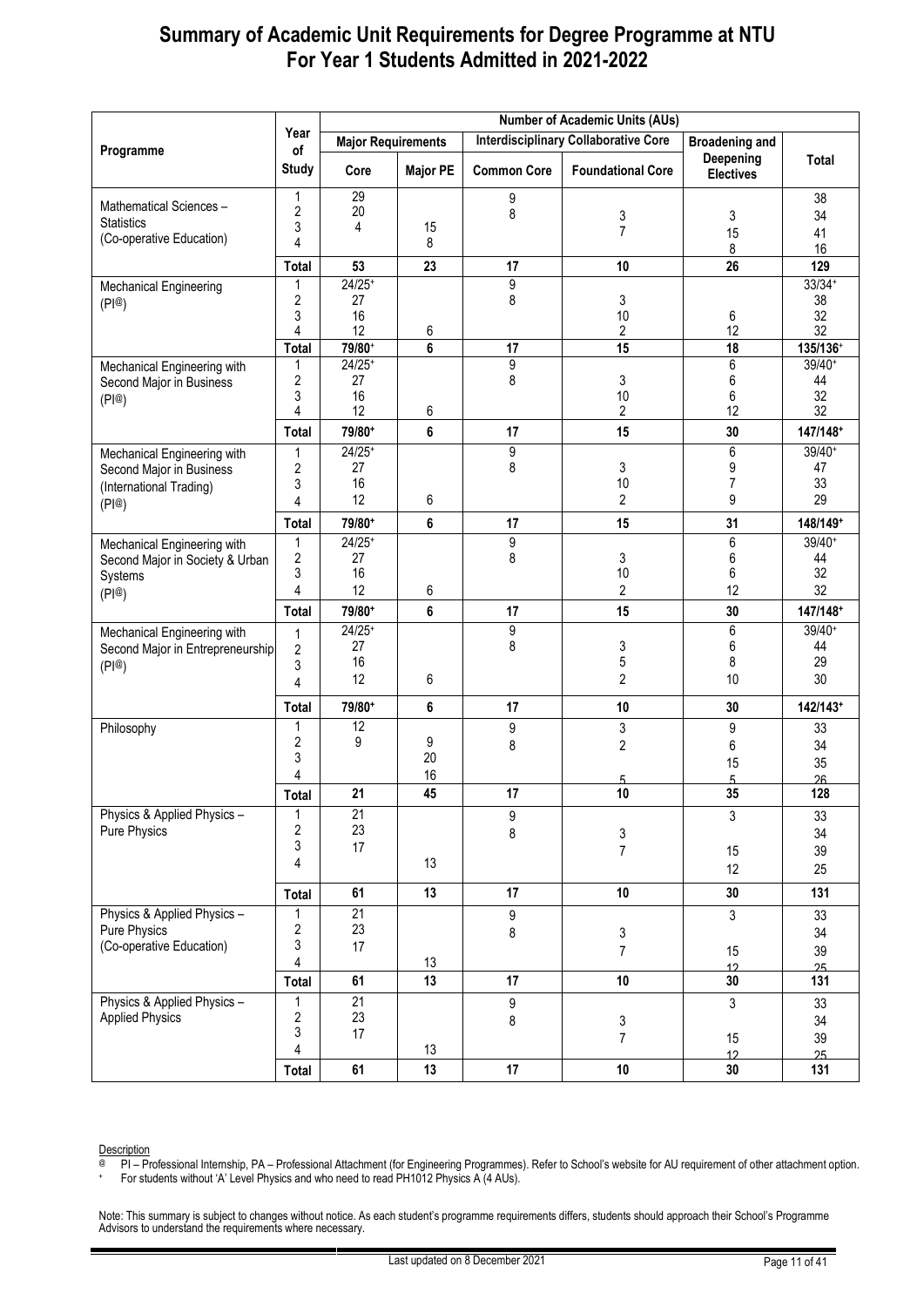# Summary of Academic Unit Requirements for Degree Programme at NTU For Year 1 Students Admitted in 2021-2022

| Programme | Year of Study | Number of Academic Units (AUs) | | | | | |
|---|---|---|---|---|---|---|---|
| | | Major Requirements | | Interdisciplinary Collaborative Core | | Broadening and Deepening Electives | Total |
| | | Core | Major PE | Common Core | Foundational Core | | |
| Mathematical Sciences – Statistics (Co-operative Education) | 1 | 29 | | 9 | | | 38 |
| | 2 | 20 | | 8 | 3 | 3 | 34 |
| | 3 | 4 | 15 | | 7 | 15 | 41 |
| | 4 | | 8 | | | 8 | 16 |
| | Total | 53 | 23 | 17 | 10 | 26 | 129 |
| Mechanical Engineering (PI@) | 1 | 24/25+ | | 9 | | | 33/34+ |
| | 2 | 27 | | 8 | 3 | | 38 |
| | 3 | 16 | | | 10 | 6 | 32 |
| | 4 | 12 | 6 | | 2 | 12 | 32 |
| | Total | 79/80+ | 6 | 17 | 15 | 18 | 135/136+ |
| Mechanical Engineering with Second Major in Business (PI@) | 1 | 24/25+ | | 9 | | 6 | 39/40+ |
| | 2 | 27 | | 8 | 3 | 6 | 44 |
| | 3 | 16 | | | 10 | 6 | 32 |
| | 4 | 12 | 6 | | 2 | 12 | 32 |
| | Total | 79/80+ | 6 | 17 | 15 | 30 | 147/148+ |
| Mechanical Engineering with Second Major in Business (International Trading) (PI@) | 1 | 24/25+ | | 9 | | 6 | 39/40+ |
| | 2 | 27 | | 8 | 3 | 9 | 47 |
| | 3 | 16 | | | 10 | 7 | 33 |
| | 4 | 12 | 6 | | 2 | 9 | 29 |
| | Total | 79/80+ | 6 | 17 | 15 | 31 | 148/149+ |
| Mechanical Engineering with Second Major in Society & Urban Systems (PI@) | 1 | 24/25+ | | 9 | | 6 | 39/40+ |
| | 2 | 27 | | 8 | 3 | 6 | 44 |
| | 3 | 16 | | | 10 | 6 | 32 |
| | 4 | 12 | 6 | | 2 | 12 | 32 |
| | Total | 79/80+ | 6 | 17 | 15 | 30 | 147/148+ |
| Mechanical Engineering with Second Major in Entrepreneurship (PI@) | 1 | 24/25+ | | 9 | | 6 | 39/40+ |
| | 2 | 27 | | 8 | 3 | 6 | 44 |
| | 3 | 16 | | | 5 | 8 | 29 |
| | 4 | 12 | 6 | | 2 | 10 | 30 |
| | Total | 79/80+ | 6 | 17 | 10 | 30 | 142/143+ |
| Philosophy | 1 | 12 | | 9 | 3 | 9 | 33 |
| | 2 | 9 | 9 | 8 | 2 | 6 | 34 |
| | 3 | | 20 | | | 15 | 35 |
| | 4 | | 16 | | 5 | 5 | 26 |
| | Total | 21 | 45 | 17 | 10 | 35 | 128 |
| Physics & Applied Physics – Pure Physics | 1 | 21 | | 9 | | 3 | 33 |
| | 2 | 23 | | 8 | 3 | | 34 |
| | 3 | 17 | | | 7 | 15 | 39 |
| | 4 | | 13 | | | 12 | 25 |
| | Total | 61 | 13 | 17 | 10 | 30 | 131 |
| Physics & Applied Physics – Pure Physics (Co-operative Education) | 1 | 21 | | 9 | | 3 | 33 |
| | 2 | 23 | | 8 | 3 | | 34 |
| | 3 | 17 | | | 7 | 15 | 39 |
| | 4 | | 13 | | | 12 | 25 |
| | Total | 61 | 13 | 17 | 10 | 30 | 131 |
| Physics & Applied Physics – Applied Physics | 1 | 21 | | 9 | | 3 | 33 |
| | 2 | 23 | | 8 | 3 | | 34 |
| | 3 | 17 | | | 7 | 15 | 39 |
| | 4 | | 13 | | | 12 | 25 |
| | Total | 61 | 13 | 17 | 10 | 30 | 131 |

Description

@ PI – Professional Internship, PA – Professional Attachment (for Engineering Programmes). Refer to School's website for AU requirement of other attachment option.

+ For students without 'A' Level Physics and who need to read PH1012 Physics A (4 AUs).

Note: This summary is subject to changes without notice. As each student's programme requirements differs, students should approach their School's Programme Advisors to understand the requirements where necessary.

Last updated on 8 December 2021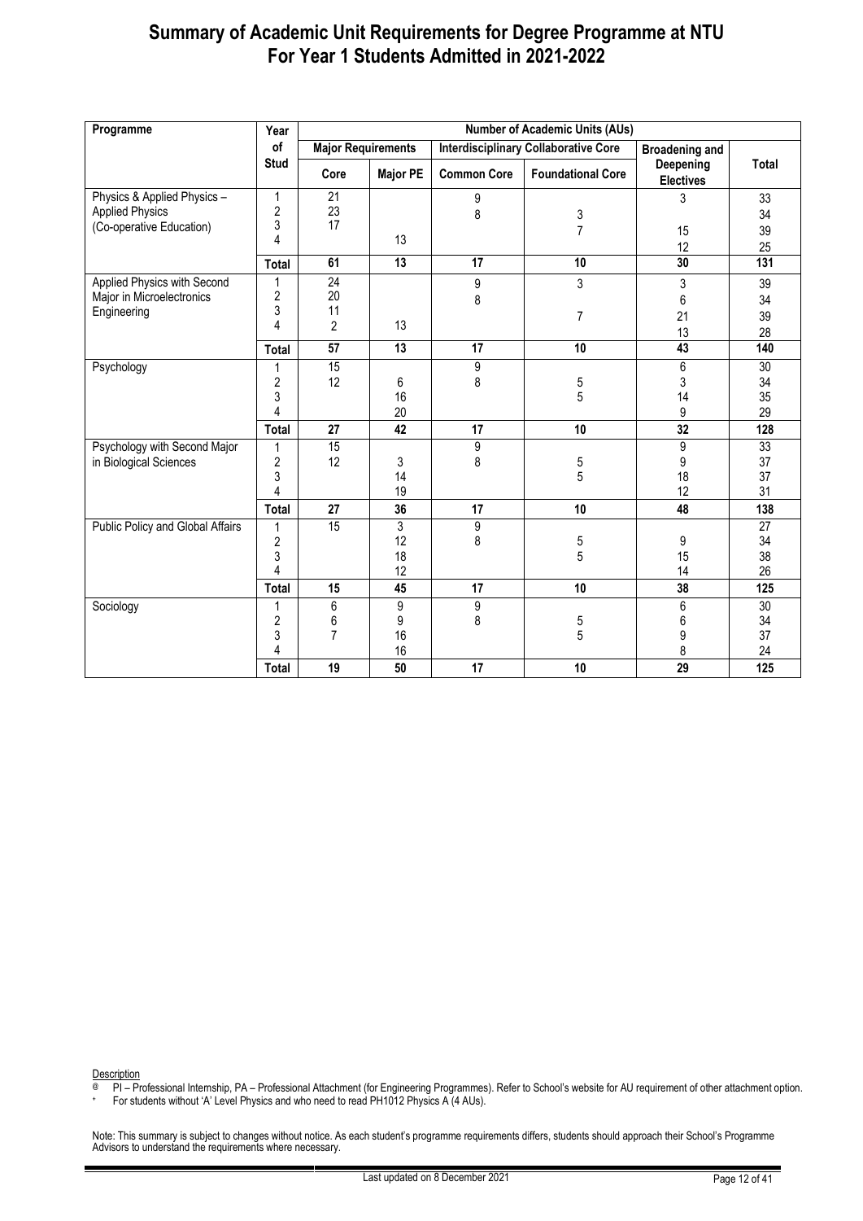# Summary of Academic Unit Requirements for Degree Programme at NTU For Year 1 Students Admitted in 2021-2022

| Programme | Year of Stud | Number of Academic Units (AUs) | | | | | |
|---|---|---|---|---|---|---|---|
| | | Major Requirements | | Interdisciplinary Collaborative Core | | Broadening and Deepening Electives | Total |
| | | Core | Major PE | Common Core | Foundational Core | | |
| Physics & Applied Physics – Applied Physics (Co-operative Education) | 1 | 21 | | 9 | | 3 | 33 |
| | 2 | 23 | | 8 | 3 | | 34 |
| | 3 | 17 | | | 7 | 15 | 39 |
| | 4 | | 13 | | | 12 | 25 |
| | **Total** | **61** | **13** | **17** | **10** | **30** | **131** |
| Applied Physics with Second Major in Microelectronics Engineering | 1 | 24 | | 9 | 3 | 3 | 39 |
| | 2 | 20 | | 8 | | 6 | 34 |
| | 3 | 11 | | | 7 | 21 | 39 |
| | 4 | 2 | 13 | | | 13 | 28 |
| | **Total** | **57** | **13** | **17** | **10** | **43** | **140** |
| Psychology | 1 | 15 | | 9 | | 6 | 30 |
| | 2 | 12 | 6 | 8 | 5 | 3 | 34 |
| | 3 | | 16 | | 5 | 14 | 35 |
| | 4 | | 20 | | | 9 | 29 |
| | **Total** | **27** | **42** | **17** | **10** | **32** | **128** |
| Psychology with Second Major in Biological Sciences | 1 | 15 | | 9 | | 9 | 33 |
| | 2 | 12 | 3 | 8 | 5 | 9 | 37 |
| | 3 | | 14 | | 5 | 18 | 37 |
| | 4 | | 19 | | | 12 | 31 |
| | **Total** | **27** | **36** | **17** | **10** | **48** | **138** |
| Public Policy and Global Affairs | 1 | 15 | 3 | 9 | | | 27 |
| | 2 | | 12 | 8 | 5 | 9 | 34 |
| | 3 | | 18 | | 5 | 15 | 38 |
| | 4 | | 12 | | | 14 | 26 |
| | **Total** | **15** | **45** | **17** | **10** | **38** | **125** |
| Sociology | 1 | 6 | 9 | 9 | | 6 | 30 |
| | 2 | 6 | 9 | 8 | 5 | 6 | 34 |
| | 3 | 7 | 16 | | 5 | 9 | 37 |
| | 4 | | 16 | | | 8 | 24 |
| | **Total** | **19** | **50** | **17** | **10** | **29** | **125** |

Description

@ PI – Professional Internship, PA – Professional Attachment (for Engineering Programmes). Refer to School's website for AU requirement of other attachment option.

+ For students without 'A' Level Physics and who need to read PH1012 Physics A (4 AUs).

Note: This summary is subject to changes without notice. As each student's programme requirements differs, students should approach their School's Programme Advisors to understand the requirements where necessary.

Last updated on 8 December 2021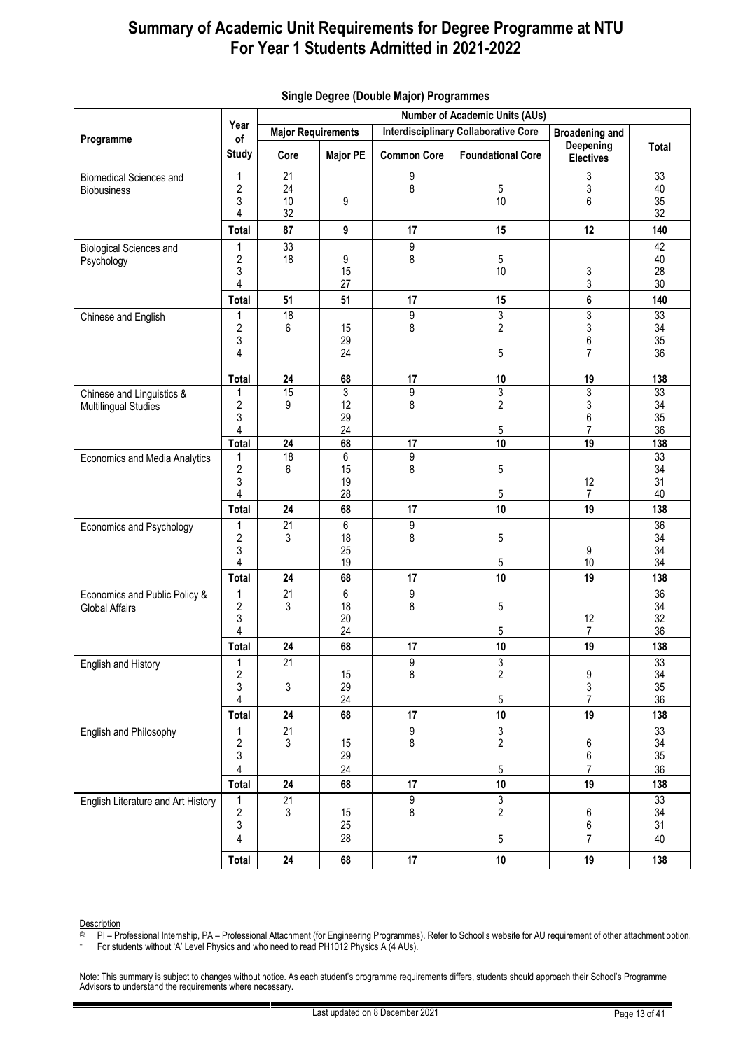# Summary of Academic Unit Requirements for Degree Programme at NTU For Year 1 Students Admitted in 2021-2022

## Single Degree (Double Major) Programmes

| Programme | Year of Study | Number of Academic Units (AUs) | | | | | |
|---|---|---|---|---|---|---|---|
| | | Major Requirements | | Interdisciplinary Collaborative Core | | Broadening and Deepening Electives | Total |
| | | Core | Major PE | Common Core | Foundational Core | | |
| Biomedical Sciences and Biobusiness | 1 | 21 | | 9 | | 3 | 33 |
| | 2 | 24 | | 8 | 5 | 3 | 40 |
| | 3 | 10 | 9 | | 10 | 6 | 35 |
| | 4 | 32 | | | | | 32 |
| | **Total** | **87** | **9** | **17** | **15** | **12** | **140** |
| Biological Sciences and Psychology | 1 | 33 | | 9 | | | 42 |
| | 2 | 18 | 9 | 8 | 5 | | 40 |
| | 3 | | 15 | | 10 | 3 | 28 |
| | 4 | | 27 | | | 3 | 30 |
| | **Total** | **51** | **51** | **17** | **15** | **6** | **140** |
| Chinese and English | 1 | 18 | | 9 | 3 | 3 | 33 |
| | 2 | 6 | 15 | 8 | 2 | 3 | 34 |
| | 3 | | 29 | | | 6 | 35 |
| | 4 | | 24 | | 5 | 7 | 36 |
| | **Total** | **24** | **68** | **17** | **10** | **19** | **138** |
| Chinese and Linguistics & Multilingual Studies | 1 | 15 | 3 | 9 | 3 | 3 | 33 |
| | 2 | 9 | 12 | 8 | 2 | 3 | 34 |
| | 3 | | 29 | | | 6 | 35 |
| | 4 | | 24 | | 5 | 7 | 36 |
| | **Total** | **24** | **68** | **17** | **10** | **19** | **138** |
| Economics and Media Analytics | 1 | 18 | 6 | 9 | | | 33 |
| | 2 | 6 | 15 | 8 | 5 | | 34 |
| | 3 | | 19 | | | 12 | 31 |
| | 4 | | 28 | | 5 | 7 | 40 |
| | **Total** | **24** | **68** | **17** | **10** | **19** | **138** |
| Economics and Psychology | 1 | 21 | 6 | 9 | | | 36 |
| | 2 | 3 | 18 | 8 | 5 | | 34 |
| | 3 | | 25 | | | 9 | 34 |
| | 4 | | 19 | | 5 | 10 | 34 |
| | **Total** | **24** | **68** | **17** | **10** | **19** | **138** |
| Economics and Public Policy & Global Affairs | 1 | 21 | 6 | 9 | | | 36 |
| | 2 | 3 | 18 | 8 | 5 | | 34 |
| | 3 | | 20 | | | 12 | 32 |
| | 4 | | 24 | | 5 | 7 | 36 |
| | **Total** | **24** | **68** | **17** | **10** | **19** | **138** |
| English and History | 1 | 21 | | 9 | 3 | | 33 |
| | 2 | | 15 | 8 | 2 | 9 | 34 |
| | 3 | 3 | 29 | | | 3 | 35 |
| | 4 | | 24 | | 5 | 7 | 36 |
| | **Total** | **24** | **68** | **17** | **10** | **19** | **138** |
| English and Philosophy | 1 | 21 | | 9 | 3 | | 33 |
| | 2 | 3 | 15 | 8 | 2 | 6 | 34 |
| | 3 | | 29 | | | 6 | 35 |
| | 4 | | 24 | | 5 | 7 | 36 |
| | **Total** | **24** | **68** | **17** | **10** | **19** | **138** |
| English Literature and Art History | 1 | 21 | | 9 | 3 | | 33 |
| | 2 | 3 | 15 | 8 | 2 | 6 | 34 |
| | 3 | | 25 | | | 6 | 31 |
| | 4 | | 28 | | 5 | 7 | 40 |
| | **Total** | **24** | **68** | **17** | **10** | **19** | **138** |

Description

@ PI – Professional Internship, PA – Professional Attachment (for Engineering Programmes). Refer to School's website for AU requirement of other attachment option.

+ For students without 'A' Level Physics and who need to read PH1012 Physics A (4 AUs).

Note: This summary is subject to changes without notice. As each student's programme requirements differs, students should approach their School's Programme Advisors to understand the requirements where necessary.

Last updated on 8 December 2021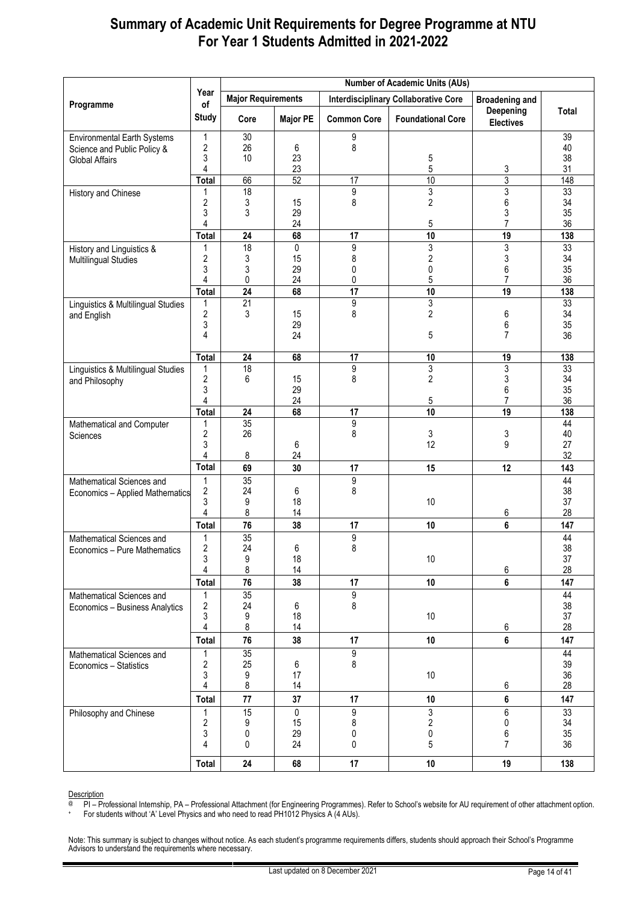# Summary of Academic Unit Requirements for Degree Programme at NTU
# For Year 1 Students Admitted in 2021-2022

| Programme | Year of Study | Number of Academic Units (AUs) | | | | | |
|---|---|---|---|---|---|---|---|
| | | Major Requirements | | Interdisciplinary Collaborative Core | | Broadening and Deepening Electives | Total |
| | | Core | Major PE | Common Core | Foundational Core | | |
| Environmental Earth Systems Science and Public Policy & Global Affairs | 1 | 30 | | 9 | | | 39 |
| | 2 | 26 | 6 | 8 | | | 40 |
| | 3 | 10 | 23 | | 5 | | 38 |
| | 4 | | 23 | | 5 | 3 | 31 |
| | **Total** | 66 | 52 | 17 | 10 | 3 | 148 |
| History and Chinese | 1 | 18 | | 9 | 3 | 3 | 33 |
| | 2 | 3 | 15 | 8 | 2 | 6 | 34 |
| | 3 | 3 | 29 | | | 3 | 35 |
| | 4 | | 24 | | 5 | 7 | 36 |
| | **Total** | **24** | **68** | **17** | **10** | **19** | **138** |
| History and Linguistics & Multilingual Studies | 1 | 18 | 0 | 9 | 3 | 3 | 33 |
| | 2 | 3 | 15 | 8 | 2 | 3 | 34 |
| | 3 | 3 | 29 | 0 | 0 | 6 | 35 |
| | 4 | 0 | 24 | 0 | 5 | 7 | 36 |
| | **Total** | **24** | **68** | **17** | **10** | **19** | **138** |
| Linguistics & Multilingual Studies and English | 1 | 21 | | 9 | 3 | | 33 |
| | 2 | 3 | 15 | 8 | 2 | 6 | 34 |
| | 3 | | 29 | | | 6 | 35 |
| | 4 | | 24 | | 5 | 7 | 36 |
| | **Total** | **24** | **68** | **17** | **10** | **19** | **138** |
| Linguistics & Multilingual Studies and Philosophy | 1 | 18 | | 9 | 3 | 3 | 33 |
| | 2 | 6 | 15 | 8 | 2 | 3 | 34 |
| | 3 | | 29 | | | 6 | 35 |
| | 4 | | 24 | | 5 | 7 | 36 |
| | **Total** | **24** | **68** | **17** | **10** | **19** | **138** |
| Mathematical and Computer Sciences | 1 | 35 | | 9 | | | 44 |
| | 2 | 26 | | 8 | 3 | 3 | 40 |
| | 3 | | 6 | | 12 | 9 | 27 |
| | 4 | 8 | 24 | | | | 32 |
| | **Total** | **69** | **30** | **17** | **15** | **12** | **143** |
| Mathematical Sciences and Economics – Applied Mathematics | 1 | 35 | | 9 | | | 44 |
| | 2 | 24 | 6 | 8 | | | 38 |
| | 3 | 9 | 18 | | 10 | | 37 |
| | 4 | 8 | 14 | | | 6 | 28 |
| | **Total** | **76** | **38** | **17** | **10** | **6** | **147** |
| Mathematical Sciences and Economics – Pure Mathematics | 1 | 35 | | 9 | | | 44 |
| | 2 | 24 | 6 | 8 | | | 38 |
| | 3 | 9 | 18 | | 10 | | 37 |
| | 4 | 8 | 14 | | | 6 | 28 |
| | **Total** | **76** | **38** | **17** | **10** | **6** | **147** |
| Mathematical Sciences and Economics – Business Analytics | 1 | 35 | | 9 | | | 44 |
| | 2 | 24 | 6 | 8 | | | 38 |
| | 3 | 9 | 18 | | 10 | | 37 |
| | 4 | 8 | 14 | | | 6 | 28 |
| | **Total** | **76** | **38** | **17** | **10** | **6** | **147** |
| Mathematical Sciences and Economics – Statistics | 1 | 35 | | 9 | | | 44 |
| | 2 | 25 | 6 | 8 | | | 39 |
| | 3 | 9 | 17 | | 10 | | 36 |
| | 4 | 8 | 14 | | | 6 | 28 |
| | **Total** | **77** | **37** | **17** | **10** | **6** | **147** |
| Philosophy and Chinese | 1 | 15 | 0 | 9 | 3 | 6 | 33 |
| | 2 | 9 | 15 | 8 | 2 | 0 | 34 |
| | 3 | 0 | 29 | 0 | 0 | 6 | 35 |
| | 4 | 0 | 24 | 0 | 5 | 7 | 36 |
| | **Total** | **24** | **68** | **17** | **10** | **19** | **138** |

Description

@ PI – Professional Internship, PA – Professional Attachment (for Engineering Programmes). Refer to School's website for AU requirement of other attachment option.

+ For students without 'A' Level Physics and who need to read PH1012 Physics A (4 AUs).

Note: This summary is subject to changes without notice. As each student's programme requirements differs, students should approach their School's Programme Advisors to understand the requirements where necessary.

Last updated on 8 December 2021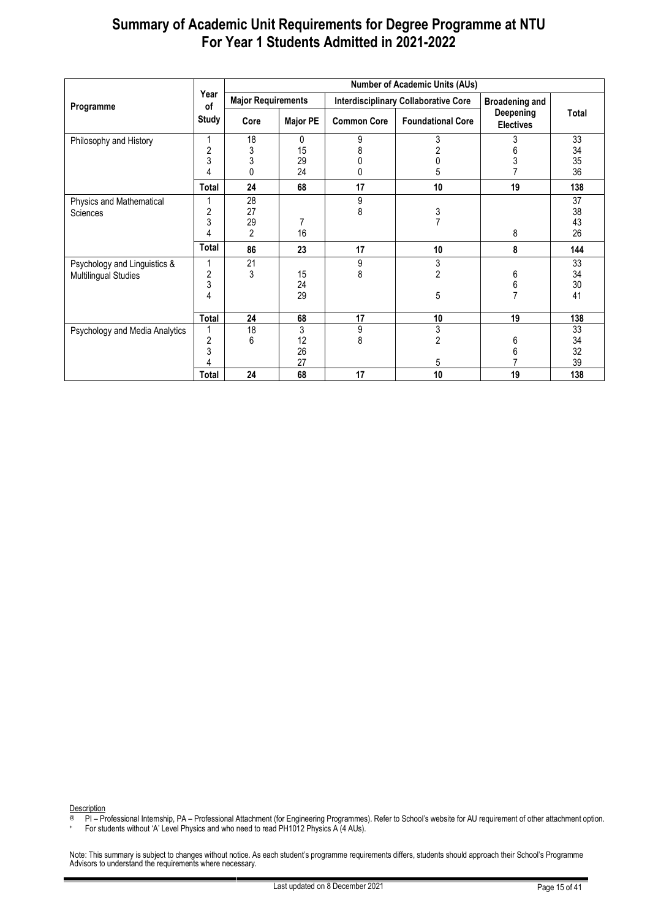# Summary of Academic Unit Requirements for Degree Programme at NTU For Year 1 Students Admitted in 2021-2022

| Programme | Year of Study | Number of Academic Units (AUs) | | | | | |
|---|---|---|---|---|---|---|---|
| | | Major Requirements | | Interdisciplinary Collaborative Core | | Broadening and Deepening Electives | Total |
| | | Core | Major PE | Common Core | Foundational Core | | |
| Philosophy and History | 1 | 18 | 0 | 9 | 3 | 3 | 33 |
| | 2 | 3 | 15 | 8 | 2 | 6 | 34 |
| | 3 | 3 | 29 | 0 | 0 | 3 | 35 |
| | 4 | 0 | 24 | 0 | 5 | 7 | 36 |
| | **Total** | **24** | **68** | **17** | **10** | **19** | **138** |
| Physics and Mathematical Sciences | 1 | 28 | | 9 | | | 37 |
| | 2 | 27 | | 8 | 3 | | 38 |
| | 3 | 29 | 7 | | 7 | | 43 |
| | 4 | 2 | 16 | | | 8 | 26 |
| | **Total** | **86** | **23** | **17** | **10** | **8** | **144** |
| Psychology and Linguistics & Multilingual Studies | 1 | 21 | | 9 | 3 | | 33 |
| | 2 | 3 | 15 | 8 | 2 | 6 | 34 |
| | 3 | | 24 | | | 6 | 30 |
| | 4 | | 29 | | 5 | 7 | 41 |
| | **Total** | **24** | **68** | **17** | **10** | **19** | **138** |
| Psychology and Media Analytics | 1 | 18 | 3 | 9 | 3 | | 33 |
| | 2 | 6 | 12 | 8 | 2 | 6 | 34 |
| | 3 | | 26 | | | 6 | 32 |
| | 4 | | 27 | | 5 | 7 | 39 |
| | **Total** | **24** | **68** | **17** | **10** | **19** | **138** |

Description

@ PI – Professional Internship, PA – Professional Attachment (for Engineering Programmes). Refer to School's website for AU requirement of other attachment option.

+ For students without 'A' Level Physics and who need to read PH1012 Physics A (4 AUs).

Note: This summary is subject to changes without notice. As each student's programme requirements differs, students should approach their School's Programme Advisors to understand the requirements where necessary.

Last updated on 8 December 2021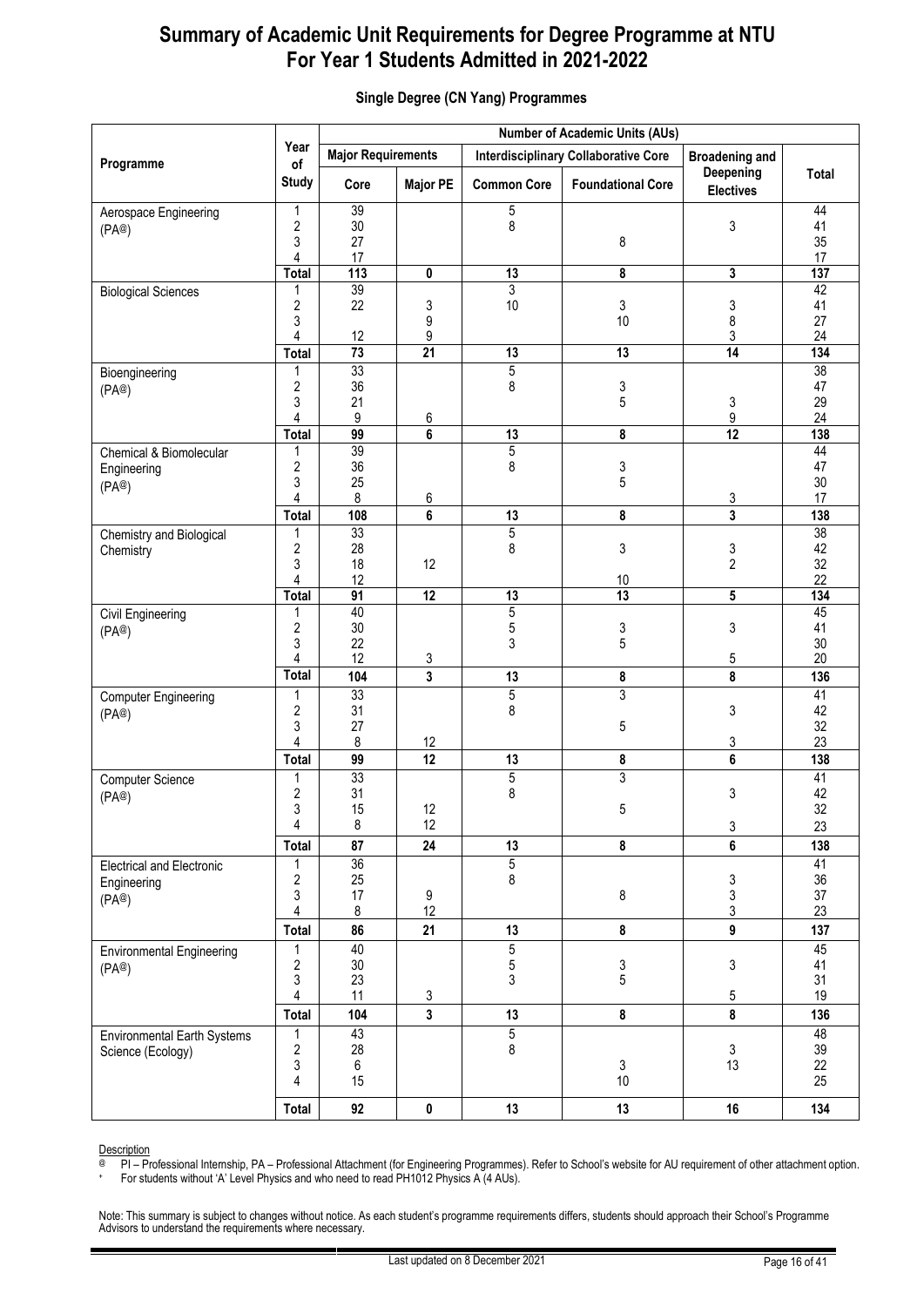# Summary of Academic Unit Requirements for Degree Programme at NTU For Year 1 Students Admitted in 2021-2022

### Single Degree (CN Yang) Programmes

| Programme | Year of Study | Number of Academic Units (AUs) | | | | | |
|---|---|---|---|---|---|---|---|
| | | Major Requirements | | Interdisciplinary Collaborative Core | | Broadening and Deepening Electives | Total |
| | | Core | Major PE | Common Core | Foundational Core | | |
| Aerospace Engineering (PA@) | 1 | 39 | | 5 | | | 44 |
| | 2 | 30 | | 8 | | 3 | 41 |
| | 3 | 27 | | | 8 | | 35 |
| | 4 | 17 | | | | | 17 |
| | **Total** | **113** | **0** | **13** | **8** | **3** | **137** |
| Biological Sciences | 1 | 39 | | 3 | | | 42 |
| | 2 | 22 | 3 | 10 | 3 | 3 | 41 |
| | 3 | | 9 | | 10 | 8 | 27 |
| | 4 | 12 | 9 | | | 3 | 24 |
| | **Total** | **73** | **21** | **13** | **13** | **14** | **134** |
| Bioengineering (PA@) | 1 | 33 | | 5 | | | 38 |
| | 2 | 36 | | 8 | 3 | | 47 |
| | 3 | 21 | | | 5 | 3 | 29 |
| | 4 | 9 | 6 | | | 9 | 24 |
| | **Total** | **99** | **6** | **13** | **8** | **12** | **138** |
| Chemical & Biomolecular Engineering (PA@) | 1 | 39 | | 5 | | | 44 |
| | 2 | 36 | | 8 | 3 | | 47 |
| | 3 | 25 | | | 5 | | 30 |
| | 4 | 8 | 6 | | | 3 | 17 |
| | **Total** | **108** | **6** | **13** | **8** | **3** | **138** |
| Chemistry and Biological Chemistry | 1 | 33 | | 5 | | | 38 |
| | 2 | 28 | | 8 | 3 | 3 | 42 |
| | 3 | 18 | 12 | | | 2 | 32 |
| | 4 | 12 | | | 10 | | 22 |
| | **Total** | **91** | **12** | **13** | **13** | **5** | **134** |
| Civil Engineering (PA@) | 1 | 40 | | 5 | | | 45 |
| | 2 | 30 | | 5 | 3 | 3 | 41 |
| | 3 | 22 | | 3 | 5 | | 30 |
| | 4 | 12 | 3 | | | 5 | 20 |
| | **Total** | **104** | **3** | **13** | **8** | **8** | **136** |
| Computer Engineering (PA@) | 1 | 33 | | 5 | 3 | | 41 |
| | 2 | 31 | | 8 | | 3 | 42 |
| | 3 | 27 | | | 5 | | 32 |
| | 4 | 8 | 12 | | | 3 | 23 |
| | **Total** | **99** | **12** | **13** | **8** | **6** | **138** |
| Computer Science (PA@) | 1 | 33 | | 5 | 3 | | 41 |
| | 2 | 31 | | 8 | | 3 | 42 |
| | 3 | 15 | 12 | | 5 | | 32 |
| | 4 | 8 | 12 | | | 3 | 23 |
| | **Total** | **87** | **24** | **13** | **8** | **6** | **138** |
| Electrical and Electronic Engineering (PA@) | 1 | 36 | | 5 | | | 41 |
| | 2 | 25 | | 8 | | 3 | 36 |
| | 3 | 17 | 9 | | 8 | 3 | 37 |
| | 4 | 8 | 12 | | | 3 | 23 |
| | **Total** | **86** | **21** | **13** | **8** | **9** | **137** |
| Environmental Engineering (PA@) | 1 | 40 | | 5 | | | 45 |
| | 2 | 30 | | 5 | 3 | 3 | 41 |
| | 3 | 23 | | 3 | 5 | | 31 |
| | 4 | 11 | 3 | | | 5 | 19 |
| | **Total** | **104** | **3** | **13** | **8** | **8** | **136** |
| Environmental Earth Systems Science (Ecology) | 1 | 43 | | 5 | | | 48 |
| | 2 | 28 | | 8 | | 3 | 39 |
| | 3 | 6 | | | 3 | 13 | 22 |
| | 4 | 15 | | | 10 | | 25 |
| | **Total** | **92** | **0** | **13** | **13** | **16** | **134** |

Description

@ PI – Professional Internship, PA – Professional Attachment (for Engineering Programmes). Refer to School's website for AU requirement of other attachment option.

\+ For students without 'A' Level Physics and who need to read PH1012 Physics A (4 AUs).

Note: This summary is subject to changes without notice. As each student's programme requirements differs, students should approach their School's Programme Advisors to understand the requirements where necessary.

Last updated on 8 December 2021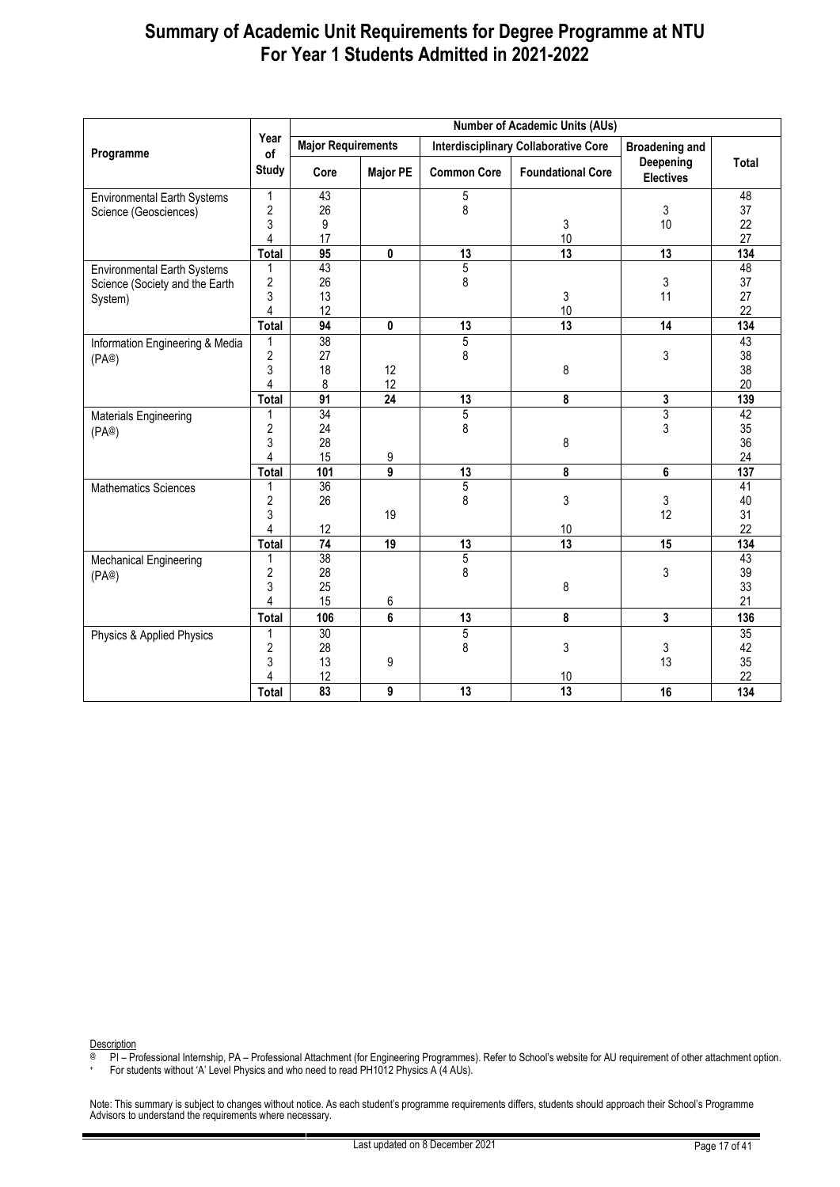# Summary of Academic Unit Requirements for Degree Programme at NTU For Year 1 Students Admitted in 2021-2022

| Programme | Year of Study | Number of Academic Units (AUs) | | | | | |
|---|---|---|---|---|---|---|---|
| | | Major Requirements | | Interdisciplinary Collaborative Core | | Broadening and Deepening Electives | Total |
| | | Core | Major PE | Common Core | Foundational Core | | |
| Environmental Earth Systems Science (Geosciences) | 1 | 43 | | 5 | | | 48 |
| | 2 | 26 | | 8 | | 3 | 37 |
| | 3 | 9 | | | 3 | 10 | 22 |
| | 4 | 17 | | | 10 | | 27 |
| | **Total** | **95** | **0** | **13** | **13** | **13** | **134** |
| Environmental Earth Systems Science (Society and the Earth System) | 1 | 43 | | 5 | | | 48 |
| | 2 | 26 | | 8 | | 3 | 37 |
| | 3 | 13 | | | 3 | 11 | 27 |
| | 4 | 12 | | | 10 | | 22 |
| | **Total** | **94** | **0** | **13** | **13** | **14** | **134** |
| Information Engineering & Media (PA@) | 1 | 38 | | 5 | | | 43 |
| | 2 | 27 | | 8 | | 3 | 38 |
| | 3 | 18 | 12 | | 8 | | 38 |
| | 4 | 8 | 12 | | | | 20 |
| | **Total** | **91** | **24** | **13** | **8** | **3** | **139** |
| Materials Engineering (PA@) | 1 | 34 | | 5 | | 3 | 42 |
| | 2 | 24 | | 8 | | 3 | 35 |
| | 3 | 28 | | | 8 | | 36 |
| | 4 | 15 | 9 | | | | 24 |
| | **Total** | **101** | **9** | **13** | **8** | **6** | **137** |
| Mathematics Sciences | 1 | 36 | | 5 | | | 41 |
| | 2 | 26 | | 8 | 3 | 3 | 40 |
| | 3 | | 19 | | | 12 | 31 |
| | 4 | 12 | | | 10 | | 22 |
| | **Total** | **74** | **19** | **13** | **13** | **15** | **134** |
| Mechanical Engineering (PA@) | 1 | 38 | | 5 | | | 43 |
| | 2 | 28 | | 8 | | 3 | 39 |
| | 3 | 25 | | | 8 | | 33 |
| | 4 | 15 | 6 | | | | 21 |
| | **Total** | **106** | **6** | **13** | **8** | **3** | **136** |
| Physics & Applied Physics | 1 | 30 | | 5 | | | 35 |
| | 2 | 28 | | 8 | 3 | 3 | 42 |
| | 3 | 13 | 9 | | | 13 | 35 |
| | 4 | 12 | | | 10 | | 22 |
| | **Total** | **83** | **9** | **13** | **13** | **16** | **134** |

Description

@ PI – Professional Internship, PA – Professional Attachment (for Engineering Programmes). Refer to School's website for AU requirement of other attachment option.

+ For students without 'A' Level Physics and who need to read PH1012 Physics A (4 AUs).

Note: This summary is subject to changes without notice. As each student's programme requirements differs, students should approach their School's Programme Advisors to understand the requirements where necessary.

Last updated on 8 December 2021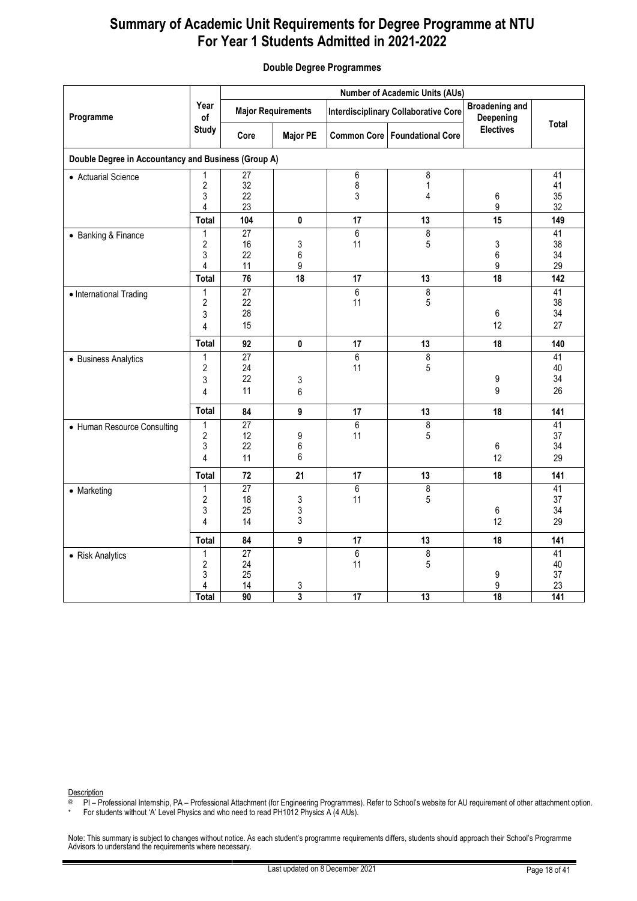# Summary of Academic Unit Requirements for Degree Programme at NTU For Year 1 Students Admitted in 2021-2022

### Double Degree Programmes

| Programme | Year of Study | Number of Academic Units (AUs) | | | | | |
|---|---|---|---|---|---|---|---|
| | | Major Requirements | | Interdisciplinary Collaborative Core | | Broadening and Deepening Electives | Total |
| | | Core | Major PE | Common Core | Foundational Core | | |
| **Double Degree in Accountancy and Business (Group A)** | | | | | | | |
| • Actuarial Science | 1 | 27 | | 6 | 8 | | 41 |
| | 2 | 32 | | 8 | 1 | | 41 |
| | 3 | 22 | | 3 | 4 | 6 | 35 |
| | 4 | 23 | | | | 9 | 32 |
| | **Total** | **104** | **0** | **17** | **13** | **15** | **149** |
| • Banking & Finance | 1 | 27 | | 6 | 8 | | 41 |
| | 2 | 16 | 3 | 11 | 5 | 3 | 38 |
| | 3 | 22 | 6 | | | 6 | 34 |
| | 4 | 11 | 9 | | | 9 | 29 |
| | **Total** | **76** | **18** | **17** | **13** | **18** | **142** |
| • International Trading | 1 | 27 | | 6 | 8 | | 41 |
| | 2 | 22 | | 11 | 5 | | 38 |
| | 3 | 28 | | | | 6 | 34 |
| | 4 | 15 | | | | 12 | 27 |
| | **Total** | **92** | **0** | **17** | **13** | **18** | **140** |
| • Business Analytics | 1 | 27 | | 6 | 8 | | 41 |
| | 2 | 24 | | 11 | 5 | | 40 |
| | 3 | 22 | 3 | | | 9 | 34 |
| | 4 | 11 | 6 | | | 9 | 26 |
| | **Total** | **84** | **9** | **17** | **13** | **18** | **141** |
| • Human Resource Consulting | 1 | 27 | | 6 | 8 | | 41 |
| | 2 | 12 | 9 | 11 | 5 | | 37 |
| | 3 | 22 | 6 | | | 6 | 34 |
| | 4 | 11 | 6 | | | 12 | 29 |
| | **Total** | **72** | **21** | **17** | **13** | **18** | **141** |
| • Marketing | 1 | 27 | | 6 | 8 | | 41 |
| | 2 | 18 | 3 | 11 | 5 | | 37 |
| | 3 | 25 | 3 | | | 6 | 34 |
| | 4 | 14 | 3 | | | 12 | 29 |
| | **Total** | **84** | **9** | **17** | **13** | **18** | **141** |
| • Risk Analytics | 1 | 27 | | 6 | 8 | | 41 |
| | 2 | 24 | | 11 | 5 | | 40 |
| | 3 | 25 | | | | 9 | 37 |
| | 4 | 14 | 3 | | | 9 | 23 |
| | **Total** | **90** | **3** | **17** | **13** | **18** | **141** |

Description

@ PI – Professional Internship, PA – Professional Attachment (for Engineering Programmes). Refer to School's website for AU requirement of other attachment option.

+ For students without 'A' Level Physics and who need to read PH1012 Physics A (4 AUs).

Note: This summary is subject to changes without notice. As each student's programme requirements differs, students should approach their School's Programme Advisors to understand the requirements where necessary.

Last updated on 8 December 2021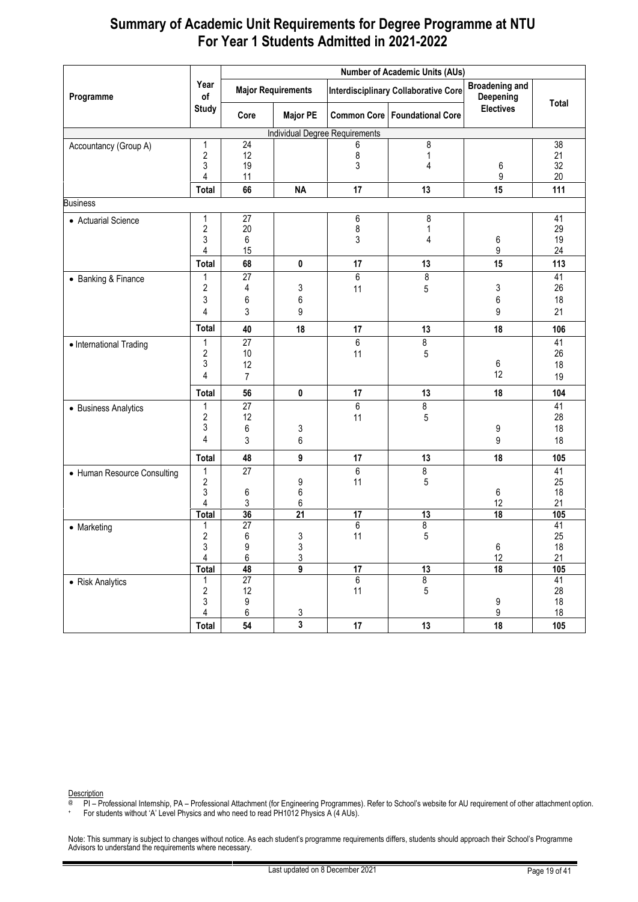# Summary of Academic Unit Requirements for Degree Programme at NTU For Year 1 Students Admitted in 2021-2022

| Programme | Year of Study | Number of Academic Units (AUs) | | | | | |
|---|---|---|---|---|---|---|---|
| | | Major Requirements | | Interdisciplinary Collaborative Core | | Broadening and Deepening Electives | Total |
| | | Core | Major PE | Common Core | Foundational Core | | |
| Individual Degree Requirements | | | | | | | |
| Accountancy (Group A) | 1 | 24 | | 6 | 8 | | 38 |
| | 2 | 12 | | 8 | 1 | | 21 |
| | 3 | 19 | | 3 | 4 | 6 | 32 |
| | 4 | 11 | | | | 9 | 20 |
| | **Total** | **66** | **NA** | **17** | **13** | **15** | **111** |
| Business | | | | | | | |
| • Actuarial Science | 1 | 27 | | 6 | 8 | | 41 |
| | 2 | 20 | | 8 | 1 | | 29 |
| | 3 | 6 | | 3 | 4 | 6 | 19 |
| | 4 | 15 | | | | 9 | 24 |
| | **Total** | **68** | **0** | **17** | **13** | **15** | **113** |
| • Banking & Finance | 1 | 27 | | 6 | 8 | | 41 |
| | 2 | 4 | 3 | 11 | 5 | 3 | 26 |
| | 3 | 6 | 6 | | | 6 | 18 |
| | 4 | 3 | 9 | | | 9 | 21 |
| | **Total** | **40** | **18** | **17** | **13** | **18** | **106** |
| • International Trading | 1 | 27 | | 6 | 8 | | 41 |
| | 2 | 10 | | 11 | 5 | | 26 |
| | 3 | 12 | | | | 6 | 18 |
| | 4 | 7 | | | | 12 | 19 |
| | **Total** | **56** | **0** | **17** | **13** | **18** | **104** |
| • Business Analytics | 1 | 27 | | 6 | 8 | | 41 |
| | 2 | 12 | | 11 | 5 | | 28 |
| | 3 | 6 | 3 | | | 9 | 18 |
| | 4 | 3 | 6 | | | 9 | 18 |
| | **Total** | **48** | **9** | **17** | **13** | **18** | **105** |
| • Human Resource Consulting | 1 | 27 | | 6 | 8 | | 41 |
| | 2 | | 9 | 11 | 5 | | 25 |
| | 3 | 6 | 6 | | | 6 | 18 |
| | 4 | 3 | 6 | | | 12 | 21 |
| | **Total** | **36** | **21** | **17** | **13** | **18** | **105** |
| • Marketing | 1 | 27 | | 6 | 8 | | 41 |
| | 2 | 6 | 3 | 11 | 5 | | 25 |
| | 3 | 9 | 3 | | | 6 | 18 |
| | 4 | 6 | 3 | | | 12 | 21 |
| | **Total** | **48** | **9** | **17** | **13** | **18** | **105** |
| • Risk Analytics | 1 | 27 | | 6 | 8 | | 41 |
| | 2 | 12 | | 11 | 5 | | 28 |
| | 3 | 9 | | | | 9 | 18 |
| | 4 | 6 | 3 | | | 9 | 18 |
| | **Total** | **54** | **3** | **17** | **13** | **18** | **105** |

Description

@ PI – Professional Internship, PA – Professional Attachment (for Engineering Programmes). Refer to School's website for AU requirement of other attachment option.

+ For students without 'A' Level Physics and who need to read PH1012 Physics A (4 AUs).

Note: This summary is subject to changes without notice. As each student's programme requirements differs, students should approach their School's Programme Advisors to understand the requirements where necessary.

Last updated on 8 December 2021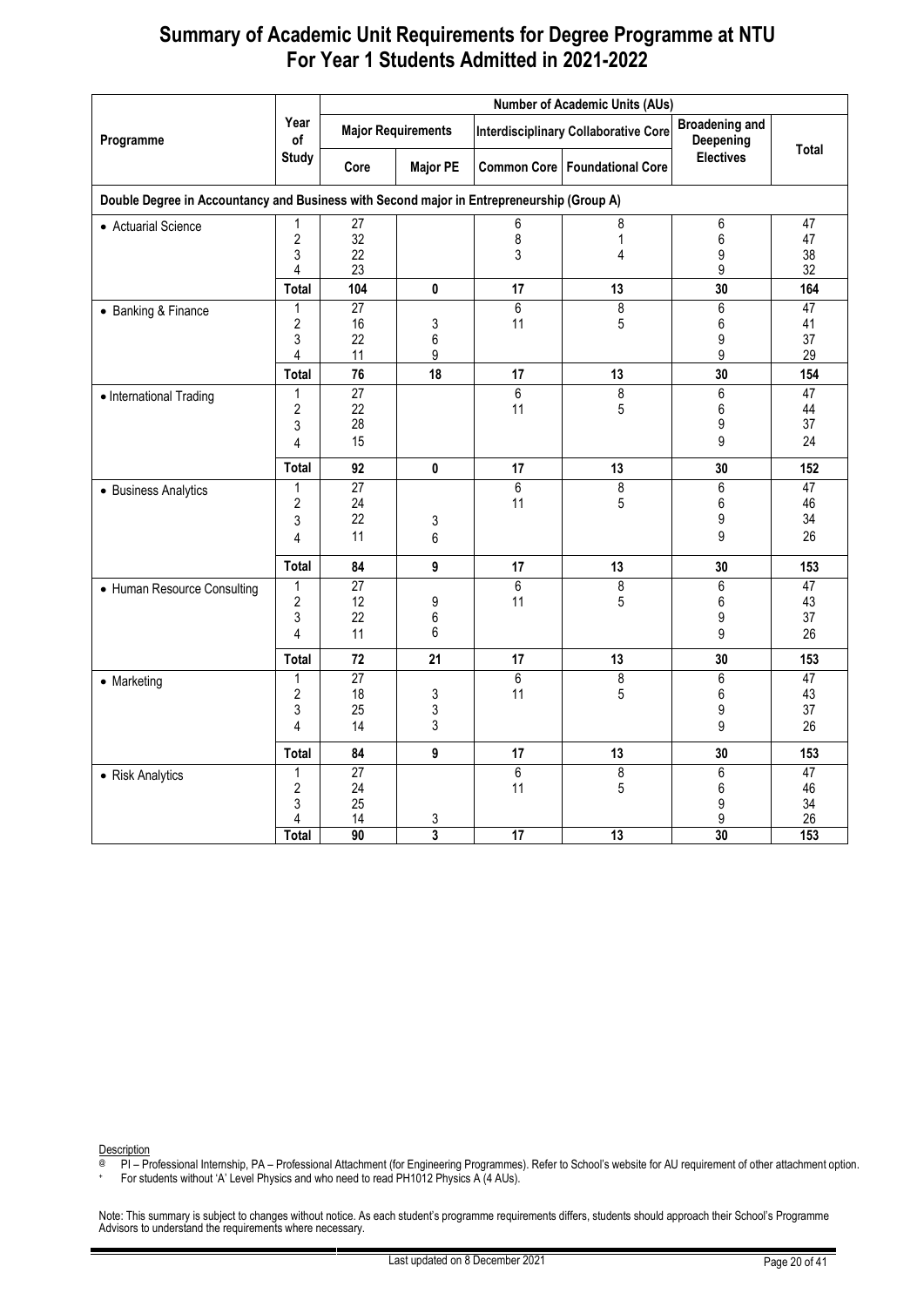# Summary of Academic Unit Requirements for Degree Programme at NTU For Year 1 Students Admitted in 2021-2022

| Programme | Year of Study | Number of Academic Units (AUs) | | | | | |
|---|---|---|---|---|---|---|---|
| | | Major Requirements | | Interdisciplinary Collaborative Core | | Broadening and Deepening Electives | Total |
| | | Core | Major PE | Common Core | Foundational Core | | |
| **Double Degree in Accountancy and Business with Second major in Entrepreneurship (Group A)** | | | | | | | |
| • Actuarial Science | 1 | 27 | | 6 | 8 | 6 | 47 |
| | 2 | 32 | | 8 | 1 | 6 | 47 |
| | 3 | 22 | | 3 | 4 | 9 | 38 |
| | 4 | 23 | | | | 9 | 32 |
| | **Total** | **104** | **0** | **17** | **13** | **30** | **164** |
| • Banking & Finance | 1 | 27 | | 6 | 8 | 6 | 47 |
| | 2 | 16 | 3 | 11 | 5 | 6 | 41 |
| | 3 | 22 | 6 | | | 9 | 37 |
| | 4 | 11 | 9 | | | 9 | 29 |
| | **Total** | **76** | **18** | **17** | **13** | **30** | **154** |
| • International Trading | 1 | 27 | | 6 | 8 | 6 | 47 |
| | 2 | 22 | | 11 | 5 | 6 | 44 |
| | 3 | 28 | | | | 9 | 37 |
| | 4 | 15 | | | | 9 | 24 |
| | **Total** | **92** | **0** | **17** | **13** | **30** | **152** |
| • Business Analytics | 1 | 27 | | 6 | 8 | 6 | 47 |
| | 2 | 24 | | 11 | 5 | 6 | 46 |
| | 3 | 22 | 3 | | | 9 | 34 |
| | 4 | 11 | 6 | | | 9 | 26 |
| | **Total** | **84** | **9** | **17** | **13** | **30** | **153** |
| • Human Resource Consulting | 1 | 27 | | 6 | 8 | 6 | 47 |
| | 2 | 12 | 9 | 11 | 5 | 6 | 43 |
| | 3 | 22 | 6 | | | 9 | 37 |
| | 4 | 11 | 6 | | | 9 | 26 |
| | **Total** | **72** | **21** | **17** | **13** | **30** | **153** |
| • Marketing | 1 | 27 | | 6 | 8 | 6 | 47 |
| | 2 | 18 | 3 | 11 | 5 | 6 | 43 |
| | 3 | 25 | 3 | | | 9 | 37 |
| | 4 | 14 | 3 | | | 9 | 26 |
| | **Total** | **84** | **9** | **17** | **13** | **30** | **153** |
| • Risk Analytics | 1 | 27 | | 6 | 8 | 6 | 47 |
| | 2 | 24 | | 11 | 5 | 6 | 46 |
| | 3 | 25 | | | | 9 | 34 |
| | 4 | 14 | 3 | | | 9 | 26 |
| | **Total** | **90** | **3** | **17** | **13** | **30** | **153** |

Description

@ PI – Professional Internship, PA – Professional Attachment (for Engineering Programmes). Refer to School's website for AU requirement of other attachment option.

+ For students without 'A' Level Physics and who need to read PH1012 Physics A (4 AUs).

Note: This summary is subject to changes without notice. As each student's programme requirements differs, students should approach their School's Programme Advisors to understand the requirements where necessary.

Last updated on 8 December 2021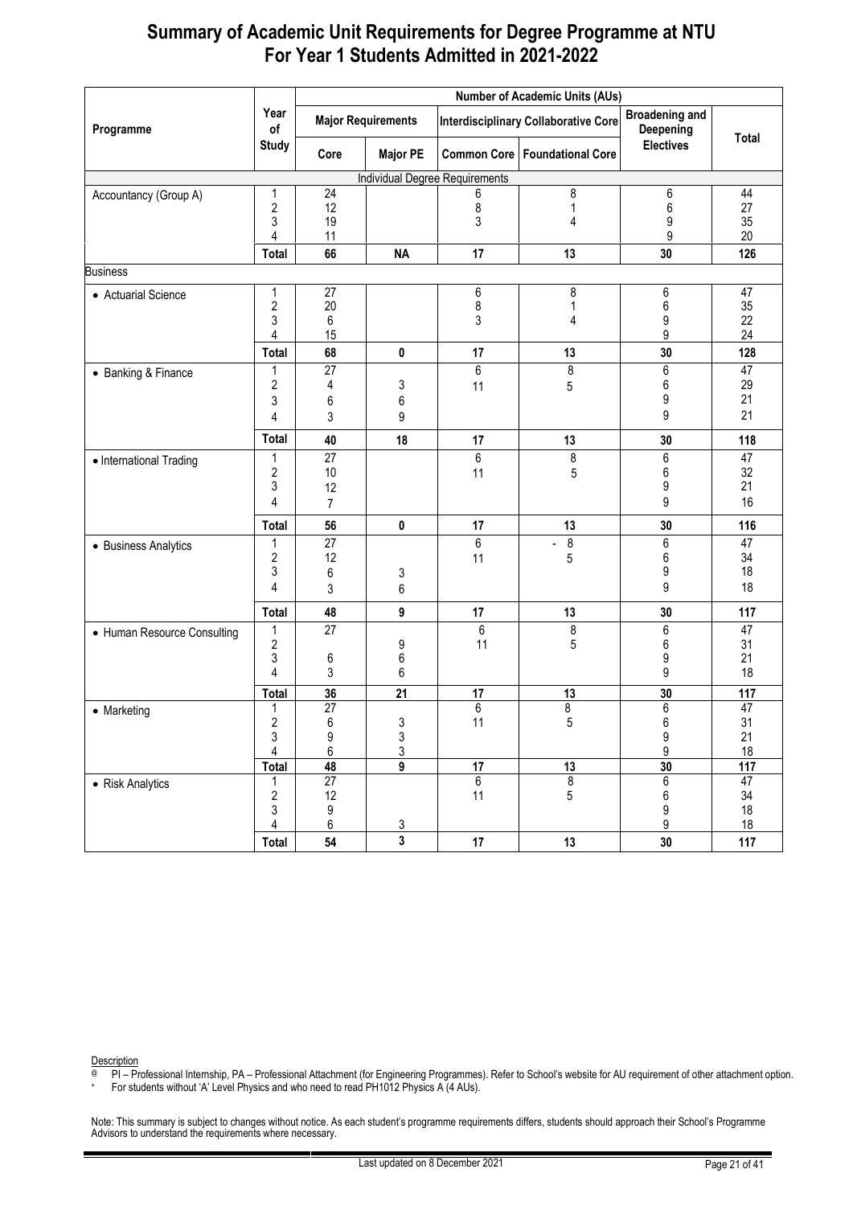# Summary of Academic Unit Requirements for Degree Programme at NTU For Year 1 Students Admitted in 2021-2022

| Programme | Year of Study | Number of Academic Units (AUs) | | | | | |
|---|---|---|---|---|---|---|---|
| | | Major Requirements | | Interdisciplinary Collaborative Core | | Broadening and Deepening Electives | Total |
| | | Core | Major PE | Common Core | Foundational Core | | |
| **Individual Degree Requirements** | | | | | | | |
| Accountancy (Group A) | 1 | 24 | | 6 | 8 | 6 | 44 |
| | 2 | 12 | | 8 | 1 | 6 | 27 |
| | 3 | 19 | | 3 | 4 | 9 | 35 |
| | 4 | 11 | | | | 9 | 20 |
| | **Total** | **66** | **NA** | **17** | **13** | **30** | **126** |
| Business | | | | | | | |
| • Actuarial Science | 1 | 27 | | 6 | 8 | 6 | 47 |
| | 2 | 20 | | 8 | 1 | 6 | 35 |
| | 3 | 6 | | 3 | 4 | 9 | 22 |
| | 4 | 15 | | | | 9 | 24 |
| | **Total** | **68** | **0** | **17** | **13** | **30** | **128** |
| • Banking & Finance | 1 | 27 | | 6 | 8 | 6 | 47 |
| | 2 | 4 | 3 | 11 | 5 | 6 | 29 |
| | 3 | 6 | 6 | | | 9 | 21 |
| | 4 | 3 | 9 | | | 9 | 21 |
| | **Total** | **40** | **18** | **17** | **13** | **30** | **118** |
| • International Trading | 1 | 27 | | 6 | 8 | 6 | 47 |
| | 2 | 10 | | 11 | 5 | 6 | 32 |
| | 3 | 12 | | | | 9 | 21 |
| | 4 | 7 | | | | 9 | 16 |
| | **Total** | **56** | **0** | **17** | **13** | **30** | **116** |
| • Business Analytics | 1 | 27 | | 6 | - 8 | 6 | 47 |
| | 2 | 12 | | 11 | 5 | 6 | 34 |
| | 3 | 6 | 3 | | | 9 | 18 |
| | 4 | 3 | 6 | | | 9 | 18 |
| | **Total** | **48** | **9** | **17** | **13** | **30** | **117** |
| • Human Resource Consulting | 1 | 27 | | 6 | 8 | 6 | 47 |
| | 2 | | 9 | 11 | 5 | 6 | 31 |
| | 3 | 6 | 6 | | | 9 | 21 |
| | 4 | 3 | 6 | | | 9 | 18 |
| | **Total** | **36** | **21** | **17** | **13** | **30** | **117** |
| • Marketing | 1 | 27 | | 6 | 8 | 6 | 47 |
| | 2 | 6 | 3 | 11 | 5 | 6 | 31 |
| | 3 | 9 | 3 | | | 9 | 21 |
| | 4 | 6 | 3 | | | 9 | 18 |
| | **Total** | **48** | **9** | **17** | **13** | **30** | **117** |
| • Risk Analytics | 1 | 27 | | 6 | 8 | 6 | 47 |
| | 2 | 12 | | 11 | 5 | 6 | 34 |
| | 3 | 9 | | | | 9 | 18 |
| | 4 | 6 | 3 | | | 9 | 18 |
| | **Total** | **54** | **3** | **17** | **13** | **30** | **117** |

Description

@ PI – Professional Internship, PA – Professional Attachment (for Engineering Programmes). Refer to School's website for AU requirement of other attachment option.

+ For students without 'A' Level Physics and who need to read PH1012 Physics A (4 AUs).

Note: This summary is subject to changes without notice. As each student's programme requirements differs, students should approach their School's Programme Advisors to understand the requirements where necessary.

Last updated on 8 December 2021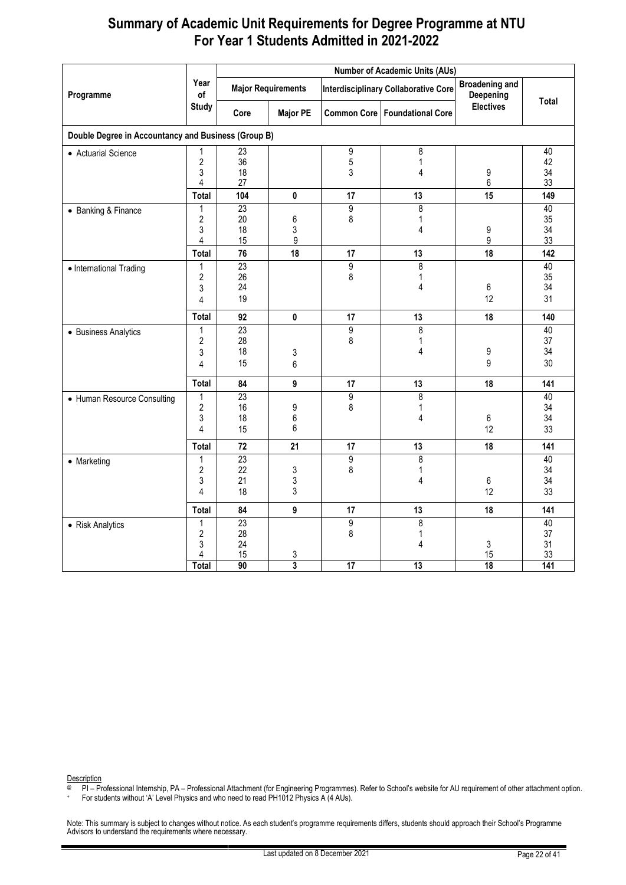# Summary of Academic Unit Requirements for Degree Programme at NTU For Year 1 Students Admitted in 2021-2022

| Programme | Year of Study | Number of Academic Units (AUs) | | | | | |
|---|---|---|---|---|---|---|---|
| | | Major Requirements | | Interdisciplinary Collaborative Core | | Broadening and Deepening Electives | Total |
| | | Core | Major PE | Common Core | Foundational Core | | |
| **Double Degree in Accountancy and Business (Group B)** | | | | | | | |
| • Actuarial Science | 1 | 23 | | 9 | 8 | | 40 |
| | 2 | 36 | | 5 | 1 | | 42 |
| | 3 | 18 | | 3 | 4 | 9 | 34 |
| | 4 | 27 | | | | 6 | 33 |
| | **Total** | **104** | **0** | **17** | **13** | **15** | **149** |
| • Banking & Finance | 1 | 23 | | 9 | 8 | | 40 |
| | 2 | 20 | 6 | 8 | 1 | | 35 |
| | 3 | 18 | 3 | | 4 | 9 | 34 |
| | 4 | 15 | 9 | | | 9 | 33 |
| | **Total** | **76** | **18** | **17** | **13** | **18** | **142** |
| • International Trading | 1 | 23 | | 9 | 8 | | 40 |
| | 2 | 26 | | 8 | 1 | | 35 |
| | 3 | 24 | | | 4 | 6 | 34 |
| | 4 | 19 | | | | 12 | 31 |
| | **Total** | **92** | **0** | **17** | **13** | **18** | **140** |
| • Business Analytics | 1 | 23 | | 9 | 8 | | 40 |
| | 2 | 28 | | 8 | 1 | | 37 |
| | 3 | 18 | 3 | | 4 | 9 | 34 |
| | 4 | 15 | 6 | | | 9 | 30 |
| | **Total** | **84** | **9** | **17** | **13** | **18** | **141** |
| • Human Resource Consulting | 1 | 23 | | 9 | 8 | | 40 |
| | 2 | 16 | 9 | 8 | 1 | | 34 |
| | 3 | 18 | 6 | | 4 | 6 | 34 |
| | 4 | 15 | 6 | | | 12 | 33 |
| | **Total** | **72** | **21** | **17** | **13** | **18** | **141** |
| • Marketing | 1 | 23 | | 9 | 8 | | 40 |
| | 2 | 22 | 3 | 8 | 1 | | 34 |
| | 3 | 21 | 3 | | 4 | 6 | 34 |
| | 4 | 18 | 3 | | | 12 | 33 |
| | **Total** | **84** | **9** | **17** | **13** | **18** | **141** |
| • Risk Analytics | 1 | 23 | | 9 | 8 | | 40 |
| | 2 | 28 | | 8 | 1 | | 37 |
| | 3 | 24 | | | 4 | 3 | 31 |
| | 4 | 15 | 3 | | | 15 | 33 |
| | **Total** | **90** | **3** | **17** | **13** | **18** | **141** |

Description

@ PI – Professional Internship, PA – Professional Attachment (for Engineering Programmes). Refer to School's website for AU requirement of other attachment option.

+ For students without 'A' Level Physics and who need to read PH1012 Physics A (4 AUs).

Note: This summary is subject to changes without notice. As each student's programme requirements differs, students should approach their School's Programme Advisors to understand the requirements where necessary.

Last updated on 8 December 2021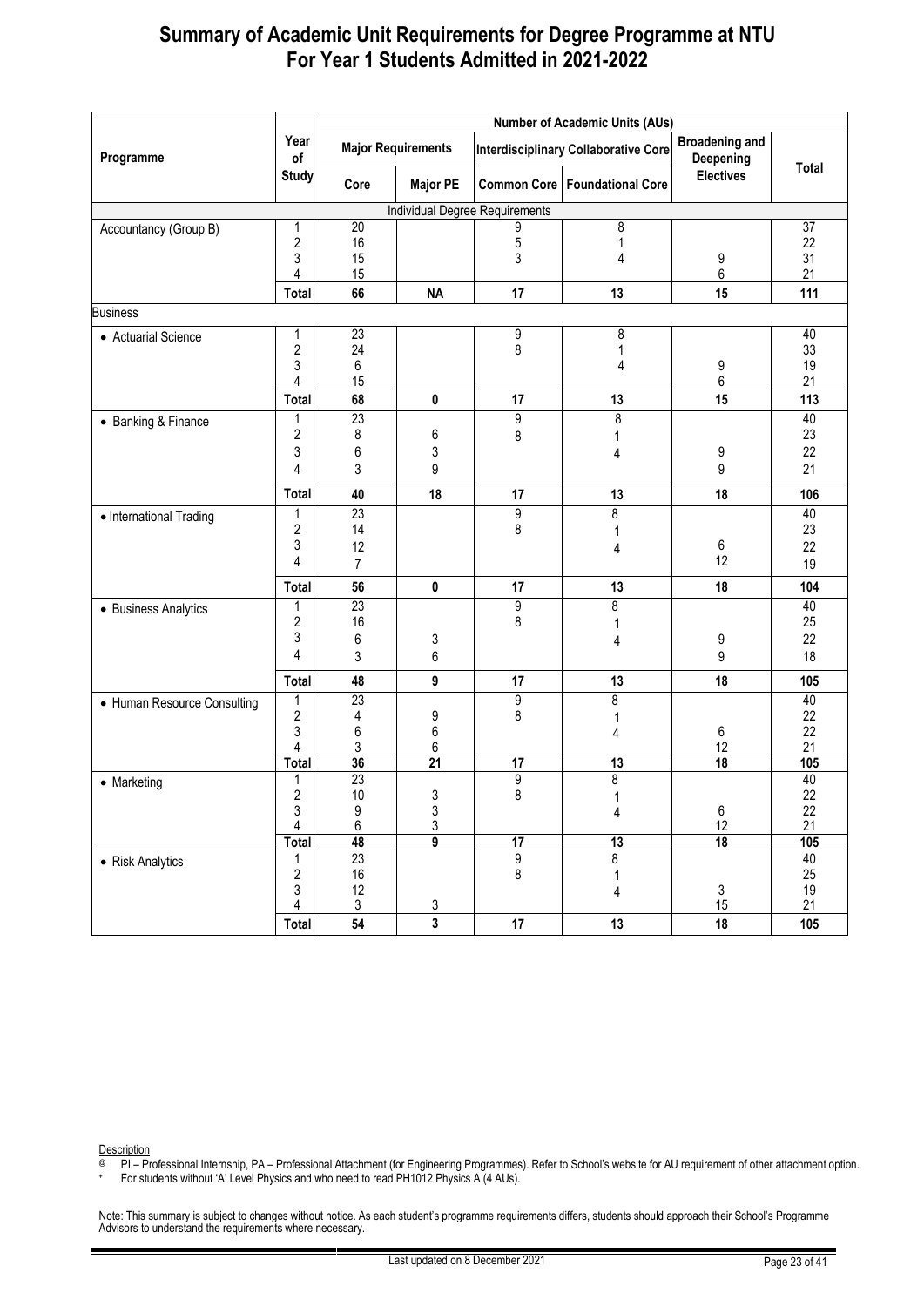# Summary of Academic Unit Requirements for Degree Programme at NTU
# For Year 1 Students Admitted in 2021-2022

| Programme | Year of Study | Number of Academic Units (AUs) | | | | | |
|---|---|---|---|---|---|---|---|
| | | Major Requirements | | Interdisciplinary Collaborative Core | | Broadening and Deepening Electives | Total |
| | | Core | Major PE | Common Core | Foundational Core | | |
| Individual Degree Requirements | | | | | | | |
| Accountancy (Group B) | 1 | 20 | | 9 | 8 | | 37 |
| | 2 | 16 | | 5 | 1 | | 22 |
| | 3 | 15 | | 3 | 4 | 9 | 31 |
| | 4 | 15 | | | | 6 | 21 |
| | **Total** | **66** | **NA** | **17** | **13** | **15** | **111** |
| Business | | | | | | | |
| • Actuarial Science | 1 | 23 | | 9 | 8 | | 40 |
| | 2 | 24 | | 8 | 1 | | 33 |
| | 3 | 6 | | | 4 | 9 | 19 |
| | 4 | 15 | | | | 6 | 21 |
| | **Total** | **68** | **0** | **17** | **13** | **15** | **113** |
| • Banking & Finance | 1 | 23 | | 9 | 8 | | 40 |
| | 2 | 8 | 6 | 8 | 1 | | 23 |
| | 3 | 6 | 3 | | 4 | 9 | 22 |
| | 4 | 3 | 9 | | | 9 | 21 |
| | **Total** | **40** | **18** | **17** | **13** | **18** | **106** |
| • International Trading | 1 | 23 | | 9 | 8 | | 40 |
| | 2 | 14 | | 8 | 1 | | 23 |
| | 3 | 12 | | | 4 | 6 | 22 |
| | 4 | 7 | | | | 12 | 19 |
| | **Total** | **56** | **0** | **17** | **13** | **18** | **104** |
| • Business Analytics | 1 | 23 | | 9 | 8 | | 40 |
| | 2 | 16 | | 8 | 1 | | 25 |
| | 3 | 6 | 3 | | 4 | 9 | 22 |
| | 4 | 3 | 6 | | | 9 | 18 |
| | **Total** | **48** | **9** | **17** | **13** | **18** | **105** |
| • Human Resource Consulting | 1 | 23 | | 9 | 8 | | 40 |
| | 2 | 4 | 9 | 8 | 1 | | 22 |
| | 3 | 6 | 6 | | 4 | 6 | 22 |
| | 4 | 3 | 6 | | | 12 | 21 |
| | **Total** | **36** | **21** | **17** | **13** | **18** | **105** |
| • Marketing | 1 | 23 | | 9 | 8 | | 40 |
| | 2 | 10 | 3 | 8 | 1 | | 22 |
| | 3 | 9 | 3 | | 4 | 6 | 22 |
| | 4 | 6 | 3 | | | 12 | 21 |
| | **Total** | **48** | **9** | **17** | **13** | **18** | **105** |
| • Risk Analytics | 1 | 23 | | 9 | 8 | | 40 |
| | 2 | 16 | | 8 | 1 | | 25 |
| | 3 | 12 | | | 4 | 3 | 19 |
| | 4 | 3 | 3 | | | 15 | 21 |
| | **Total** | **54** | **3** | **17** | **13** | **18** | **105** |

Description

@ PI – Professional Internship, PA – Professional Attachment (for Engineering Programmes). Refer to School's website for AU requirement of other attachment option.

+ For students without 'A' Level Physics and who need to read PH1012 Physics A (4 AUs).

Note: This summary is subject to changes without notice. As each student's programme requirements differs, students should approach their School's Programme Advisors to understand the requirements where necessary.

Last updated on 8 December 2021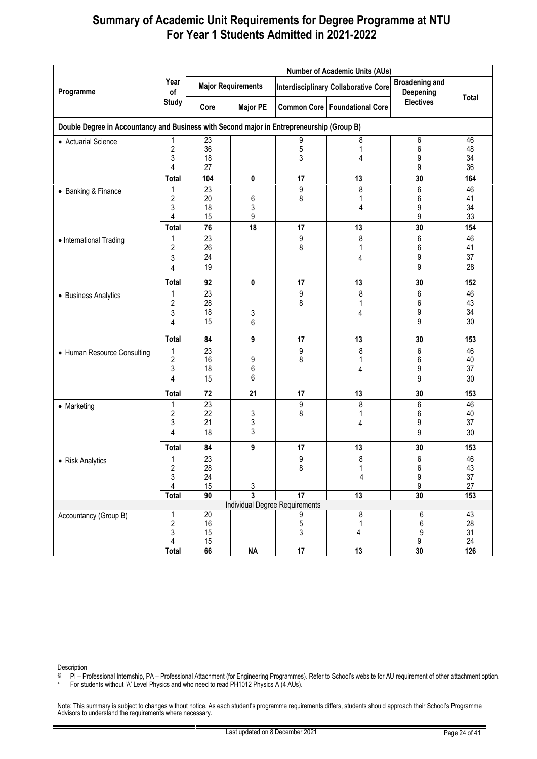# Summary of Academic Unit Requirements for Degree Programme at NTU For Year 1 Students Admitted in 2021-2022

| Programme | Year of Study | Number of Academic Units (AUs) | | | | | |
|---|---|---|---|---|---|---|---|
| | | Major Requirements | | Interdisciplinary Collaborative Core | | Broadening and Deepening Electives | Total |
| | | Core | Major PE | Common Core | Foundational Core | | |
| **Double Degree in Accountancy and Business with Second major in Entrepreneurship (Group B)** | | | | | | | |
| • Actuarial Science | 1 | 23 | | 9 | 8 | 6 | 46 |
| | 2 | 36 | | 5 | 1 | 6 | 48 |
| | 3 | 18 | | 3 | 4 | 9 | 34 |
| | 4 | 27 | | | | 9 | 36 |
| | **Total** | **104** | **0** | **17** | **13** | **30** | **164** |
| • Banking & Finance | 1 | 23 | | 9 | 8 | 6 | 46 |
| | 2 | 20 | 6 | 8 | 1 | 6 | 41 |
| | 3 | 18 | 3 | | 4 | 9 | 34 |
| | 4 | 15 | 9 | | | 9 | 33 |
| | **Total** | **76** | **18** | **17** | **13** | **30** | **154** |
| • International Trading | 1 | 23 | | 9 | 8 | 6 | 46 |
| | 2 | 26 | | 8 | 1 | 6 | 41 |
| | 3 | 24 | | | 4 | 9 | 37 |
| | 4 | 19 | | | | 9 | 28 |
| | **Total** | **92** | **0** | **17** | **13** | **30** | **152** |
| • Business Analytics | 1 | 23 | | 9 | 8 | 6 | 46 |
| | 2 | 28 | | 8 | 1 | 6 | 43 |
| | 3 | 18 | 3 | | 4 | 9 | 34 |
| | 4 | 15 | 6 | | | 9 | 30 |
| | **Total** | **84** | **9** | **17** | **13** | **30** | **153** |
| • Human Resource Consulting | 1 | 23 | | 9 | 8 | 6 | 46 |
| | 2 | 16 | 9 | 8 | 1 | 6 | 40 |
| | 3 | 18 | 6 | | 4 | 9 | 37 |
| | 4 | 15 | 6 | | | 9 | 30 |
| | **Total** | **72** | **21** | **17** | **13** | **30** | **153** |
| • Marketing | 1 | 23 | | 9 | 8 | 6 | 46 |
| | 2 | 22 | 3 | 8 | 1 | 6 | 40 |
| | 3 | 21 | 3 | | 4 | 9 | 37 |
| | 4 | 18 | 3 | | | 9 | 30 |
| | **Total** | **84** | **9** | **17** | **13** | **30** | **153** |
| • Risk Analytics | 1 | 23 | | 9 | 8 | 6 | 46 |
| | 2 | 28 | | 8 | 1 | 6 | 43 |
| | 3 | 24 | | | 4 | 9 | 37 |
| | 4 | 15 | 3 | | | 9 | 27 |
| | **Total** | **90** | **3** | **17** | **13** | **30** | **153** |
| **Individual Degree Requirements** | | | | | | | |
| Accountancy (Group B) | 1 | 20 | | 9 | 8 | 6 | 43 |
| | 2 | 16 | | 5 | 1 | 6 | 28 |
| | 3 | 15 | | 3 | 4 | 9 | 31 |
| | 4 | 15 | | | | 9 | 24 |
| | **Total** | **66** | **NA** | **17** | **13** | **30** | **126** |

Description

@ PI – Professional Internship, PA – Professional Attachment (for Engineering Programmes). Refer to School's website for AU requirement of other attachment option.

+ For students without 'A' Level Physics and who need to read PH1012 Physics A (4 AUs).

Note: This summary is subject to changes without notice. As each student's programme requirements differs, students should approach their School's Programme Advisors to understand the requirements where necessary.

Last updated on 8 December 2021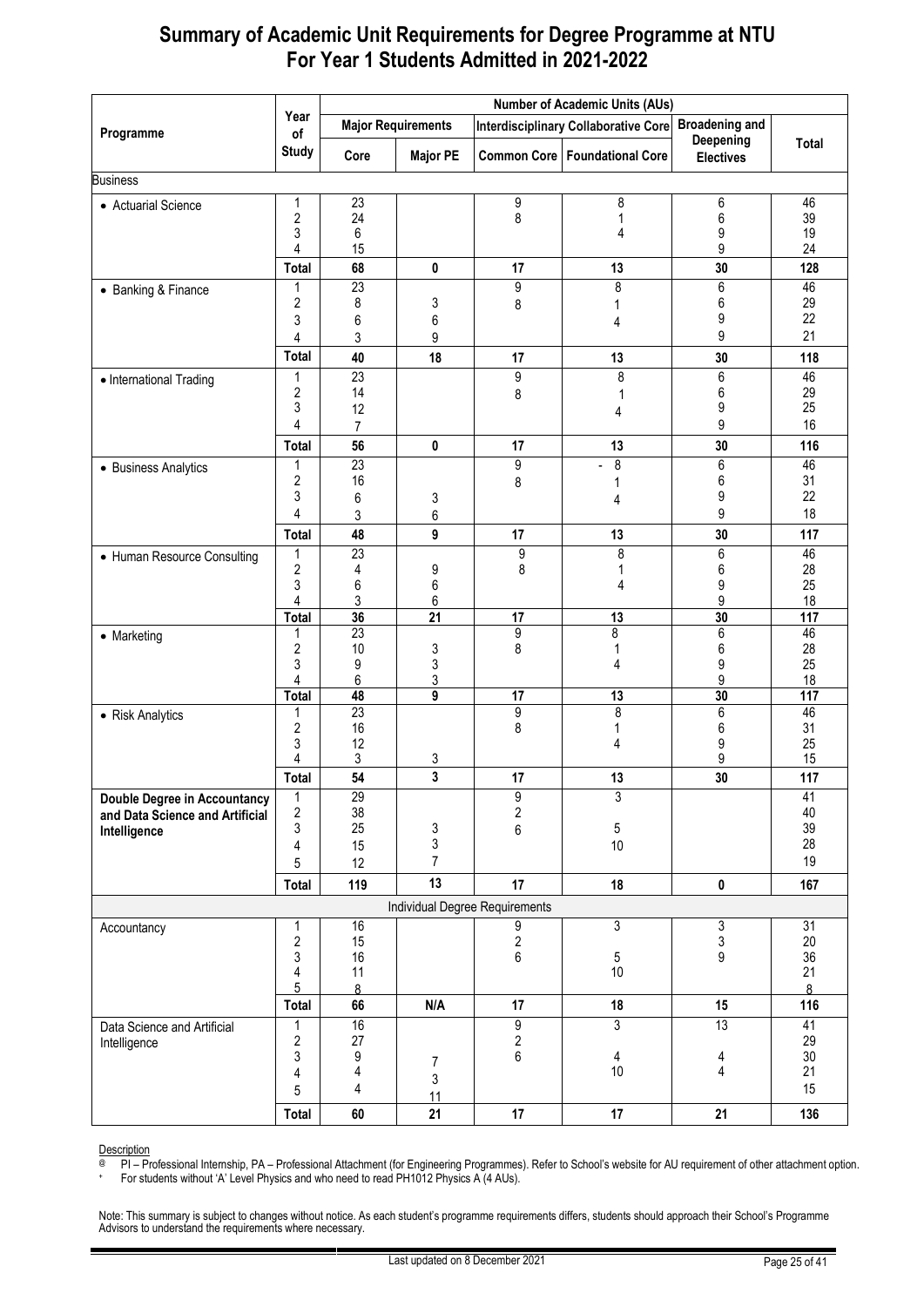# Summary of Academic Unit Requirements for Degree Programme at NTU For Year 1 Students Admitted in 2021-2022

| Programme | Year of Study | Number of Academic Units (AUs) | | | | | |
|---|---|---|---|---|---|---|---|
| | | Major Requirements | | Interdisciplinary Collaborative Core | | Broadening and Deepening Electives | Total |
| | | Core | Major PE | Common Core | Foundational Core | | |
| **Business** | | | | | | | |
| • Actuarial Science | 1 | 23 | | 9 | 8 | 6 | 46 |
| | 2 | 24 | | 8 | 1 | 6 | 39 |
| | 3 | 6 | | | 4 | 9 | 19 |
| | 4 | 15 | | | | 9 | 24 |
| | **Total** | **68** | **0** | **17** | **13** | **30** | **128** |
| • Banking & Finance | 1 | 23 | | 9 | 8 | 6 | 46 |
| | 2 | 8 | 3 | 8 | 1 | 6 | 29 |
| | 3 | 6 | 6 | | 4 | 9 | 22 |
| | 4 | 3 | 9 | | | 9 | 21 |
| | **Total** | **40** | **18** | **17** | **13** | **30** | **118** |
| • International Trading | 1 | 23 | | 9 | 8 | 6 | 46 |
| | 2 | 14 | | 8 | 1 | 6 | 29 |
| | 3 | 12 | | | 4 | 9 | 25 |
| | 4 | 7 | | | | 9 | 16 |
| | **Total** | **56** | **0** | **17** | **13** | **30** | **116** |
| • Business Analytics | 1 | 23 | | 9 | - 8 | 6 | 46 |
| | 2 | 16 | | 8 | 1 | 6 | 31 |
| | 3 | 6 | 3 | | 4 | 9 | 22 |
| | 4 | 3 | 6 | | | 9 | 18 |
| | **Total** | **48** | **9** | **17** | **13** | **30** | **117** |
| • Human Resource Consulting | 1 | 23 | | 9 | 8 | 6 | 46 |
| | 2 | 4 | 9 | 8 | 1 | 6 | 28 |
| | 3 | 6 | 6 | | 4 | 9 | 25 |
| | 4 | 3 | 6 | | | 9 | 18 |
| | **Total** | **36** | **21** | **17** | **13** | **30** | **117** |
| • Marketing | 1 | 23 | | 9 | 8 | 6 | 46 |
| | 2 | 10 | 3 | 8 | 1 | 6 | 28 |
| | 3 | 9 | 3 | | 4 | 9 | 25 |
| | 4 | 6 | 3 | | | 9 | 18 |
| | **Total** | **48** | **9** | **17** | **13** | **30** | **117** |
| • Risk Analytics | 1 | 23 | | 9 | 8 | 6 | 46 |
| | 2 | 16 | | 8 | 1 | 6 | 31 |
| | 3 | 12 | | | 4 | 9 | 25 |
| | 4 | 3 | 3 | | | 9 | 15 |
| | **Total** | **54** | **3** | **17** | **13** | **30** | **117** |
| **Double Degree in Accountancy and Data Science and Artificial Intelligence** | 1 | 29 | | 9 | 3 | | 41 |
| | 2 | 38 | | 2 | | | 40 |
| | 3 | 25 | 3 | 6 | 5 | | 39 |
| | 4 | 15 | 3 | | 10 | | 28 |
| | 5 | 12 | 7 | | | | 19 |
| | **Total** | **119** | **13** | **17** | **18** | **0** | **167** |
| Individual Degree Requirements | | | | | | | |
| Accountancy | 1 | 16 | | 9 | 3 | 3 | 31 |
| | 2 | 15 | | 2 | | 3 | 20 |
| | 3 | 16 | | 6 | 5 | 9 | 36 |
| | 4 | 11 | | | 10 | | 21 |
| | 5 | 8 | | | | | 8 |
| | **Total** | **66** | **N/A** | **17** | **18** | **15** | **116** |
| Data Science and Artificial Intelligence | 1 | 16 | | 9 | 3 | 13 | 41 |
| | 2 | 27 | | 2 | | | 29 |
| | 3 | 9 | 7 | 6 | 4 | 4 | 30 |
| | 4 | 4 | 3 | | 10 | 4 | 21 |
| | 5 | 4 | 11 | | | | 15 |
| | **Total** | **60** | **21** | **17** | **17** | **21** | **136** |

Description

@ PI – Professional Internship, PA – Professional Attachment (for Engineering Programmes). Refer to School's website for AU requirement of other attachment option.

+ For students without 'A' Level Physics and who need to read PH1012 Physics A (4 AUs).

Note: This summary is subject to changes without notice. As each student's programme requirements differs, students should approach their School's Programme Advisors to understand the requirements where necessary.

Last updated on 8 December 2021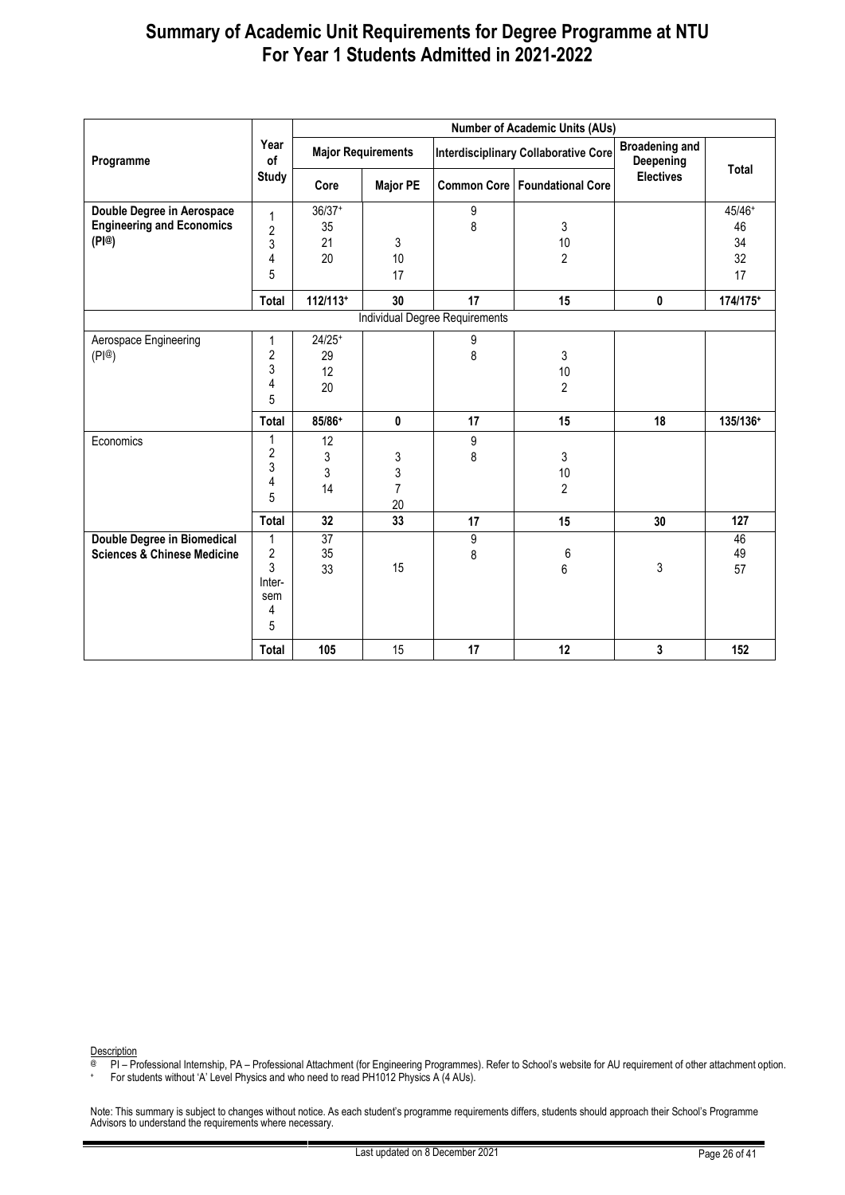# Summary of Academic Unit Requirements for Degree Programme at NTU For Year 1 Students Admitted in 2021-2022

| Programme | Year of Study | Number of Academic Units (AUs) | | | | | |
|---|---|---|---|---|---|---|---|
| | | Major Requirements | | Interdisciplinary Collaborative Core | | Broadening and Deepening Electives | Total |
| | | Core | Major PE | Common Core | Foundational Core | | |
| **Double Degree in Aerospace Engineering and Economics (PI@)** | 1 | 36/37+ | | 9 | | | 45/46+ |
| | 2 | 35 | | 8 | 3 | | 46 |
| | 3 | 21 | 3 | | 10 | | 34 |
| | 4 | 20 | 10 | | 2 | | 32 |
| | 5 | | 17 | | | | 17 |
| | **Total** | **112/113+** | **30** | **17** | **15** | **0** | **174/175+** |
| Individual Degree Requirements | | | | | | | |
| Aerospace Engineering (PI@) | 1 | 24/25+ | | 9 | | | |
| | 2 | 29 | | 8 | 3 | | |
| | 3 | 12 | | | 10 | | |
| | 4 | 20 | | | 2 | | |
| | 5 | | | | | | |
| | **Total** | **85/86+** | **0** | **17** | **15** | **18** | **135/136+** |
| Economics | 1 | 12 | | 9 | | | |
| | 2 | 3 | 3 | 8 | 3 | | |
| | 3 | 3 | 3 | | 10 | | |
| | 4 | 14 | 7 | | 2 | | |
| | 5 | | 20 | | | | |
| | **Total** | **32** | **33** | **17** | **15** | **30** | **127** |
| **Double Degree in Biomedical Sciences & Chinese Medicine** | 1 | 37 | | 9 | | | 46 |
| | 2 | 35 | | 8 | 6 | | 49 |
| | 3 | 33 | 15 | | 6 | 3 | 57 |
| | Inter-sem | | | | | | |
| | 4 | | | | | | |
| | 5 | | | | | | |
| | **Total** | **105** | 15 | **17** | **12** | **3** | **152** |

Description

@ PI – Professional Internship, PA – Professional Attachment (for Engineering Programmes). Refer to School's website for AU requirement of other attachment option.

+ For students without 'A' Level Physics and who need to read PH1012 Physics A (4 AUs).

Note: This summary is subject to changes without notice. As each student's programme requirements differs, students should approach their School's Programme Advisors to understand the requirements where necessary.

Last updated on 8 December 2021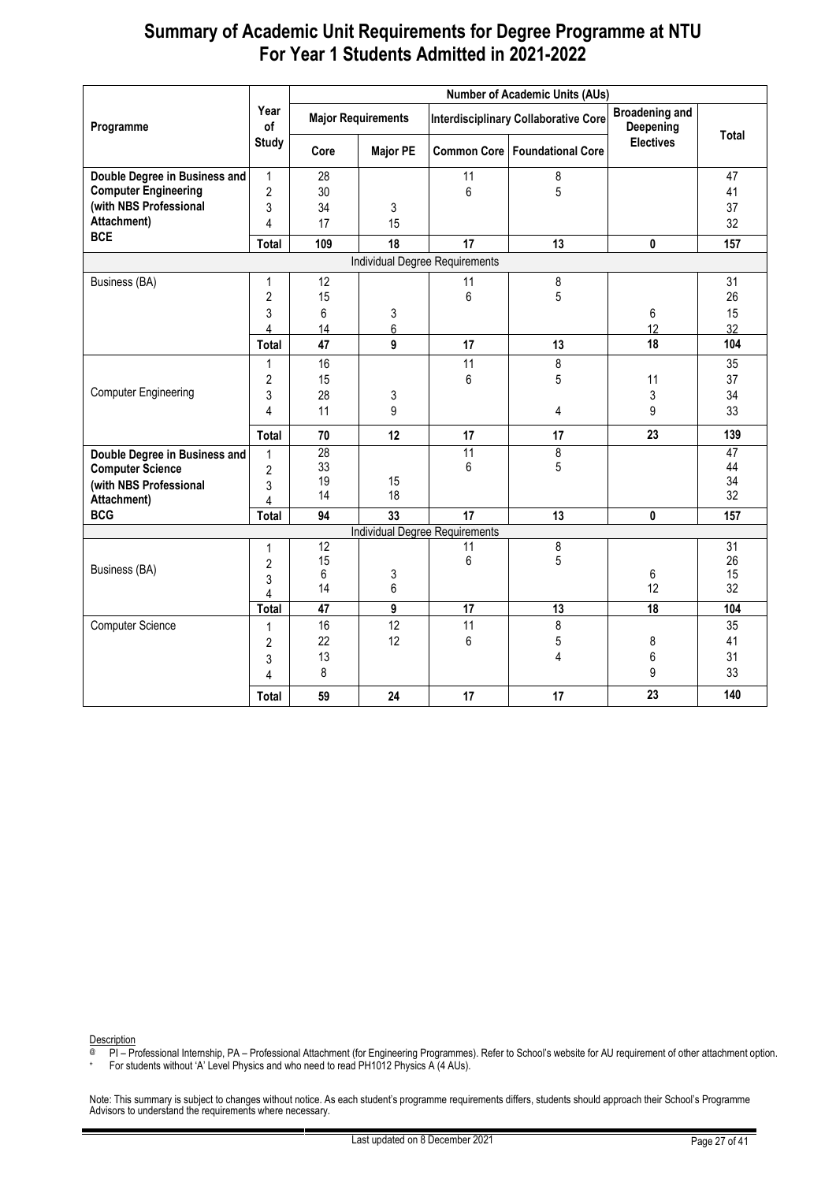# Summary of Academic Unit Requirements for Degree Programme at NTU For Year 1 Students Admitted in 2021-2022

| Programme | Year of Study | Number of Academic Units (AUs) | | | | | |
|---|---|---|---|---|---|---|---|
| | | Major Requirements | | Interdisciplinary Collaborative Core | | Broadening and Deepening Electives | Total |
| | | Core | Major PE | Common Core | Foundational Core | | |
| **Double Degree in Business and Computer Engineering (with NBS Professional Attachment) BCE** | 1 | 28 | | 11 | 8 | | 47 |
| | 2 | 30 | | 6 | 5 | | 41 |
| | 3 | 34 | 3 | | | | 37 |
| | 4 | 17 | 15 | | | | 32 |
| | **Total** | **109** | **18** | **17** | **13** | **0** | **157** |
| Individual Degree Requirements | | | | | | | |
| Business (BA) | 1 | 12 | | 11 | 8 | | 31 |
| | 2 | 15 | | 6 | 5 | | 26 |
| | 3 | 6 | 3 | | | 6 | 15 |
| | 4 | 14 | 6 | | | 12 | 32 |
| | **Total** | **47** | **9** | **17** | **13** | **18** | **104** |
| Computer Engineering | 1 | 16 | | 11 | 8 | | 35 |
| | 2 | 15 | | 6 | 5 | 11 | 37 |
| | 3 | 28 | 3 | | | 3 | 34 |
| | 4 | 11 | 9 | | 4 | 9 | 33 |
| | **Total** | **70** | **12** | **17** | **17** | **23** | **139** |
| **Double Degree in Business and Computer Science (with NBS Professional Attachment) BCG** | 1 | 28 | | 11 | 8 | | 47 |
| | 2 | 33 | | 6 | 5 | | 44 |
| | 3 | 19 | 15 | | | | 34 |
| | 4 | 14 | 18 | | | | 32 |
| | **Total** | **94** | **33** | **17** | **13** | **0** | **157** |
| Individual Degree Requirements | | | | | | | |
| Business (BA) | 1 | 12 | | 11 | 8 | | 31 |
| | 2 | 15 | | 6 | 5 | | 26 |
| | 3 | 6 | 3 | | | 6 | 15 |
| | 4 | 14 | 6 | | | 12 | 32 |
| | **Total** | **47** | **9** | **17** | **13** | **18** | **104** |
| Computer Science | 1 | 16 | 12 | 11 | 8 | | 35 |
| | 2 | 22 | 12 | 6 | 5 | 8 | 41 |
| | 3 | 13 | | | 4 | 6 | 31 |
| | 4 | 8 | | | | 9 | 33 |
| | **Total** | **59** | **24** | **17** | **17** | **23** | **140** |

Description

@ PI – Professional Internship, PA – Professional Attachment (for Engineering Programmes). Refer to School's website for AU requirement of other attachment option.

\+ For students without 'A' Level Physics and who need to read PH1012 Physics A (4 AUs).

Note: This summary is subject to changes without notice. As each student's programme requirements differs, students should approach their School's Programme Advisors to understand the requirements where necessary.

Last updated on 8 December 2021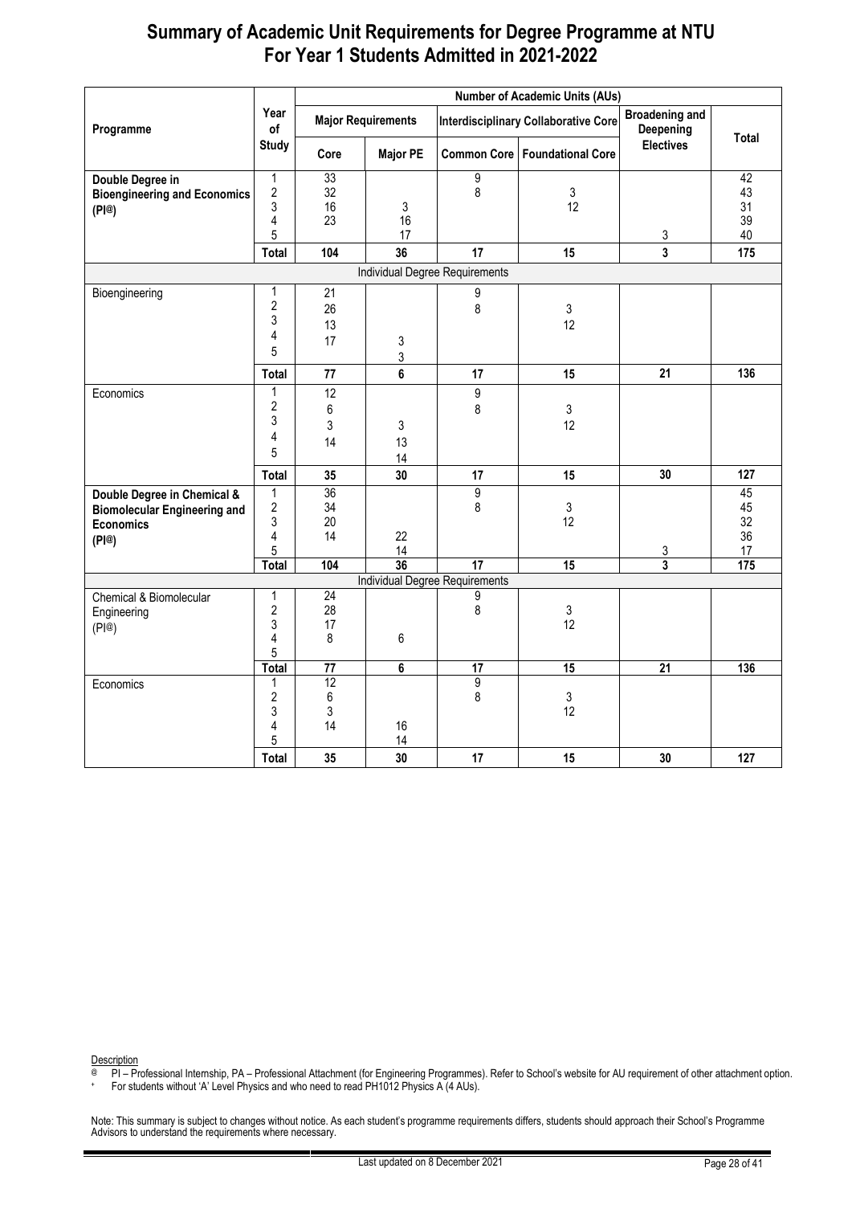# Summary of Academic Unit Requirements for Degree Programme at NTU For Year 1 Students Admitted in 2021-2022

| Programme | Year of Study | Number of Academic Units (AUs) | | | | | |
|---|---|---|---|---|---|---|---|
| | | Major Requirements | | Interdisciplinary Collaborative Core | | Broadening and Deepening Electives | Total |
| | | Core | Major PE | Common Core | Foundational Core | | |
| **Double Degree in Bioengineering and Economics (PI@)** | 1 | 33 | | 9 | | | 42 |
| | 2 | 32 | | 8 | 3 | | 43 |
| | 3 | 16 | 3 | | 12 | | 31 |
| | 4 | 23 | 16 | | | | 39 |
| | 5 | | 17 | | | 3 | 40 |
| | **Total** | **104** | **36** | **17** | **15** | **3** | **175** |
| Individual Degree Requirements | | | | | | | |
| Bioengineering | 1 | 21 | | 9 | | | |
| | 2 | 26 | | 8 | 3 | | |
| | 3 | 13 | | | 12 | | |
| | 4 | 17 | 3 | | | | |
| | 5 | | 3 | | | | |
| | **Total** | **77** | **6** | **17** | **15** | **21** | **136** |
| Economics | 1 | 12 | | 9 | | | |
| | 2 | 6 | | 8 | 3 | | |
| | 3 | 3 | 3 | | 12 | | |
| | 4 | 14 | 13 | | | | |
| | 5 | | 14 | | | | |
| | **Total** | **35** | **30** | **17** | **15** | **30** | **127** |
| **Double Degree in Chemical & Biomolecular Engineering and Economics (PI@)** | 1 | 36 | | 9 | | | 45 |
| | 2 | 34 | | 8 | 3 | | 45 |
| | 3 | 20 | | | 12 | | 32 |
| | 4 | 14 | 22 | | | | 36 |
| | 5 | | 14 | | | 3 | 17 |
| | **Total** | **104** | **36** | **17** | **15** | **3** | **175** |
| Individual Degree Requirements | | | | | | | |
| Chemical & Biomolecular Engineering (PI@) | 1 | 24 | | 9 | | | |
| | 2 | 28 | | 8 | 3 | | |
| | 3 | 17 | | | 12 | | |
| | 4 | 8 | 6 | | | | |
| | 5 | | | | | | |
| | **Total** | **77** | **6** | **17** | **15** | **21** | **136** |
| Economics | 1 | 12 | | 9 | | | |
| | 2 | 6 | | 8 | 3 | | |
| | 3 | 3 | | | 12 | | |
| | 4 | 14 | 16 | | | | |
| | 5 | | 14 | | | | |
| | **Total** | **35** | **30** | **17** | **15** | **30** | **127** |

Description

@ PI – Professional Internship, PA – Professional Attachment (for Engineering Programmes). Refer to School's website for AU requirement of other attachment option.

\+ For students without 'A' Level Physics and who need to read PH1012 Physics A (4 AUs).

Note: This summary is subject to changes without notice. As each student's programme requirements differs, students should approach their School's Programme Advisors to understand the requirements where necessary.

Last updated on 8 December 2021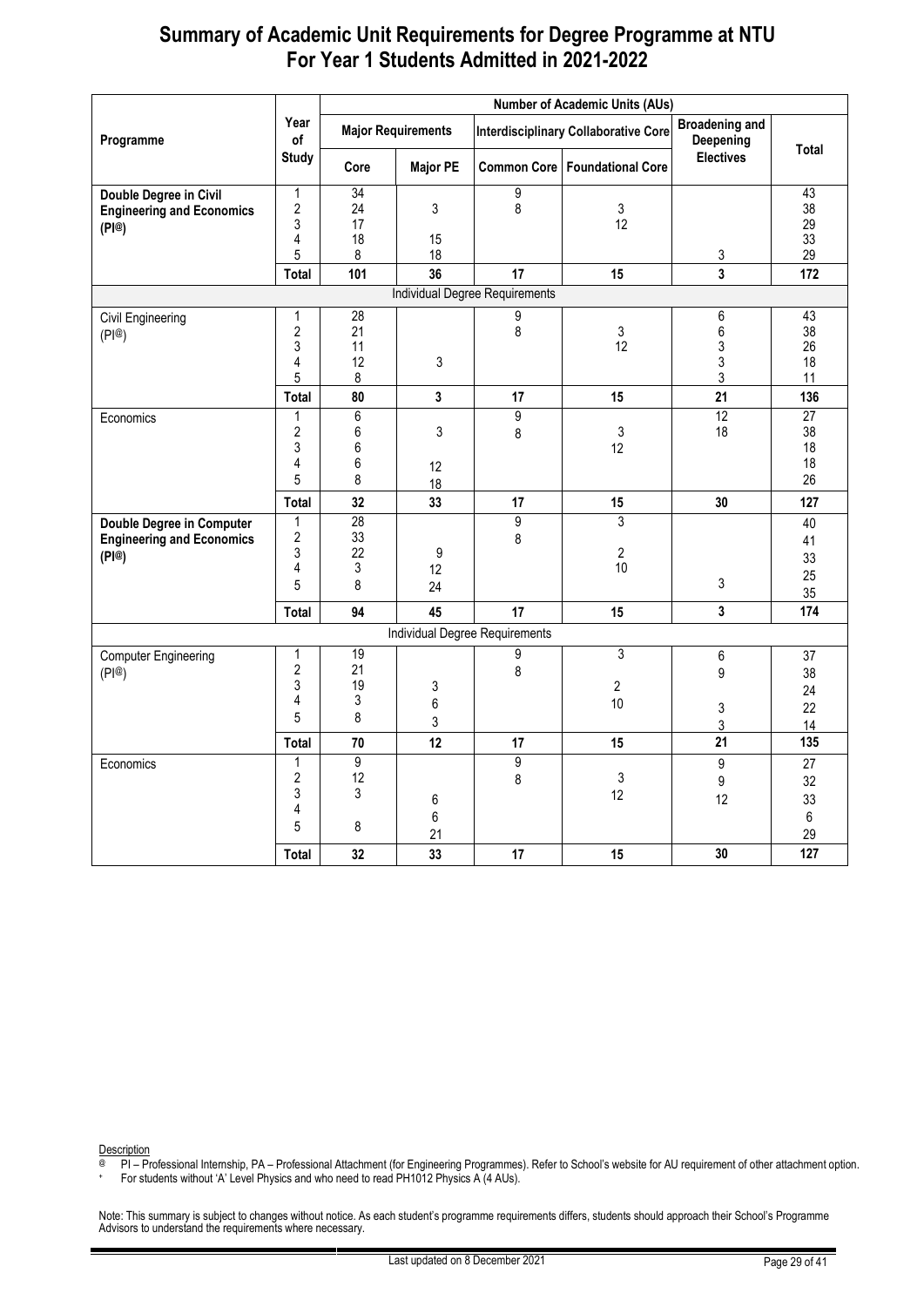# Summary of Academic Unit Requirements for Degree Programme at NTU For Year 1 Students Admitted in 2021-2022

| Programme | Year of Study | Number of Academic Units (AUs) | | | | | |
|---|---|---|---|---|---|---|---|
| | | Major Requirements | | Interdisciplinary Collaborative Core | | Broadening and Deepening Electives | Total |
| | | Core | Major PE | Common Core | Foundational Core | | |
| **Double Degree in Civil Engineering and Economics (PI@)** | 1 | 34 | | 9 | | | 43 |
| | 2 | 24 | 3 | 8 | 3 | | 38 |
| | 3 | 17 | | | 12 | | 29 |
| | 4 | 18 | 15 | | | | 33 |
| | 5 | 8 | 18 | | | 3 | 29 |
| | **Total** | **101** | **36** | **17** | **15** | **3** | **172** |
| Individual Degree Requirements | | | | | | | |
| Civil Engineering (PI@) | 1 | 28 | | 9 | | 6 | 43 |
| | 2 | 21 | | 8 | 3 | 6 | 38 |
| | 3 | 11 | | | 12 | 3 | 26 |
| | 4 | 12 | 3 | | | 3 | 18 |
| | 5 | 8 | | | | 3 | 11 |
| | **Total** | **80** | **3** | **17** | **15** | **21** | **136** |
| Economics | 1 | 6 | | 9 | | 12 | 27 |
| | 2 | 6 | 3 | 8 | 3 | 18 | 38 |
| | 3 | 6 | | | 12 | | 18 |
| | 4 | 6 | 12 | | | | 18 |
| | 5 | 8 | 18 | | | | 26 |
| | **Total** | **32** | **33** | **17** | **15** | **30** | **127** |
| **Double Degree in Computer Engineering and Economics (PI@)** | 1 | 28 | | 9 | 3 | | 40 |
| | 2 | 33 | | 8 | | | 41 |
| | 3 | 22 | 9 | | 2 | | 33 |
| | 4 | 3 | 12 | | 10 | | 25 |
| | 5 | 8 | 24 | | | 3 | 35 |
| | **Total** | **94** | **45** | **17** | **15** | **3** | **174** |
| Individual Degree Requirements | | | | | | | |
| Computer Engineering (PI@) | 1 | 19 | | 9 | 3 | 6 | 37 |
| | 2 | 21 | | 8 | | 9 | 38 |
| | 3 | 19 | 3 | | 2 | | 24 |
| | 4 | 3 | 6 | | 10 | 3 | 22 |
| | 5 | 8 | 3 | | | 3 | 14 |
| | **Total** | **70** | **12** | **17** | **15** | **21** | **135** |
| Economics | 1 | 9 | | 9 | | 9 | 27 |
| | 2 | 12 | | 8 | 3 | 9 | 32 |
| | 3 | 3 | 6 | | 12 | 12 | 33 |
| | 4 | | 6 | | | | 6 |
| | 5 | 8 | 21 | | | | 29 |
| | **Total** | **32** | **33** | **17** | **15** | **30** | **127** |

Description

@ PI – Professional Internship, PA – Professional Attachment (for Engineering Programmes). Refer to School's website for AU requirement of other attachment option.

+ For students without 'A' Level Physics and who need to read PH1012 Physics A (4 AUs).

Note: This summary is subject to changes without notice. As each student's programme requirements differs, students should approach their School's Programme Advisors to understand the requirements where necessary.

Last updated on 8 December 2021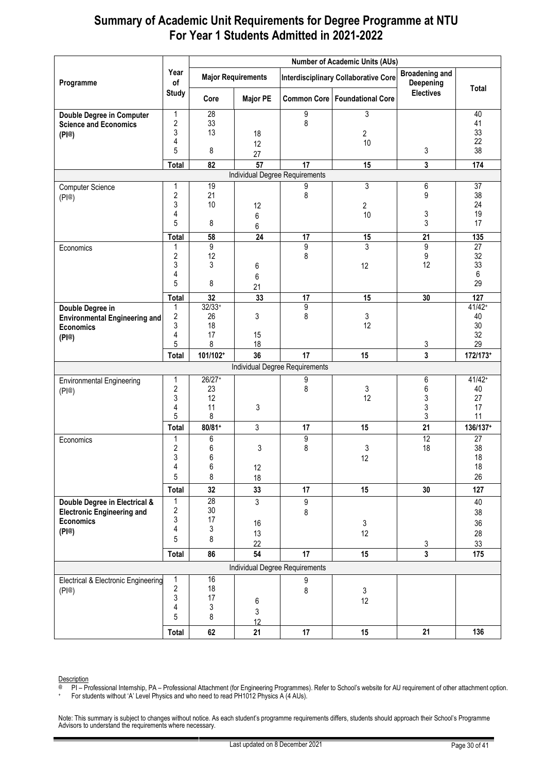# Summary of Academic Unit Requirements for Degree Programme at NTU For Year 1 Students Admitted in 2021-2022

| Programme | Year of Study | Number of Academic Units (AUs) | | | | | |
|---|---|---|---|---|---|---|---|
| | | Major Requirements | | Interdisciplinary Collaborative Core | | Broadening and Deepening Electives | Total |
| | | Core | Major PE | Common Core | Foundational Core | | |
| **Double Degree in Computer Science and Economics (PI@)** | 1 | 28 | | 9 | 3 | | 40 |
| | 2 | 33 | | 8 | | | 41 |
| | 3 | 13 | 18 | | 2 | | 33 |
| | 4 | | 12 | | 10 | | 22 |
| | 5 | 8 | 27 | | | 3 | 38 |
| | **Total** | **82** | **57** | **17** | **15** | **3** | **174** |
| Individual Degree Requirements | | | | | | | |
| Computer Science (PI@) | 1 | 19 | | 9 | 3 | 6 | 37 |
| | 2 | 21 | | 8 | | 9 | 38 |
| | 3 | 10 | 12 | | 2 | | 24 |
| | 4 | | 6 | | 10 | 3 | 19 |
| | 5 | 8 | 6 | | | 3 | 17 |
| | **Total** | **58** | **24** | **17** | **15** | **21** | **135** |
| Economics | 1 | 9 | | 9 | 3 | 9 | 27 |
| | 2 | 12 | | 8 | | 9 | 32 |
| | 3 | 3 | 6 | | 12 | 12 | 33 |
| | 4 | | 6 | | | | 6 |
| | 5 | 8 | 21 | | | | 29 |
| | **Total** | **32** | **33** | **17** | **15** | **30** | **127** |
| **Double Degree in Environmental Engineering and Economics (PI@)** | 1 | 32/33+ | | 9 | | | 41/42+ |
| | 2 | 26 | 3 | 8 | 3 | | 40 |
| | 3 | 18 | | | 12 | | 30 |
| | 4 | 17 | 15 | | | | 32 |
| | 5 | 8 | 18 | | | 3 | 29 |
| | **Total** | **101/102+** | **36** | **17** | **15** | **3** | **172/173+** |
| Individual Degree Requirements | | | | | | | |
| Environmental Engineering (PI@) | 1 | 26/27+ | | 9 | | 6 | 41/42+ |
| | 2 | 23 | | 8 | 3 | 6 | 40 |
| | 3 | 12 | | | 12 | 3 | 27 |
| | 4 | 11 | 3 | | | 3 | 17 |
| | 5 | 8 | | | | 3 | 11 |
| | **Total** | **80/81+** | **3** | **17** | **15** | **21** | **136/137+** |
| Economics | 1 | 6 | | 9 | | 12 | 27 |
| | 2 | 6 | 3 | 8 | 3 | 18 | 38 |
| | 3 | 6 | | | 12 | | 18 |
| | 4 | 6 | 12 | | | | 18 |
| | 5 | 8 | 18 | | | | 26 |
| | **Total** | **32** | **33** | **17** | **15** | **30** | **127** |
| **Double Degree in Electrical & Electronic Engineering and Economics (PI@)** | 1 | 28 | 3 | 9 | | | 40 |
| | 2 | 30 | | 8 | | | 38 |
| | 3 | 17 | 16 | | 3 | | 36 |
| | 4 | 3 | 13 | | 12 | | 28 |
| | 5 | 8 | 22 | | | 3 | 33 |
| | **Total** | **86** | **54** | **17** | **15** | **3** | **175** |
| Individual Degree Requirements | | | | | | | |
| Electrical & Electronic Engineering (PI@) | 1 | 16 | | 9 | | | |
| | 2 | 18 | | 8 | 3 | | |
| | 3 | 17 | 6 | | 12 | | |
| | 4 | 3 | 3 | | | | |
| | 5 | 8 | 12 | | | | |
| | **Total** | **62** | **21** | **17** | **15** | **21** | **136** |

Description

@ PI – Professional Internship, PA – Professional Attachment (for Engineering Programmes). Refer to School's website for AU requirement of other attachment option.

+ For students without 'A' Level Physics and who need to read PH1012 Physics A (4 AUs).

Note: This summary is subject to changes without notice. As each student's programme requirements differs, students should approach their School's Programme Advisors to understand the requirements where necessary.

Last updated on 8 December 2021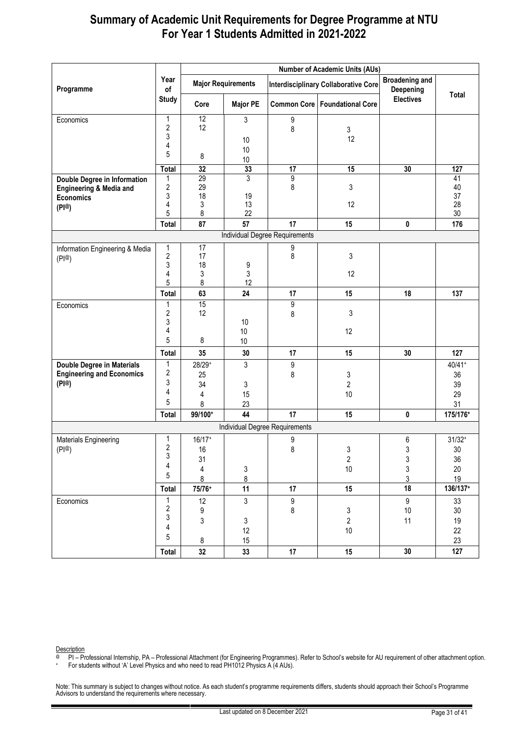# Summary of Academic Unit Requirements for Degree Programme at NTU For Year 1 Students Admitted in 2021-2022

| Programme | Year of Study | Number of Academic Units (AUs) | | | | | |
|---|---|---|---|---|---|---|---|
| | | Major Requirements | | Interdisciplinary Collaborative Core | | Broadening and Deepening Electives | Total |
| | | Core | Major PE | Common Core | Foundational Core | | |
| Economics | 1 | 12 | 3 | 9 | | | |
| | 2 | 12 | | 8 | 3 | | |
| | 3 | | 10 | | 12 | | |
| | 4 | | 10 | | | | |
| | 5 | 8 | 10 | | | | |
| | **Total** | **32** | **33** | **17** | **15** | **30** | **127** |
| **Double Degree in Information Engineering & Media and Economics (PI@)** | 1 | 29 | 3 | 9 | | | 41 |
| | 2 | 29 | | 8 | 3 | | 40 |
| | 3 | 18 | 19 | | | | 37 |
| | 4 | 3 | 13 | | 12 | | 28 |
| | 5 | 8 | 22 | | | | 30 |
| | **Total** | **87** | **57** | **17** | **15** | **0** | **176** |
| Individual Degree Requirements | | | | | | | |
| Information Engineering & Media (PI@) | 1 | 17 | | 9 | | | |
| | 2 | 17 | | 8 | 3 | | |
| | 3 | 18 | 9 | | | | |
| | 4 | 3 | 3 | | 12 | | |
| | 5 | 8 | 12 | | | | |
| | **Total** | **63** | **24** | **17** | **15** | **18** | **137** |
| Economics | 1 | 15 | | 9 | | | |
| | 2 | 12 | | 8 | 3 | | |
| | 3 | | 10 | | | | |
| | 4 | | 10 | | 12 | | |
| | 5 | 8 | 10 | | | | |
| | **Total** | **35** | **30** | **17** | **15** | **30** | **127** |
| **Double Degree in Materials Engineering and Economics (PI@)** | 1 | 28/29+ | 3 | 9 | | | 40/41+ |
| | 2 | 25 | | 8 | 3 | | 36 |
| | 3 | 34 | 3 | | 2 | | 39 |
| | 4 | 4 | 15 | | 10 | | 29 |
| | 5 | 8 | 23 | | | | 31 |
| | **Total** | **99/100+** | **44** | **17** | **15** | **0** | **175/176+** |
| Individual Degree Requirements | | | | | | | |
| Materials Engineering (PI@) | 1 | 16/17+ | | 9 | | 6 | 31/32+ |
| | 2 | 16 | | 8 | 3 | 3 | 30 |
| | 3 | 31 | | | 2 | 3 | 36 |
| | 4 | 4 | 3 | | 10 | 3 | 20 |
| | 5 | 8 | 8 | | | 3 | 19 |
| | **Total** | **75/76+** | **11** | **17** | **15** | **18** | **136/137+** |
| Economics | 1 | 12 | 3 | 9 | | 9 | 33 |
| | 2 | 9 | | 8 | 3 | 10 | 30 |
| | 3 | 3 | 3 | | 2 | 11 | 19 |
| | 4 | | 12 | | 10 | | 22 |
| | 5 | 8 | 15 | | | | 23 |
| | **Total** | **32** | **33** | **17** | **15** | **30** | **127** |

Description

@ PI – Professional Internship, PA – Professional Attachment (for Engineering Programmes). Refer to School's website for AU requirement of other attachment option.

+ For students without 'A' Level Physics and who need to read PH1012 Physics A (4 AUs).

Note: This summary is subject to changes without notice. As each student's programme requirements differs, students should approach their School's Programme Advisors to understand the requirements where necessary.

Last updated on 8 December 2021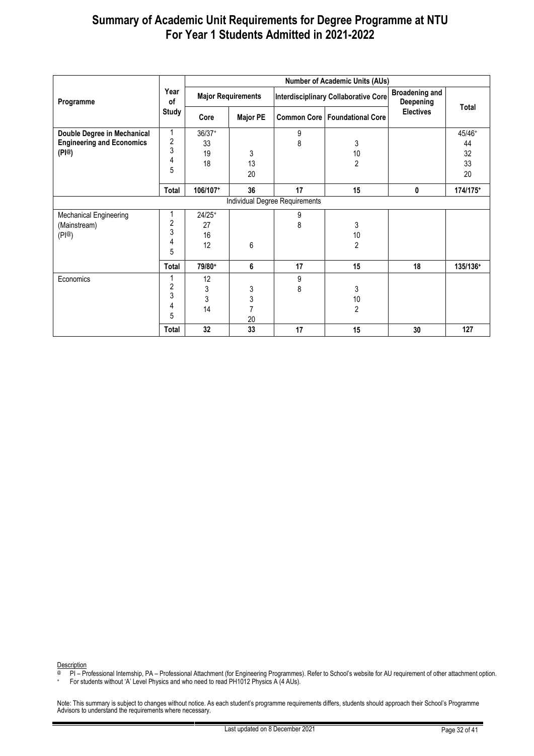# Summary of Academic Unit Requirements for Degree Programme at NTU
# For Year 1 Students Admitted in 2021-2022

| Programme | Year of Study | Number of Academic Units (AUs) | | | | | |
|---|---|---|---|---|---|---|---|
| | | Major Requirements | | Interdisciplinary Collaborative Core | | Broadening and Deepening Electives | Total |
| | | Core | Major PE | Common Core | Foundational Core | | |
| **Double Degree in Mechanical Engineering and Economics (PI@)** | 1 | 36/37+ | | 9 | | | 45/46+ |
| | 2 | 33 | | 8 | 3 | | 44 |
| | 3 | 19 | 3 | | 10 | | 32 |
| | 4 | 18 | 13 | | 2 | | 33 |
| | 5 | | 20 | | | | 20 |
| | **Total** | **106/107+** | **36** | **17** | **15** | **0** | **174/175+** |
| Individual Degree Requirements | | | | | | | |
| Mechanical Engineering (Mainstream) (PI@) | 1 | 24/25+ | | 9 | | | |
| | 2 | 27 | | 8 | 3 | | |
| | 3 | 16 | | | 10 | | |
| | 4 | 12 | 6 | | 2 | | |
| | 5 | | | | | | |
| | **Total** | **79/80+** | **6** | **17** | **15** | **18** | **135/136+** |
| Economics | 1 | 12 | | 9 | | | |
| | 2 | 3 | 3 | 8 | 3 | | |
| | 3 | 3 | 3 | | 10 | | |
| | 4 | 14 | 7 | | 2 | | |
| | 5 | | 20 | | | | |
| | **Total** | **32** | **33** | **17** | **15** | **30** | **127** |

Description

@ PI – Professional Internship, PA – Professional Attachment (for Engineering Programmes). Refer to School's website for AU requirement of other attachment option.

+ For students without 'A' Level Physics and who need to read PH1012 Physics A (4 AUs).

Note: This summary is subject to changes without notice. As each student's programme requirements differs, students should approach their School's Programme Advisors to understand the requirements where necessary.

Last updated on 8 December 2021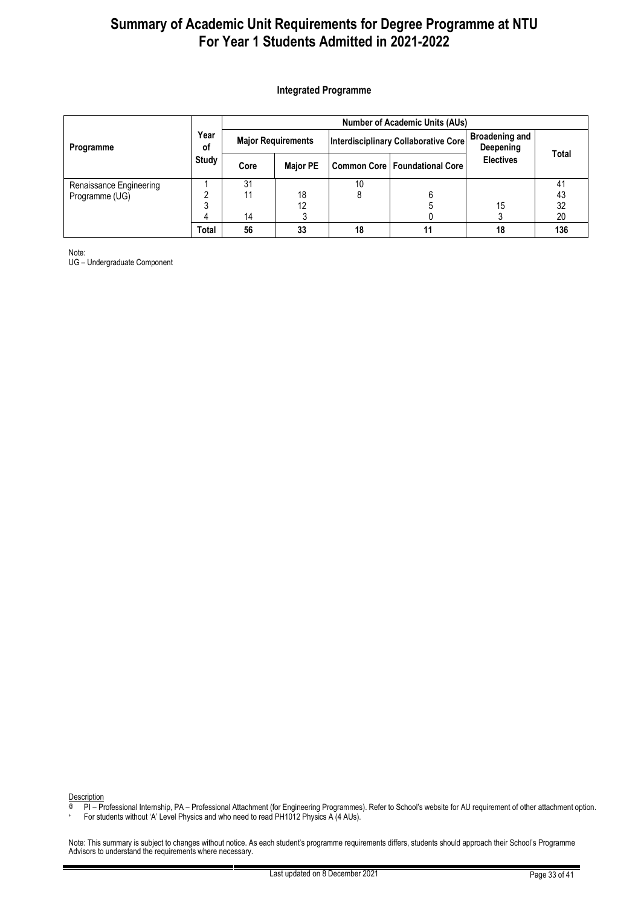# Summary of Academic Unit Requirements for Degree Programme at NTU For Year 1 Students Admitted in 2021-2022

### Integrated Programme

| Programme | Year of Study | Number of Academic Units (AUs) | | | | | |
|---|---|---|---|---|---|---|---|
| | | Major Requirements | | Interdisciplinary Collaborative Core | | Broadening and Deepening | Total |
| | | Core | Major PE | Common Core | Foundational Core | Electives | |
| Renaissance Engineering Programme (UG) | 1 | 31 | | 10 | | | 41 |
| | 2 | 11 | 18 | 8 | 6 | | 43 |
| | 3 | | 12 | | 5 | 15 | 32 |
| | 4 | 14 | 3 | | 0 | 3 | 20 |
| | **Total** | **56** | **33** | **18** | **11** | **18** | **136** |

Note:
UG – Undergraduate Component

Description

@ PI – Professional Internship, PA – Professional Attachment (for Engineering Programmes). Refer to School's website for AU requirement of other attachment option.

+ For students without 'A' Level Physics and who need to read PH1012 Physics A (4 AUs).

Note: This summary is subject to changes without notice. As each student's programme requirements differs, students should approach their School's Programme Advisors to understand the requirements where necessary.

Last updated on 8 December 2021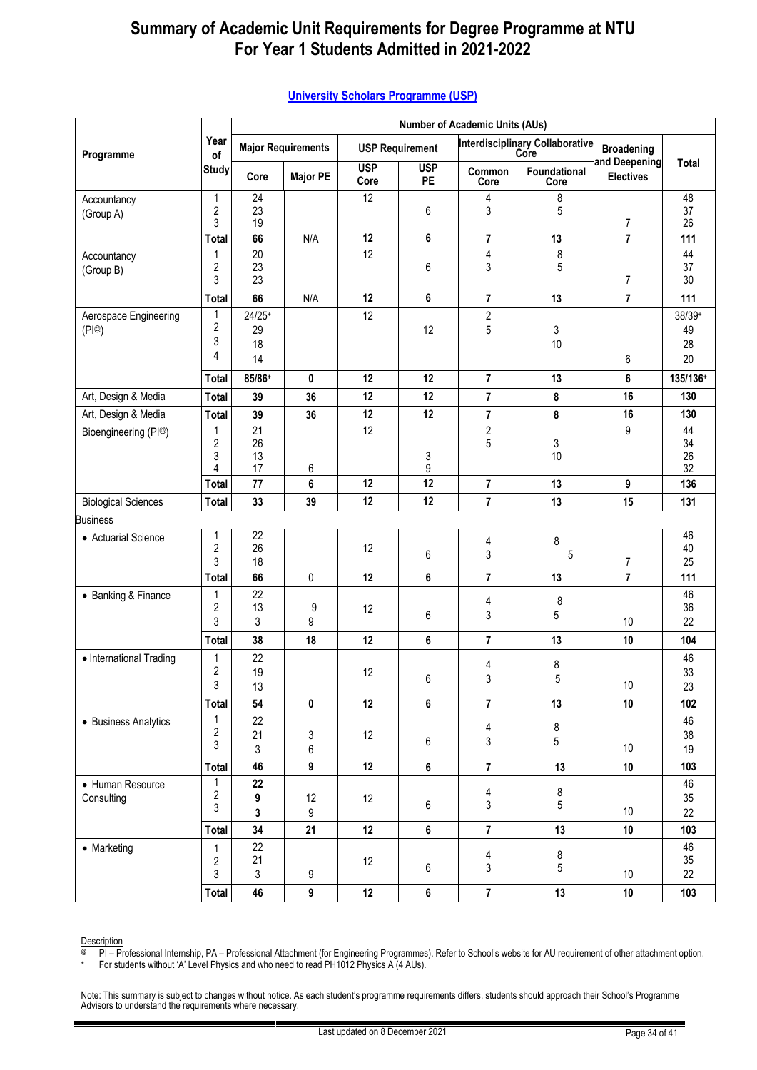# Summary of Academic Unit Requirements for Degree Programme at NTU For Year 1 Students Admitted in 2021-2022

## University Scholars Programme (USP)

| Programme | Year of Study | Number of Academic Units (AUs) | | | | | | | |
|---|---|---|---|---|---|---|---|---|---|
| | | Major Requirements | | USP Requirement | | Interdisciplinary Collaborative Core | | Broadening and Deepening Electives | Total |
| | | Core | Major PE | USP Core | USP PE | Common Core | Foundational Core | | |
| Accountancy (Group A) | 1<br>2<br>3 | 24<br>23<br>19 | | 12 | 6 | 4<br>3 | 8<br>5 | 7 | 48<br>37<br>26 |
| | Total | 66 | N/A | 12 | 6 | 7 | 13 | 7 | 111 |
| Accountancy (Group B) | 1<br>2<br>3 | 20<br>23<br>23 | | 12 | 6 | 4<br>3 | 8<br>5 | 7 | 44<br>37<br>30 |
| | Total | 66 | N/A | 12 | 6 | 7 | 13 | 7 | 111 |
| Aerospace Engineering (PI@) | 1<br>2<br>3<br>4 | 24/25+<br>29<br>18<br>14 | | 12 | 12 | 2<br>5 | 3<br>10 | 6 | 38/39+<br>49<br>28<br>20 |
| | Total | 85/86+ | 0 | 12 | 12 | 7 | 13 | 6 | 135/136+ |
| Art, Design & Media | Total | 39 | 36 | 12 | 12 | 7 | 8 | 16 | 130 |
| Art, Design & Media | Total | 39 | 36 | 12 | 12 | 7 | 8 | 16 | 130 |
| Bioengineering (PI@) | 1<br>2<br>3<br>4 | 21<br>26<br>13<br>17 | 6 | 12 | 3<br>9 | 2<br>5 | 3<br>10 | 9 | 44<br>34<br>26<br>32 |
| | Total | 77 | 6 | 12 | 12 | 7 | 13 | 9 | 136 |
| Biological Sciences | Total | 33 | 39 | 12 | 12 | 7 | 13 | 15 | 131 |
| Business | | | | | | | | | |
| • Actuarial Science | 1<br>2<br>3 | 22<br>26<br>18 | | 12 | 6 | 4<br>3 | 8<br>5 | 7 | 46<br>40<br>25 |
| | Total | 66 | 0 | 12 | 6 | 7 | 13 | 7 | 111 |
| • Banking & Finance | 1<br>2<br>3 | 22<br>13<br>3 | 9<br>9 | 12 | 6 | 4<br>3 | 8<br>5 | 10 | 46<br>36<br>22 |
| | Total | 38 | 18 | 12 | 6 | 7 | 13 | 10 | 104 |
| • International Trading | 1<br>2<br>3 | 22<br>19<br>13 | | 12 | 6 | 4<br>3 | 8<br>5 | 10 | 46<br>33<br>23 |
| | Total | 54 | 0 | 12 | 6 | 7 | 13 | 10 | 102 |
| • Business Analytics | 1<br>2<br>3 | 22<br>21<br>3 | 3<br>6 | 12 | 6 | 4<br>3 | 8<br>5 | 10 | 46<br>38<br>19 |
| | Total | 46 | 9 | 12 | 6 | 7 | 13 | 10 | 103 |
| • Human Resource Consulting | 1<br>2<br>3 | 22<br>9<br>3 | 12<br>9 | 12 | 6 | 4<br>3 | 8<br>5 | 10 | 46<br>35<br>22 |
| | Total | 34 | 21 | 12 | 6 | 7 | 13 | 10 | 103 |
| • Marketing | 1<br>2<br>3 | 22<br>21<br>3 | 9 | 12 | 6 | 4<br>3 | 8<br>5 | 10 | 46<br>35<br>22 |
| | Total | 46 | 9 | 12 | 6 | 7 | 13 | 10 | 103 |

Description

@ PI – Professional Internship, PA – Professional Attachment (for Engineering Programmes). Refer to School's website for AU requirement of other attachment option.

\+ For students without 'A' Level Physics and who need to read PH1012 Physics A (4 AUs).

Note: This summary is subject to changes without notice. As each student's programme requirements differs, students should approach their School's Programme Advisors to understand the requirements where necessary.

Last updated on 8 December 2021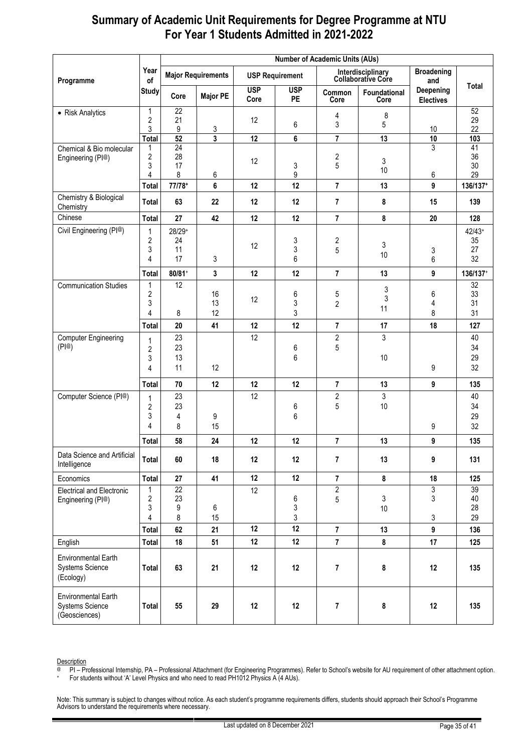# Summary of Academic Unit Requirements for Degree Programme at NTU For Year 1 Students Admitted in 2021-2022

| Programme | Year of Study | Number of Academic Units (AUs) | | | | | | | |
|---|---|---|---|---|---|---|---|---|---|
| | | Major Requirements | | USP Requirement | | Interdisciplinary Collaborative Core | | Broadening and Deepening Electives | Total |
| | | Core | Major PE | USP Core | USP PE | Common Core | Foundational Core | | |
| • Risk Analytics | 1 | 22 | | | | 4 | 8 | | 52 |
| | 2 | 21 | | 12 | 6 | 3 | 5 | | 29 |
| | 3 | 9 | 3 | | | | | 10 | 22 |
| | **Total** | **52** | **3** | **12** | **6** | **7** | **13** | **10** | **103** |
| Chemical & Bio molecular Engineering (PI@) | 1 | 24 | | | | | | 3 | 41 |
| | 2 | 28 | | 12 | | 2 | | | 36 |
| | 3 | 17 | | | 3 | 5 | 3 | | 30 |
| | 4 | 8 | 6 | | 9 | | 10 | 6 | 29 |
| | **Total** | **77/78+** | **6** | **12** | **12** | **7** | **13** | **9** | **136/137+** |
| Chemistry & Biological Chemistry | **Total** | **63** | **22** | **12** | **12** | **7** | **8** | **15** | **139** |
| Chinese | **Total** | **27** | **42** | **12** | **12** | **7** | **8** | **20** | **128** |
| Civil Engineering (PI@) | 1 | 28/29+ | | | | | | | 42/43+ |
| | 2 | 24 | | 12 | 3 | 2 | | | 35 |
| | 3 | 11 | | | 3 | 5 | 3 | 3 | 27 |
| | 4 | 17 | 3 | | 6 | | 10 | 6 | 32 |
| | **Total** | **80/81+** | **3** | **12** | **12** | **7** | **13** | **9** | **136/137+** |
| Communication Studies | 1 | 12 | | | | | | | 32 |
| | 2 | | 16 | | 6 | 5 | 3 | 6 | 33 |
| | 3 | | 13 | 12 | 3 | 2 | 3 | 4 | 31 |
| | 4 | 8 | 12 | | 3 | | 11 | 8 | 31 |
| | **Total** | **20** | **41** | **12** | **12** | **7** | **17** | **18** | **127** |
| Computer Engineering (PI@) | 1 | 23 | | 12 | | 2 | 3 | | 40 |
| | 2 | 23 | | | 6 | 5 | | | 34 |
| | 3 | 13 | | | 6 | | 10 | | 29 |
| | 4 | 11 | 12 | | | | | 9 | 32 |
| | **Total** | **70** | **12** | **12** | **12** | **7** | **13** | **9** | **135** |
| Computer Science (PI@) | 1 | 23 | | 12 | | 2 | 3 | | 40 |
| | 2 | 23 | | | 6 | 5 | 10 | | 34 |
| | 3 | 4 | 9 | | 6 | | | | 29 |
| | 4 | 8 | 15 | | | | | 9 | 32 |
| | **Total** | **58** | **24** | **12** | **12** | **7** | **13** | **9** | **135** |
| Data Science and Artificial Intelligence | **Total** | **60** | **18** | **12** | **12** | **7** | **13** | **9** | **131** |
| Economics | **Total** | **27** | **41** | **12** | **12** | **7** | **8** | **18** | **125** |
| Electrical and Electronic Engineering (PI@) | 1 | 22 | | 12 | | 2 | | 3 | 39 |
| | 2 | 23 | | | 6 | 5 | 3 | 3 | 40 |
| | 3 | 9 | 6 | | 3 | | 10 | | 28 |
| | 4 | 8 | 15 | | 3 | | | 3 | 29 |
| | **Total** | **62** | **21** | **12** | **12** | **7** | **13** | **9** | **136** |
| English | **Total** | **18** | **51** | **12** | **12** | **7** | **8** | **17** | **125** |
| Environmental Earth Systems Science (Ecology) | **Total** | **63** | **21** | **12** | **12** | **7** | **8** | **12** | **135** |
| Environmental Earth Systems Science (Geosciences) | **Total** | **55** | **29** | **12** | **12** | **7** | **8** | **12** | **135** |

Description

@ PI – Professional Internship, PA – Professional Attachment (for Engineering Programmes). Refer to School's website for AU requirement of other attachment option.

+ For students without 'A' Level Physics and who need to read PH1012 Physics A (4 AUs).

Note: This summary is subject to changes without notice. As each student's programme requirements differs, students should approach their School's Programme Advisors to understand the requirements where necessary.

Last updated on 8 December 2021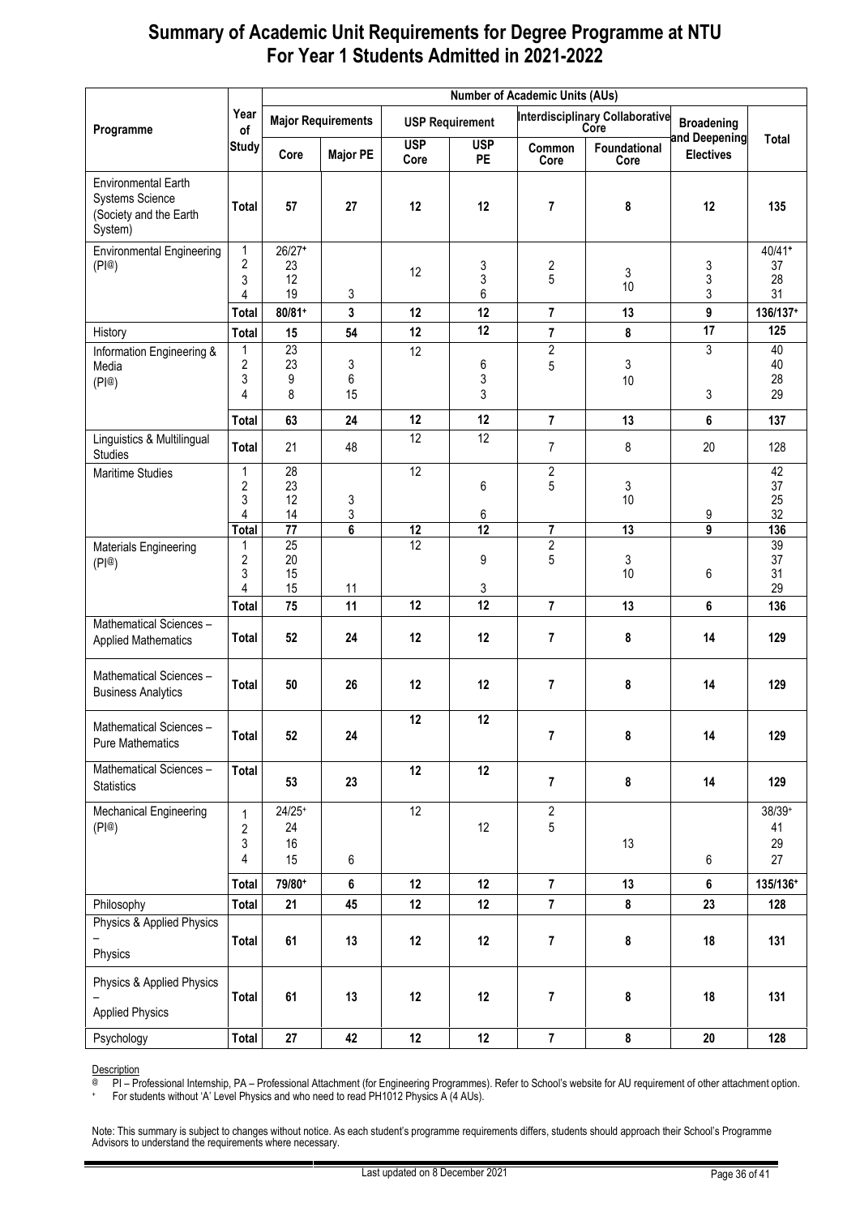# Summary of Academic Unit Requirements for Degree Programme at NTU For Year 1 Students Admitted in 2021-2022

| Programme | Year of Study | Number of Academic Units (AUs) | | | | | | | |
|---|---|---|---|---|---|---|---|---|---|
| | | Major Requirements | | USP Requirement | | Interdisciplinary Collaborative Core | | Broadening and Deepening Electives | Total |
| | | Core | Major PE | USP Core | USP PE | Common Core | Foundational Core | | |
| Environmental Earth Systems Science (Society and the Earth System) | **Total** | **57** | **27** | **12** | **12** | **7** | **8** | **12** | **135** |
| Environmental Engineering (PI@) | 1 | 26/27+ | | 12 | | 2 | | | 40/41+ |
| | 2 | 23 | | | 3 | 5 | 3 | 3 | 37 |
| | 3 | 12 | | | 3 | | 10 | 3 | 28 |
| | 4 | 19 | 3 | | 6 | | | 3 | 31 |
| | **Total** | **80/81+** | **3** | **12** | **12** | **7** | **13** | **9** | **136/137+** |
| History | **Total** | **15** | **54** | **12** | **12** | **7** | **8** | **17** | **125** |
| Information Engineering & Media (PI@) | 1 | 23 | | 12 | | 2 | | 3 | 40 |
| | 2 | 23 | 3 | | 6 | 5 | 3 | | 40 |
| | 3 | 9 | 6 | | 3 | | 10 | | 28 |
| | 4 | 8 | 15 | | 3 | | | 3 | 29 |
| | **Total** | **63** | **24** | **12** | **12** | **7** | **13** | **6** | **137** |
| Linguistics & Multilingual Studies | **Total** | 21 | 48 | 12 | 12 | 7 | 8 | 20 | 128 |
| Maritime Studies | 1 | 28 | | 12 | | 2 | | | 42 |
| | 2 | 23 | | | 6 | 5 | 3 | | 37 |
| | 3 | 12 | 3 | | | | 10 | | 25 |
| | 4 | 14 | 3 | | 6 | | | 9 | 32 |
| | **Total** | **77** | **6** | **12** | **12** | **7** | **13** | **9** | **136** |
| Materials Engineering (PI@) | 1 | 25 | | 12 | | 2 | | | 39 |
| | 2 | 20 | | | 9 | 5 | 3 | | 37 |
| | 3 | 15 | | | | | 10 | 6 | 31 |
| | 4 | 15 | 11 | | 3 | | | | 29 |
| | **Total** | **75** | **11** | **12** | **12** | **7** | **13** | **6** | **136** |
| Mathematical Sciences – Applied Mathematics | **Total** | **52** | **24** | **12** | **12** | **7** | **8** | **14** | **129** |
| Mathematical Sciences – Business Analytics | **Total** | **50** | **26** | **12** | **12** | **7** | **8** | **14** | **129** |
| Mathematical Sciences – Pure Mathematics | **Total** | **52** | **24** | **12** | **12** | **7** | **8** | **14** | **129** |
| Mathematical Sciences – Statistics | **Total** | **53** | **23** | **12** | **12** | **7** | **8** | **14** | **129** |
| Mechanical Engineering (PI@) | 1 | 24/25+ | | 12 | | 2 | | | 38/39+ |
| | 2 | 24 | | | 12 | 5 | | | 41 |
| | 3 | 16 | | | | | 13 | | 29 |
| | 4 | 15 | 6 | | | | | 6 | 27 |
| | **Total** | **79/80+** | **6** | **12** | **12** | **7** | **13** | **6** | **135/136+** |
| Philosophy | **Total** | **21** | **45** | **12** | **12** | **7** | **8** | **23** | **128** |
| Physics & Applied Physics – Physics | **Total** | **61** | **13** | **12** | **12** | **7** | **8** | **18** | **131** |
| Physics & Applied Physics – Applied Physics | **Total** | **61** | **13** | **12** | **12** | **7** | **8** | **18** | **131** |
| Psychology | **Total** | **27** | **42** | **12** | **12** | **7** | **8** | **20** | **128** |

Description

@ PI – Professional Internship, PA – Professional Attachment (for Engineering Programmes). Refer to School's website for AU requirement of other attachment option.

\+ For students without 'A' Level Physics and who need to read PH1012 Physics A (4 AUs).

Note: This summary is subject to changes without notice. As each student's programme requirements differs, students should approach their School's Programme Advisors to understand the requirements where necessary.

Last updated on 8 December 2021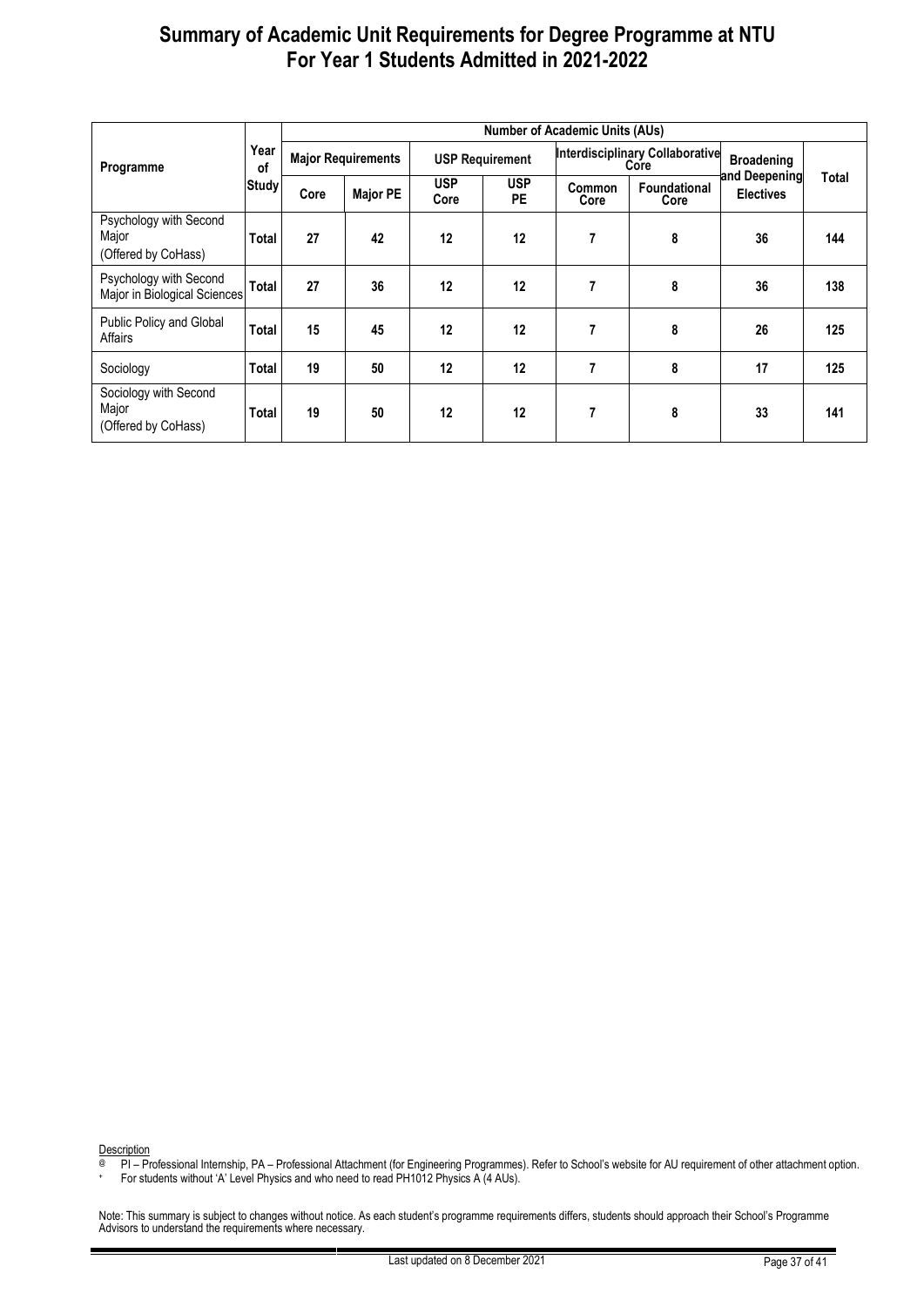# Summary of Academic Unit Requirements for Degree Programme at NTU
# For Year 1 Students Admitted in 2021-2022

| Programme | Year of Study | Number of Academic Units (AUs) | | | | | | | |
|---|---|---|---|---|---|---|---|---|---|
| | | Major Requirements | | USP Requirement | | Interdisciplinary Collaborative Core | | Broadening and Deepening Electives | Total |
| | | Core | Major PE | USP Core | USP PE | Common Core | Foundational Core | | |
| Psychology with Second Major (Offered by CoHass) | Total | 27 | 42 | 12 | 12 | 7 | 8 | 36 | 144 |
| Psychology with Second Major in Biological Sciences | Total | 27 | 36 | 12 | 12 | 7 | 8 | 36 | 138 |
| Public Policy and Global Affairs | Total | 15 | 45 | 12 | 12 | 7 | 8 | 26 | 125 |
| Sociology | Total | 19 | 50 | 12 | 12 | 7 | 8 | 17 | 125 |
| Sociology with Second Major (Offered by CoHass) | Total | 19 | 50 | 12 | 12 | 7 | 8 | 33 | 141 |

Description

@ PI – Professional Internship, PA – Professional Attachment (for Engineering Programmes). Refer to School's website for AU requirement of other attachment option.

+ For students without 'A' Level Physics and who need to read PH1012 Physics A (4 AUs).

Note: This summary is subject to changes without notice. As each student's programme requirements differs, students should approach their School's Programme Advisors to understand the requirements where necessary.

Last updated on 8 December 2021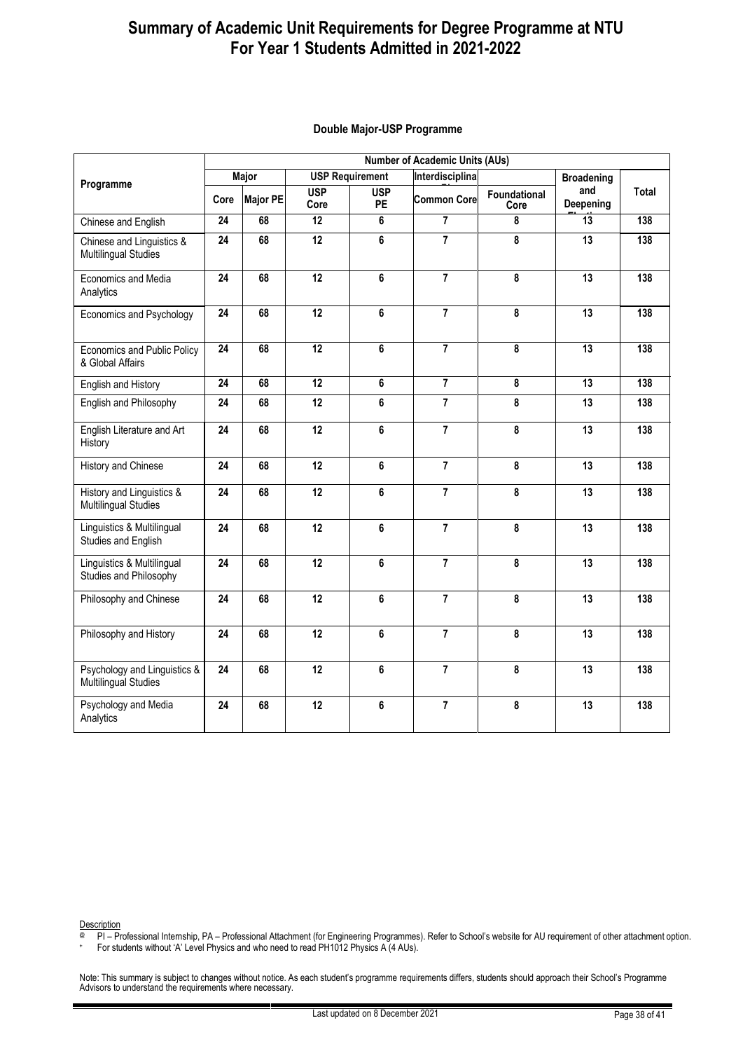# Summary of Academic Unit Requirements for Degree Programme at NTU For Year 1 Students Admitted in 2021-2022

## Double Major-USP Programme

| Programme | Number of Academic Units (AUs) | | | | | | | |
|---|---|---|---|---|---|---|---|---|
| | Major | | USP Requirement | | Interdisciplinary | | Broadening and Deepening Electives | Total |
| | Core | Major PE | USP Core | USP PE | Common Core | Foundational Core | | |
| Chinese and English | 24 | 68 | 12 | 6 | 7 | 8 | 13 | 138 |
| Chinese and Linguistics & Multilingual Studies | 24 | 68 | 12 | 6 | 7 | 8 | 13 | 138 |
| Economics and Media Analytics | 24 | 68 | 12 | 6 | 7 | 8 | 13 | 138 |
| Economics and Psychology | 24 | 68 | 12 | 6 | 7 | 8 | 13 | 138 |
| Economics and Public Policy & Global Affairs | 24 | 68 | 12 | 6 | 7 | 8 | 13 | 138 |
| English and History | 24 | 68 | 12 | 6 | 7 | 8 | 13 | 138 |
| English and Philosophy | 24 | 68 | 12 | 6 | 7 | 8 | 13 | 138 |
| English Literature and Art History | 24 | 68 | 12 | 6 | 7 | 8 | 13 | 138 |
| History and Chinese | 24 | 68 | 12 | 6 | 7 | 8 | 13 | 138 |
| History and Linguistics & Multilingual Studies | 24 | 68 | 12 | 6 | 7 | 8 | 13 | 138 |
| Linguistics & Multilingual Studies and English | 24 | 68 | 12 | 6 | 7 | 8 | 13 | 138 |
| Linguistics & Multilingual Studies and Philosophy | 24 | 68 | 12 | 6 | 7 | 8 | 13 | 138 |
| Philosophy and Chinese | 24 | 68 | 12 | 6 | 7 | 8 | 13 | 138 |
| Philosophy and History | 24 | 68 | 12 | 6 | 7 | 8 | 13 | 138 |
| Psychology and Linguistics & Multilingual Studies | 24 | 68 | 12 | 6 | 7 | 8 | 13 | 138 |
| Psychology and Media Analytics | 24 | 68 | 12 | 6 | 7 | 8 | 13 | 138 |

Description

@ PI – Professional Internship, PA – Professional Attachment (for Engineering Programmes). Refer to School's website for AU requirement of other attachment option.

+ For students without 'A' Level Physics and who need to read PH1012 Physics A (4 AUs).

Note: This summary is subject to changes without notice. As each student's programme requirements differs, students should approach their School's Programme Advisors to understand the requirements where necessary.

Last updated on 8 December 2021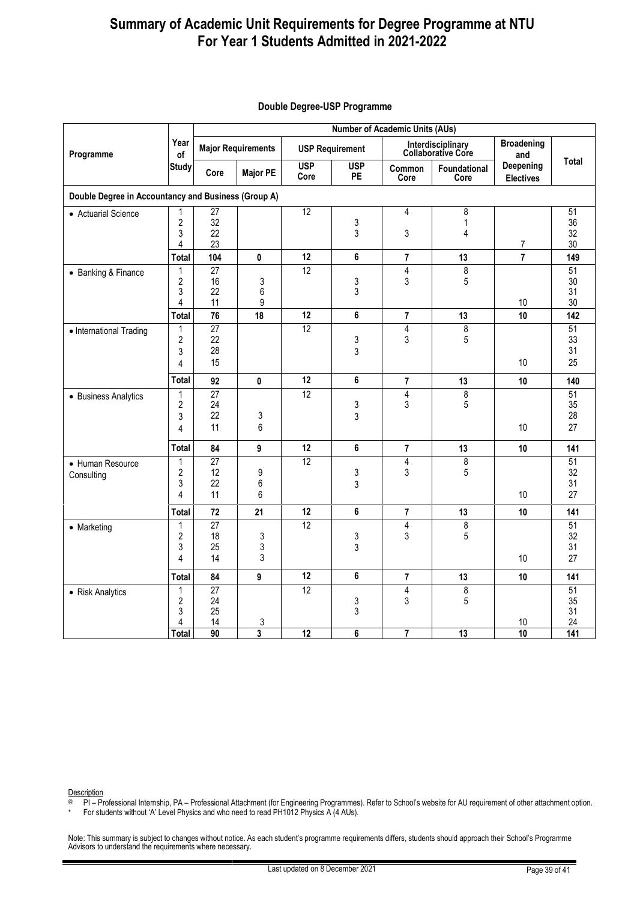# Summary of Academic Unit Requirements for Degree Programme at NTU
# For Year 1 Students Admitted in 2021-2022

## Double Degree-USP Programme

| Programme | Year of Study | Number of Academic Units (AUs) | | | | | | | |
|---|---|---|---|---|---|---|---|---|---|
| | | Major Requirements | | USP Requirement | | Interdisciplinary Collaborative Core | | Broadening and Deepening Electives | Total |
| | | Core | Major PE | USP Core | USP PE | Common Core | Foundational Core | | |
| **Double Degree in Accountancy and Business (Group A)** | | | | | | | | | |
| • Actuarial Science | 1 | 27 | | 12 | | 4 | 8 | | 51 |
| | 2 | 32 | | | 3 | | 1 | | 36 |
| | 3 | 22 | | | 3 | 3 | 4 | | 32 |
| | 4 | 23 | | | | | | 7 | 30 |
| | **Total** | **104** | **0** | **12** | **6** | **7** | **13** | **7** | **149** |
| • Banking & Finance | 1 | 27 | | 12 | | 4 | 8 | | 51 |
| | 2 | 16 | 3 | | 3 | 3 | 5 | | 30 |
| | 3 | 22 | 6 | | 3 | | | | 31 |
| | 4 | 11 | 9 | | | | | 10 | 30 |
| | **Total** | **76** | **18** | **12** | **6** | **7** | **13** | **10** | **142** |
| • International Trading | 1 | 27 | | 12 | | 4 | 8 | | 51 |
| | 2 | 22 | | | 3 | 3 | 5 | | 33 |
| | 3 | 28 | | | 3 | | | | 31 |
| | 4 | 15 | | | | | | 10 | 25 |
| | **Total** | **92** | **0** | **12** | **6** | **7** | **13** | **10** | **140** |
| • Business Analytics | 1 | 27 | | 12 | | 4 | 8 | | 51 |
| | 2 | 24 | | | 3 | 3 | 5 | | 35 |
| | 3 | 22 | 3 | | 3 | | | | 28 |
| | 4 | 11 | 6 | | | | | 10 | 27 |
| | **Total** | **84** | **9** | **12** | **6** | **7** | **13** | **10** | **141** |
| • Human Resource Consulting | 1 | 27 | | 12 | | 4 | 8 | | 51 |
| | 2 | 12 | 9 | | 3 | 3 | 5 | | 32 |
| | 3 | 22 | 6 | | 3 | | | | 31 |
| | 4 | 11 | 6 | | | | | 10 | 27 |
| | **Total** | **72** | **21** | **12** | **6** | **7** | **13** | **10** | **141** |
| • Marketing | 1 | 27 | | 12 | | 4 | 8 | | 51 |
| | 2 | 18 | 3 | | 3 | 3 | 5 | | 32 |
| | 3 | 25 | 3 | | 3 | | | | 31 |
| | 4 | 14 | 3 | | | | | 10 | 27 |
| | **Total** | **84** | **9** | **12** | **6** | **7** | **13** | **10** | **141** |
| • Risk Analytics | 1 | 27 | | 12 | | 4 | 8 | | 51 |
| | 2 | 24 | | | 3 | 3 | 5 | | 35 |
| | 3 | 25 | | | 3 | | | | 31 |
| | 4 | 14 | 3 | | | | | 10 | 24 |
| | **Total** | **90** | **3** | **12** | **6** | **7** | **13** | **10** | **141** |

Description

@ PI – Professional Internship, PA – Professional Attachment (for Engineering Programmes). Refer to School's website for AU requirement of other attachment option.

+ For students without 'A' Level Physics and who need to read PH1012 Physics A (4 AUs).

Note: This summary is subject to changes without notice. As each student's programme requirements differs, students should approach their School's Programme Advisors to understand the requirements where necessary.

Last updated on 8 December 2021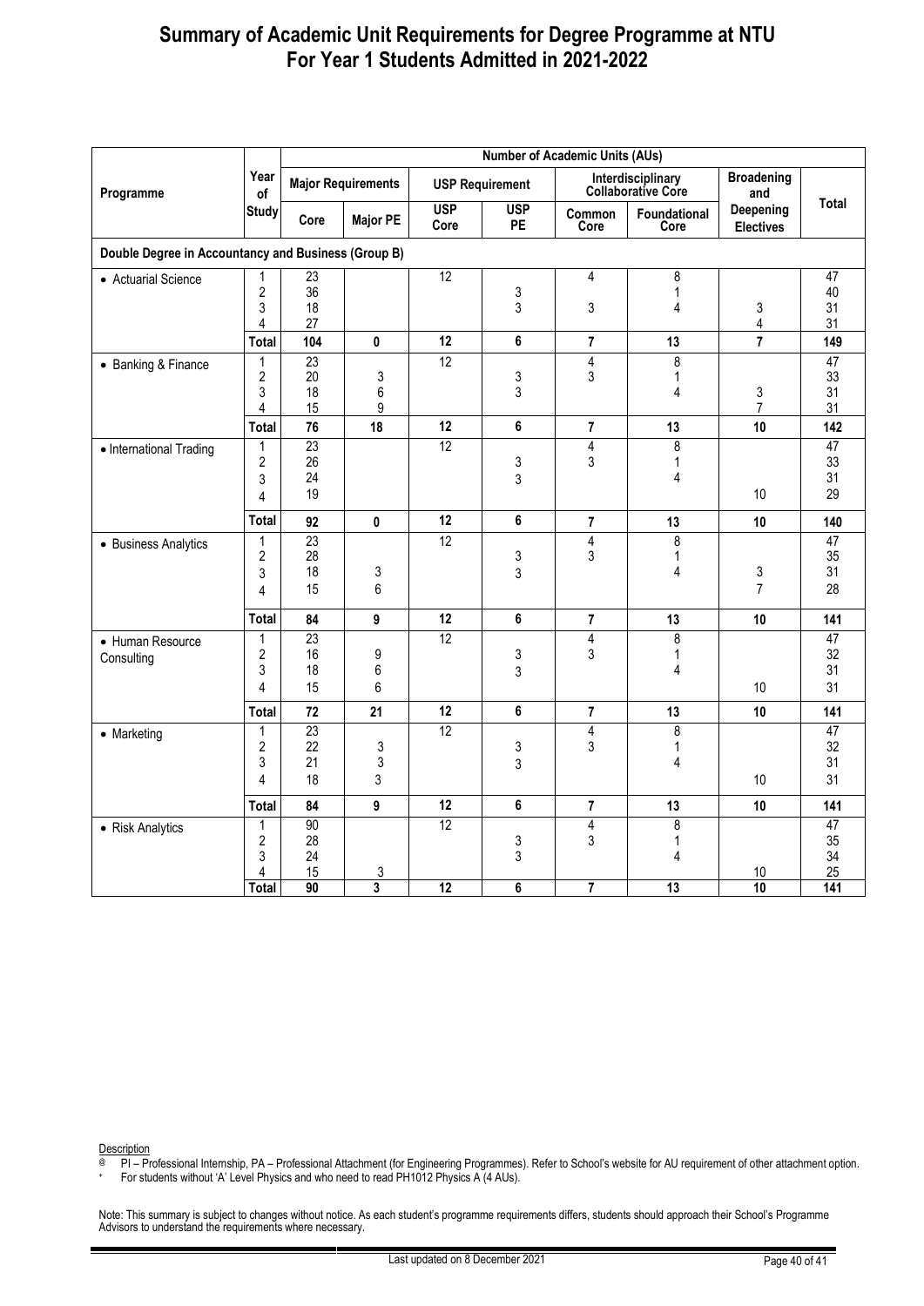# Summary of Academic Unit Requirements for Degree Programme at NTU For Year 1 Students Admitted in 2021-2022

| Programme | Year of Study | Number of Academic Units (AUs) | | | | | | | |
|---|---|---|---|---|---|---|---|---|---|
| | | Major Requirements | | USP Requirement | | Interdisciplinary Collaborative Core | | Broadening and Deepening Electives | Total |
| | | Core | Major PE | USP Core | USP PE | Common Core | Foundational Core | | |
| **Double Degree in Accountancy and Business (Group B)** | | | | | | | | | |
| • Actuarial Science | 1 | 23 | | 12 | | 4 | 8 | | 47 |
| | 2 | 36 | | | 3 | | 1 | | 40 |
| | 3 | 18 | | | 3 | 3 | 4 | 3 | 31 |
| | 4 | 27 | | | | | | 4 | 31 |
| | **Total** | **104** | **0** | **12** | **6** | **7** | **13** | **7** | **149** |
| • Banking & Finance | 1 | 23 | | 12 | | 4 | 8 | | 47 |
| | 2 | 20 | 3 | | 3 | 3 | 1 | | 33 |
| | 3 | 18 | 6 | | 3 | | 4 | 3 | 31 |
| | 4 | 15 | 9 | | | | | 7 | 31 |
| | **Total** | **76** | **18** | **12** | **6** | **7** | **13** | **10** | **142** |
| • International Trading | 1 | 23 | | 12 | | 4 | 8 | | 47 |
| | 2 | 26 | | | 3 | 3 | 1 | | 33 |
| | 3 | 24 | | | 3 | | 4 | | 31 |
| | 4 | 19 | | | | | | 10 | 29 |
| | **Total** | **92** | **0** | **12** | **6** | **7** | **13** | **10** | **140** |
| • Business Analytics | 1 | 23 | | 12 | | 4 | 8 | | 47 |
| | 2 | 28 | | | 3 | 3 | 1 | | 35 |
| | 3 | 18 | 3 | | 3 | | 4 | 3 | 31 |
| | 4 | 15 | 6 | | | | | 7 | 28 |
| | **Total** | **84** | **9** | **12** | **6** | **7** | **13** | **10** | **141** |
| • Human Resource Consulting | 1 | 23 | | 12 | | 4 | 8 | | 47 |
| | 2 | 16 | 9 | | 3 | 3 | 1 | | 32 |
| | 3 | 18 | 6 | | 3 | | 4 | | 31 |
| | 4 | 15 | 6 | | | | | 10 | 31 |
| | **Total** | **72** | **21** | **12** | **6** | **7** | **13** | **10** | **141** |
| • Marketing | 1 | 23 | | 12 | | 4 | 8 | | 47 |
| | 2 | 22 | 3 | | 3 | 3 | 1 | | 32 |
| | 3 | 21 | 3 | | 3 | | 4 | | 31 |
| | 4 | 18 | 3 | | | | | 10 | 31 |
| | **Total** | **84** | **9** | **12** | **6** | **7** | **13** | **10** | **141** |
| • Risk Analytics | 1 | 90 | | 12 | | 4 | 8 | | 47 |
| | 2 | 28 | | | 3 | 3 | 1 | | 35 |
| | 3 | 24 | | | 3 | | 4 | | 34 |
| | 4 | 15 | 3 | | | | | 10 | 25 |
| | **Total** | **90** | **3** | **12** | **6** | **7** | **13** | **10** | **141** |

Description

@ PI – Professional Internship, PA – Professional Attachment (for Engineering Programmes). Refer to School's website for AU requirement of other attachment option.

+ For students without 'A' Level Physics and who need to read PH1012 Physics A (4 AUs).

Note: This summary is subject to changes without notice. As each student's programme requirements differs, students should approach their School's Programme Advisors to understand the requirements where necessary.

Last updated on 8 December 2021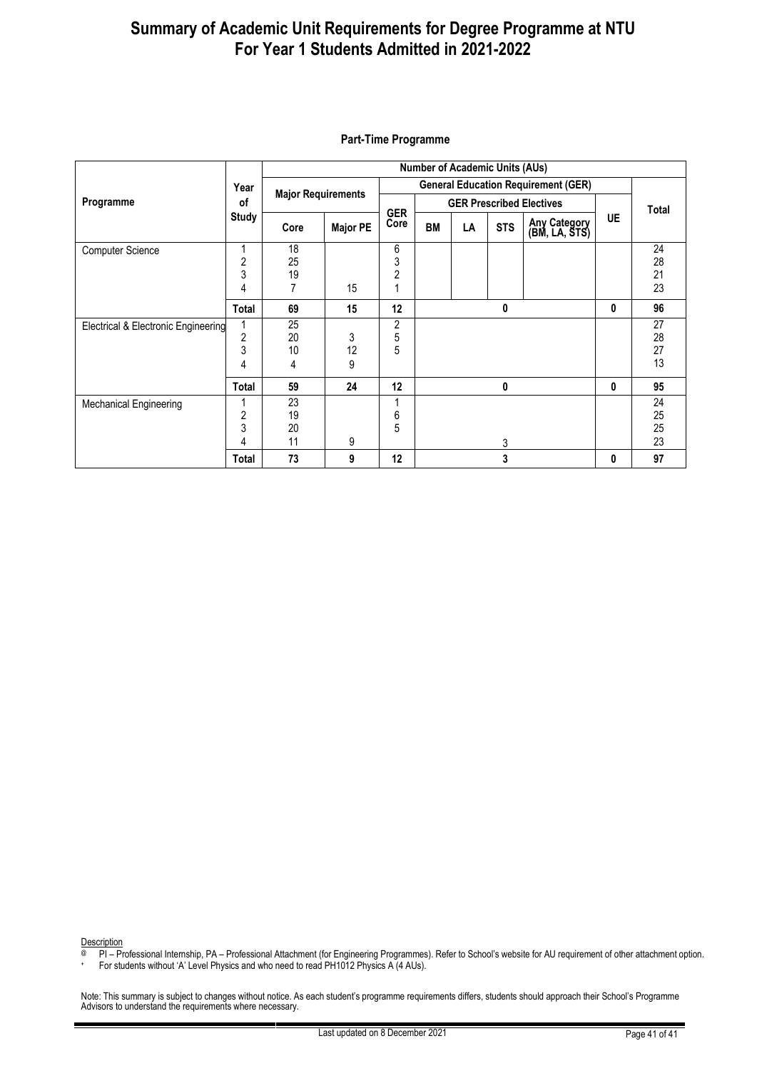# Summary of Academic Unit Requirements for Degree Programme at NTU For Year 1 Students Admitted in 2021-2022

## Part-Time Programme

| Programme | Year of Study | Number of Academic Units (AUs) | | | | | | | | |
|---|---|---|---|---|---|---|---|---|---|---|
| | | Major Requirements | | General Education Requirement (GER) | | | | | | Total |
| | | | | GER Core | GER Prescribed Electives | | | | UE | |
| | | Core | Major PE | | BM | LA | STS | Any Category (BM, LA, STS) | | |
| Computer Science | 1 | 18 | | 6 | | | | | | 24 |
| | 2 | 25 | | 3 | | | | | | 28 |
| | 3 | 19 | | 2 | | | | | | 21 |
| | 4 | 7 | 15 | 1 | | | | | | 23 |
| | **Total** | **69** | **15** | **12** | | | **0** | | **0** | **96** |
| Electrical & Electronic Engineering | 1 | 25 | | 2 | | | | | | 27 |
| | 2 | 20 | 3 | 5 | | | | | | 28 |
| | 3 | 10 | 12 | 5 | | | | | | 27 |
| | 4 | 4 | 9 | | | | | | | 13 |
| | **Total** | **59** | **24** | **12** | | | **0** | | **0** | **95** |
| Mechanical Engineering | 1 | 23 | | 1 | | | | | | 24 |
| | 2 | 19 | | 6 | | | | | | 25 |
| | 3 | 20 | | 5 | | | | | | 25 |
| | 4 | 11 | 9 | | | | 3 | | | 23 |
| | **Total** | **73** | **9** | **12** | | | **3** | | **0** | **97** |

Description

@ PI – Professional Internship, PA – Professional Attachment (for Engineering Programmes). Refer to School's website for AU requirement of other attachment option.

+ For students without 'A' Level Physics and who need to read PH1012 Physics A (4 AUs).

Note: This summary is subject to changes without notice. As each student's programme requirements differs, students should approach their School's Programme Advisors to understand the requirements where necessary.

Last updated on 8 December 2021